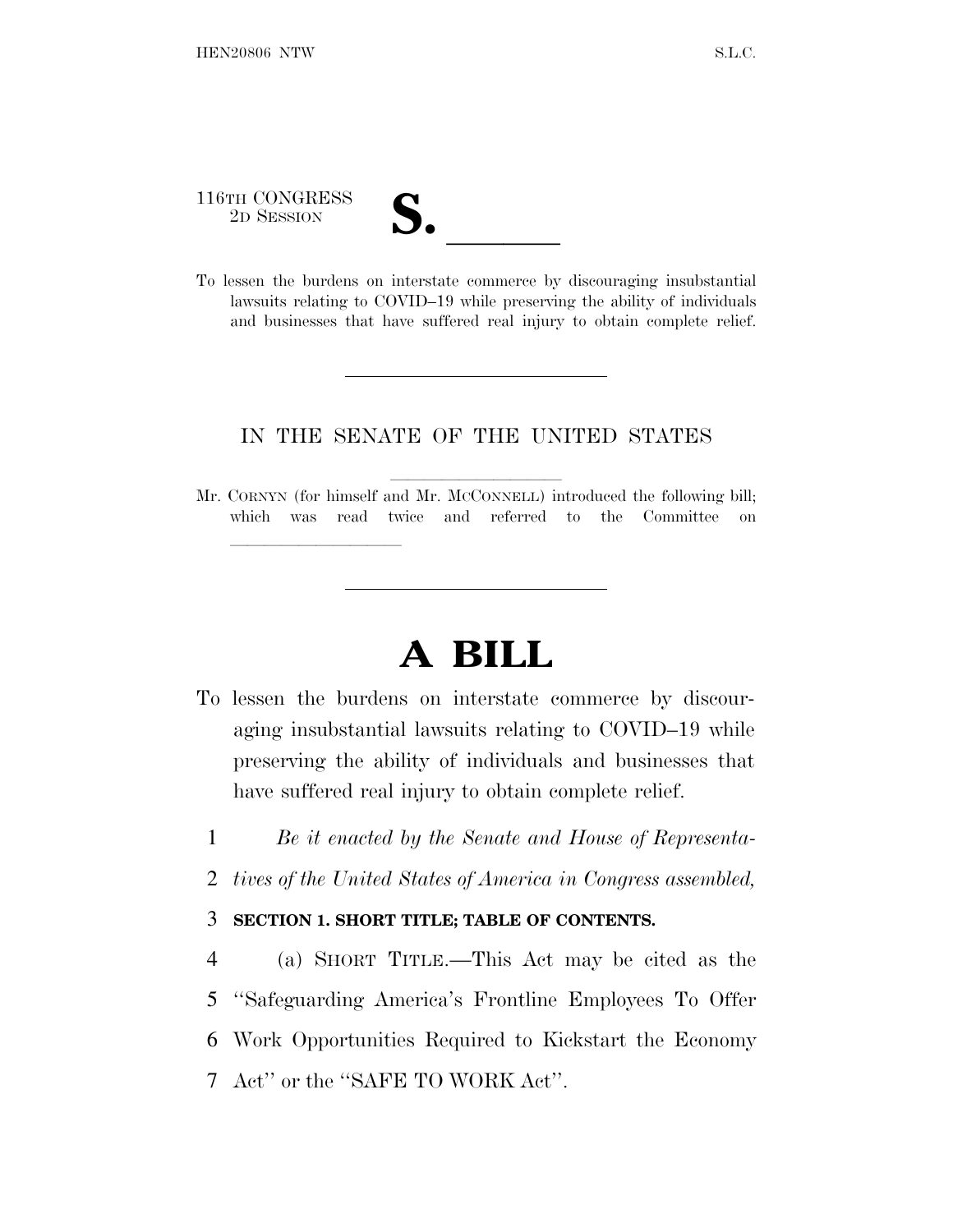116TH CONGRESS
2D SESSION

# S. ______

To lessen the burdens on interstate commerce by discouraging insubstantial lawsuits relating to COVID–19 while preserving the ability of individuals and businesses that have suffered real injury to obtain complete relief.

---

IN THE SENATE OF THE UNITED STATES

Mr. CORNYN (for himself and Mr. MCCONNELL) introduced the following bill; which was read twice and referred to the Committee on ______________

---

# A BILL

To lessen the burdens on interstate commerce by discouraging insubstantial lawsuits relating to COVID–19 while preserving the ability of individuals and businesses that have suffered real injury to obtain complete relief.

1 *Be it enacted by the Senate and House of Representa-*
2 *tives of the United States of America in Congress assembled,*

3 **SECTION 1. SHORT TITLE; TABLE OF CONTENTS.**

4 (a) SHORT TITLE.—This Act may be cited as the
5 ''Safeguarding America's Frontline Employees To Offer
6 Work Opportunities Required to Kickstart the Economy
7 Act'' or the ''SAFE TO WORK Act''.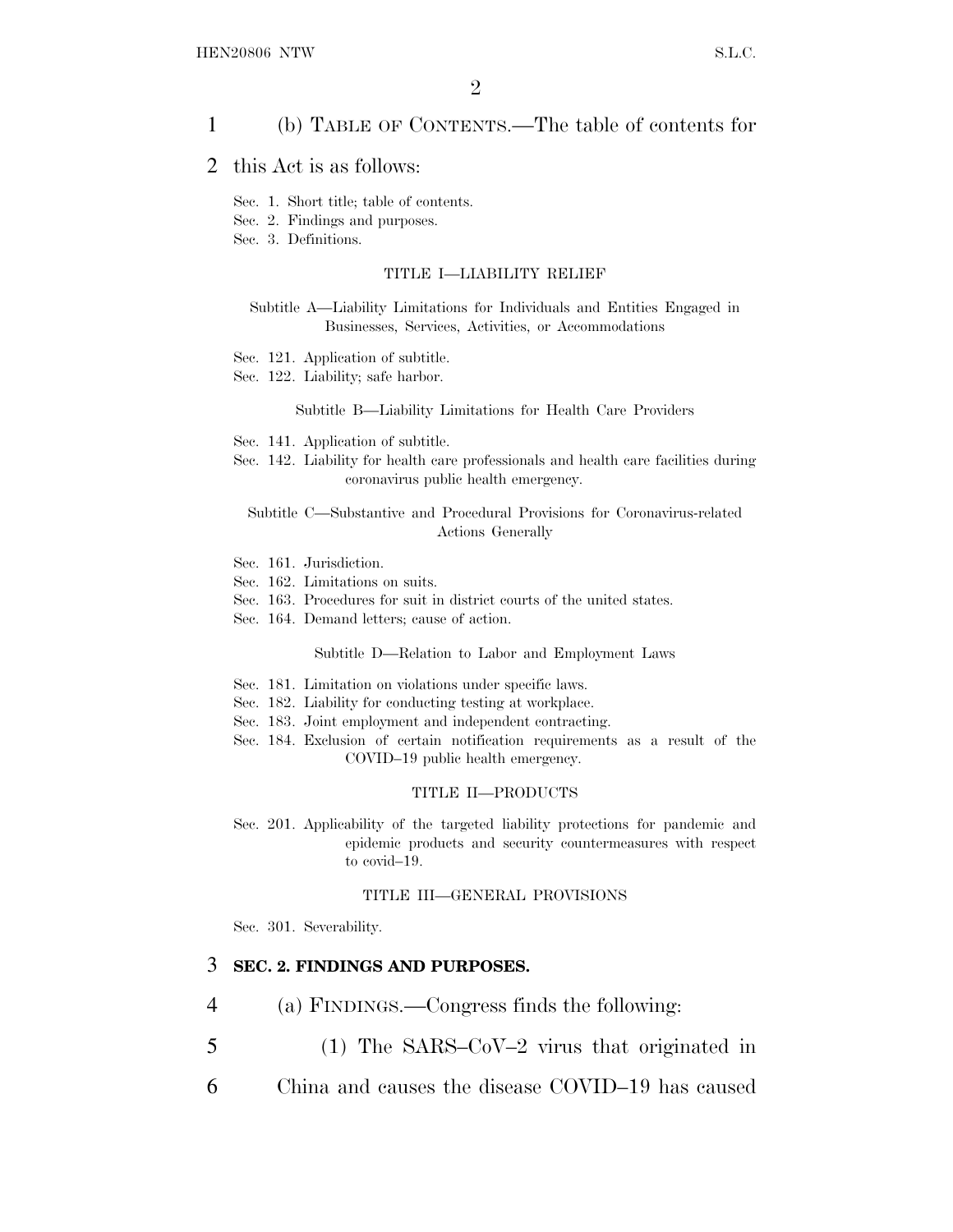(b) TABLE OF CONTENTS.—The table of contents for this Act is as follows:

Sec. 1. Short title; table of contents.
Sec. 2. Findings and purposes.
Sec. 3. Definitions.

TITLE I—LIABILITY RELIEF

Subtitle A—Liability Limitations for Individuals and Entities Engaged in Businesses, Services, Activities, or Accommodations

Sec. 121. Application of subtitle.
Sec. 122. Liability; safe harbor.

Subtitle B—Liability Limitations for Health Care Providers

Sec. 141. Application of subtitle.
Sec. 142. Liability for health care professionals and health care facilities during coronavirus public health emergency.

Subtitle C—Substantive and Procedural Provisions for Coronavirus-related Actions Generally

Sec. 161. Jurisdiction.
Sec. 162. Limitations on suits.
Sec. 163. Procedures for suit in district courts of the united states.
Sec. 164. Demand letters; cause of action.

Subtitle D—Relation to Labor and Employment Laws

Sec. 181. Limitation on violations under specific laws.
Sec. 182. Liability for conducting testing at workplace.
Sec. 183. Joint employment and independent contracting.
Sec. 184. Exclusion of certain notification requirements as a result of the COVID–19 public health emergency.

TITLE II—PRODUCTS

Sec. 201. Applicability of the targeted liability protections for pandemic and epidemic products and security countermeasures with respect to covid–19.

TITLE III—GENERAL PROVISIONS

Sec. 301. Severability.

## SEC. 2. FINDINGS AND PURPOSES.

(a) FINDINGS.—Congress finds the following:

(1) The SARS–CoV–2 virus that originated in China and causes the disease COVID–19 has caused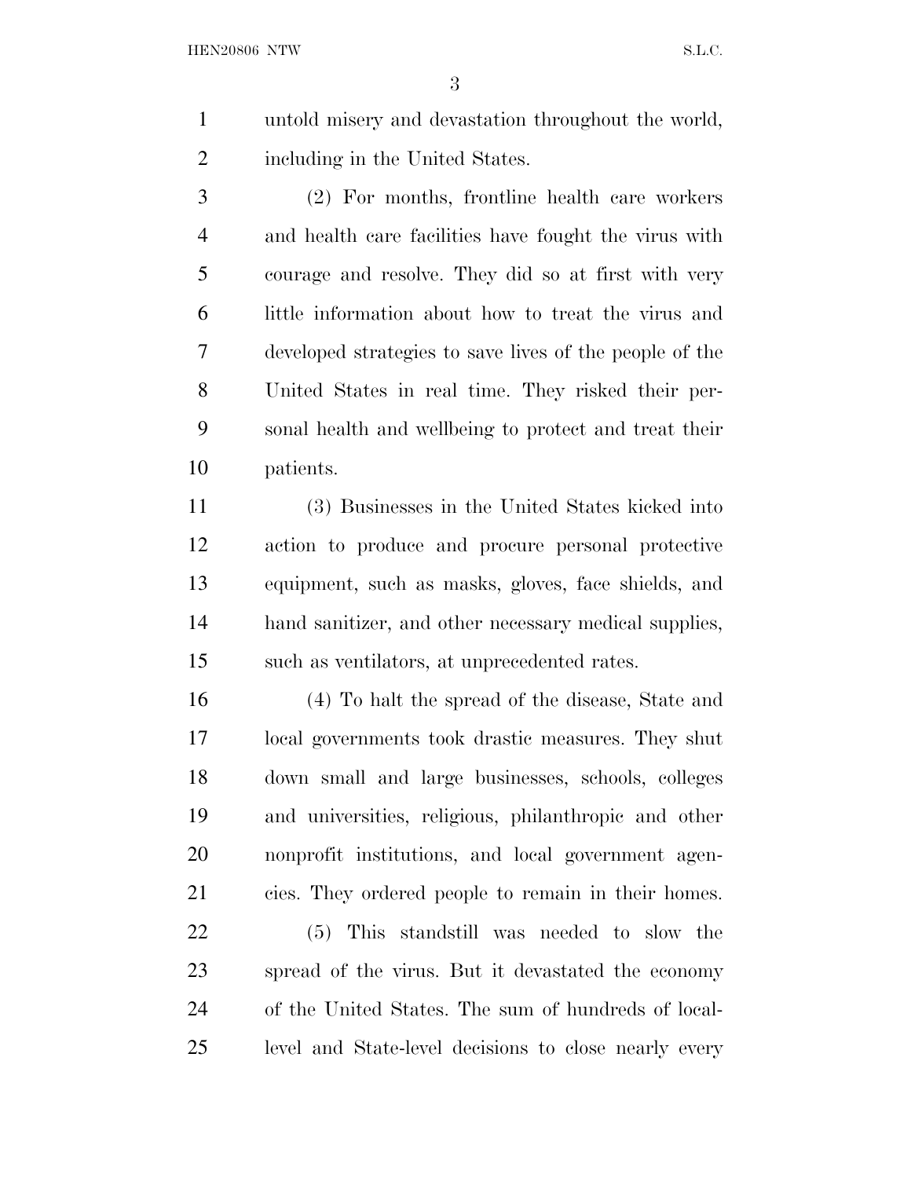untold misery and devastation throughout the world, including in the United States.

(2) For months, frontline health care workers and health care facilities have fought the virus with courage and resolve. They did so at first with very little information about how to treat the virus and developed strategies to save lives of the people of the United States in real time. They risked their personal health and wellbeing to protect and treat their patients.

(3) Businesses in the United States kicked into action to produce and procure personal protective equipment, such as masks, gloves, face shields, and hand sanitizer, and other necessary medical supplies, such as ventilators, at unprecedented rates.

(4) To halt the spread of the disease, State and local governments took drastic measures. They shut down small and large businesses, schools, colleges and universities, religious, philanthropic and other nonprofit institutions, and local government agencies. They ordered people to remain in their homes.

(5) This standstill was needed to slow the spread of the virus. But it devastated the economy of the United States. The sum of hundreds of local-level and State-level decisions to close nearly every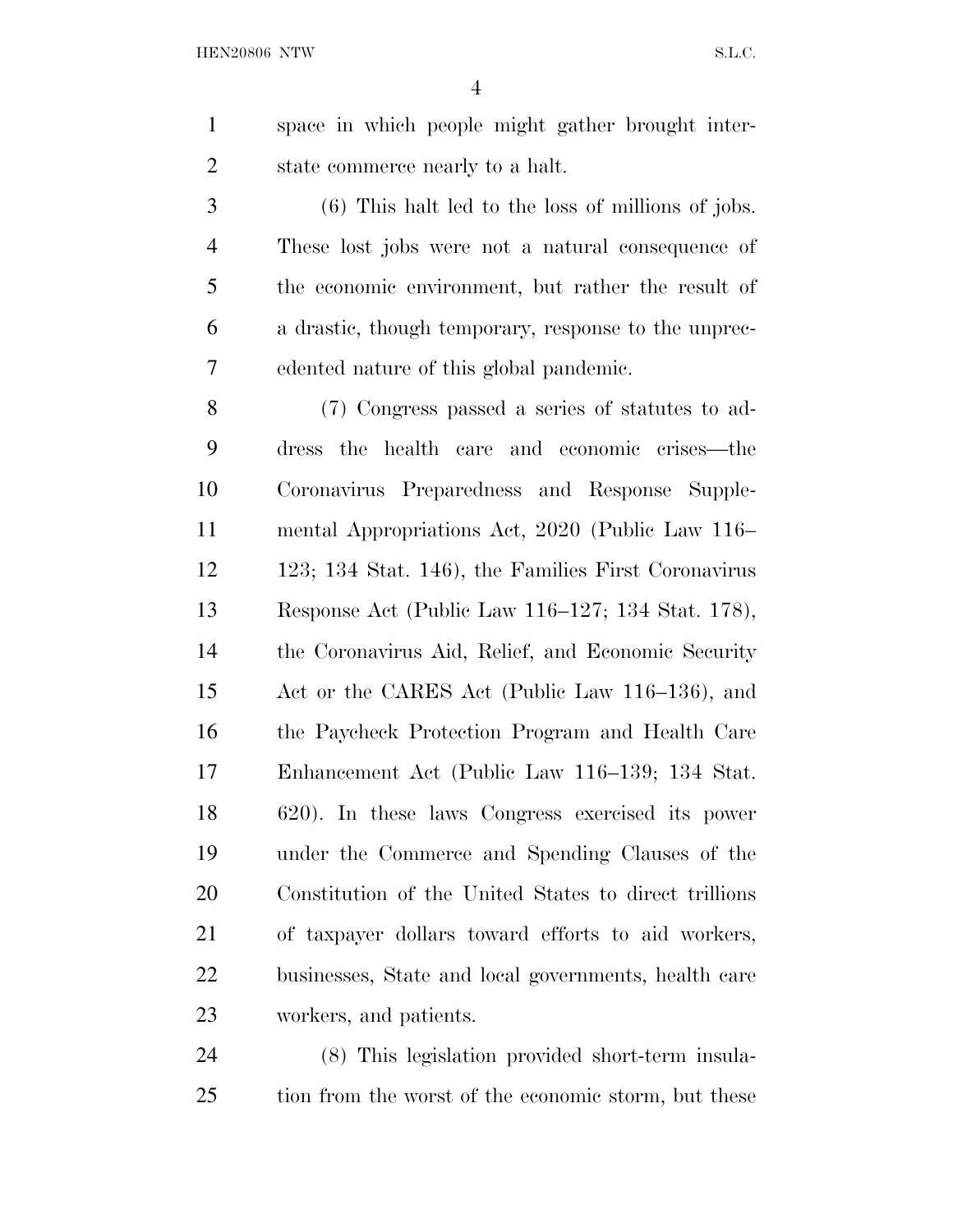space in which people might gather brought interstate commerce nearly to a halt.

(6) This halt led to the loss of millions of jobs. These lost jobs were not a natural consequence of the economic environment, but rather the result of a drastic, though temporary, response to the unprecedented nature of this global pandemic.

(7) Congress passed a series of statutes to address the health care and economic crises—the Coronavirus Preparedness and Response Supplemental Appropriations Act, 2020 (Public Law 116–123; 134 Stat. 146), the Families First Coronavirus Response Act (Public Law 116–127; 134 Stat. 178), the Coronavirus Aid, Relief, and Economic Security Act or the CARES Act (Public Law 116–136), and the Paycheck Protection Program and Health Care Enhancement Act (Public Law 116–139; 134 Stat. 620). In these laws Congress exercised its power under the Commerce and Spending Clauses of the Constitution of the United States to direct trillions of taxpayer dollars toward efforts to aid workers, businesses, State and local governments, health care workers, and patients.

(8) This legislation provided short-term insulation from the worst of the economic storm, but these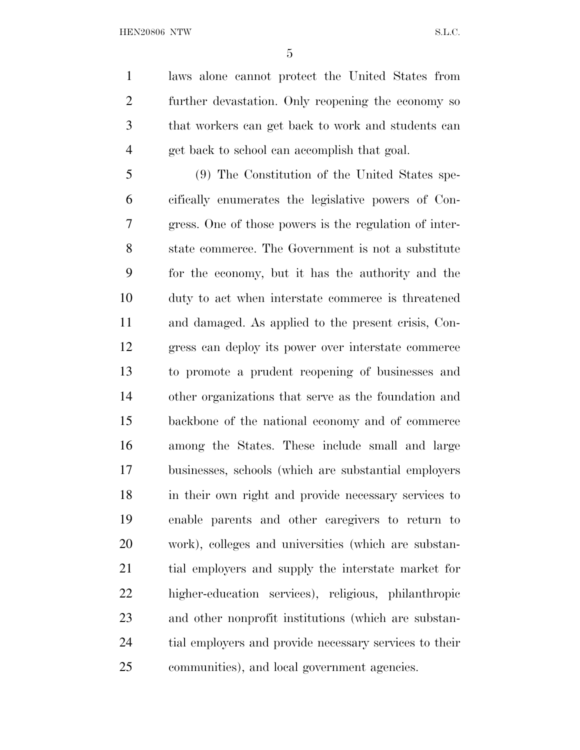laws alone cannot protect the United States from further devastation. Only reopening the economy so that workers can get back to work and students can get back to school can accomplish that goal.

(9) The Constitution of the United States specifically enumerates the legislative powers of Congress. One of those powers is the regulation of interstate commerce. The Government is not a substitute for the economy, but it has the authority and the duty to act when interstate commerce is threatened and damaged. As applied to the present crisis, Congress can deploy its power over interstate commerce to promote a prudent reopening of businesses and other organizations that serve as the foundation and backbone of the national economy and of commerce among the States. These include small and large businesses, schools (which are substantial employers in their own right and provide necessary services to enable parents and other caregivers to return to work), colleges and universities (which are substantial employers and supply the interstate market for higher-education services), religious, philanthropic and other nonprofit institutions (which are substantial employers and provide necessary services to their communities), and local government agencies.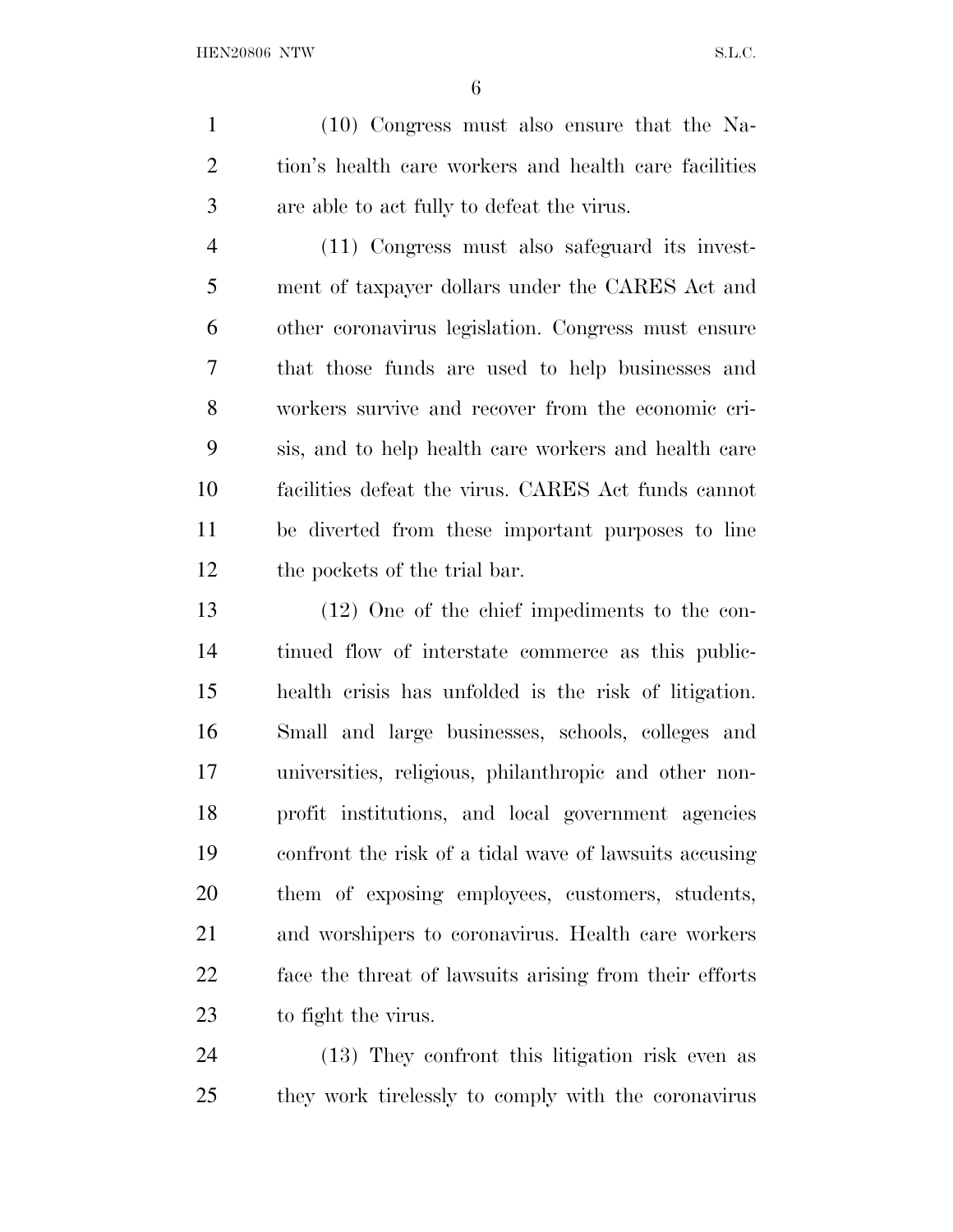(10) Congress must also ensure that the Nation's health care workers and health care facilities are able to act fully to defeat the virus.

(11) Congress must also safeguard its investment of taxpayer dollars under the CARES Act and other coronavirus legislation. Congress must ensure that those funds are used to help businesses and workers survive and recover from the economic crisis, and to help health care workers and health care facilities defeat the virus. CARES Act funds cannot be diverted from these important purposes to line the pockets of the trial bar.

(12) One of the chief impediments to the continued flow of interstate commerce as this public-health crisis has unfolded is the risk of litigation. Small and large businesses, schools, colleges and universities, religious, philanthropic and other non-profit institutions, and local government agencies confront the risk of a tidal wave of lawsuits accusing them of exposing employees, customers, students, and worshipers to coronavirus. Health care workers face the threat of lawsuits arising from their efforts to fight the virus.

(13) They confront this litigation risk even as they work tirelessly to comply with the coronavirus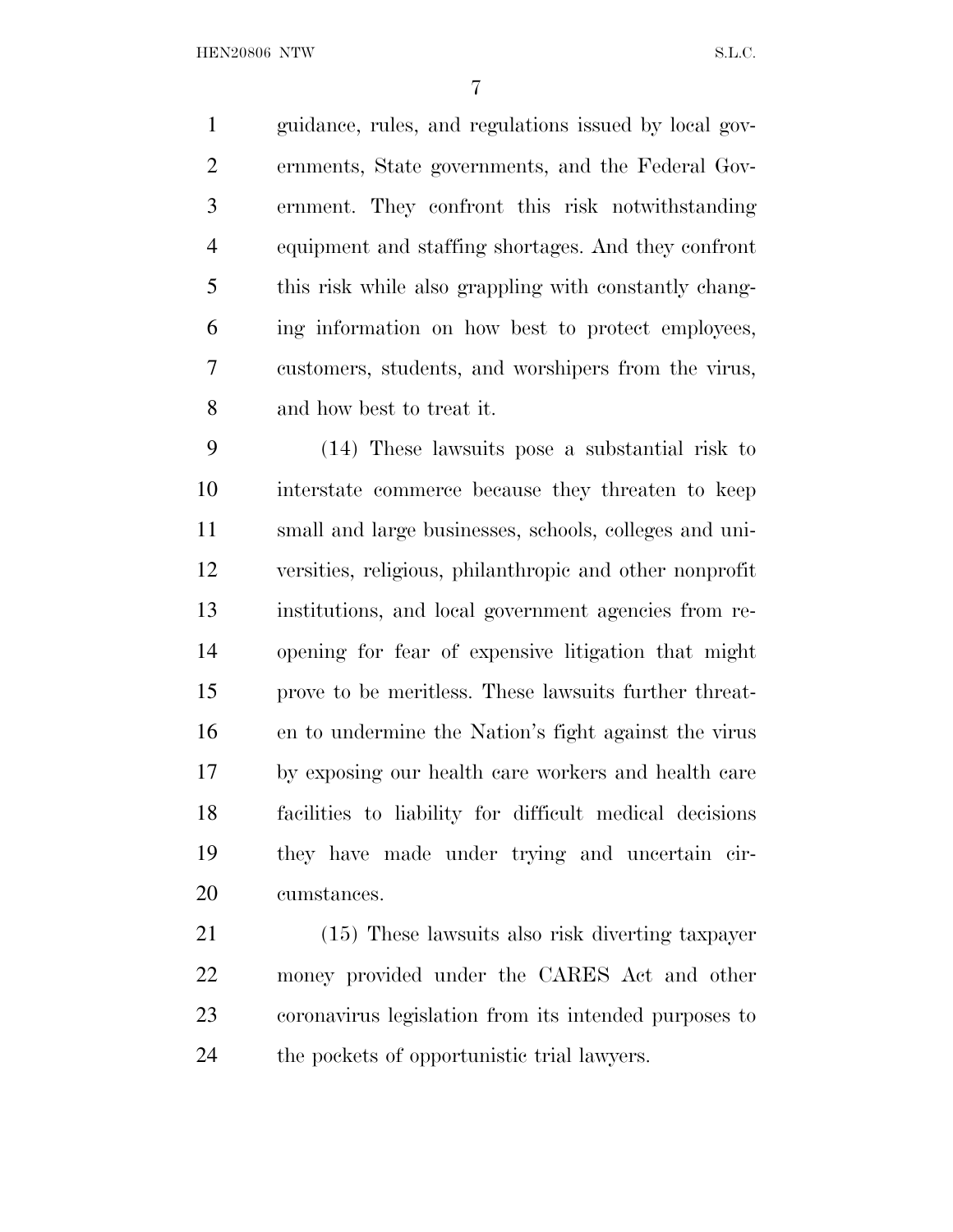guidance, rules, and regulations issued by local governments, State governments, and the Federal Government. They confront this risk notwithstanding equipment and staffing shortages. And they confront this risk while also grappling with constantly changing information on how best to protect employees, customers, students, and worshipers from the virus, and how best to treat it.

(14) These lawsuits pose a substantial risk to interstate commerce because they threaten to keep small and large businesses, schools, colleges and universities, religious, philanthropic and other nonprofit institutions, and local government agencies from reopening for fear of expensive litigation that might prove to be meritless. These lawsuits further threaten to undermine the Nation's fight against the virus by exposing our health care workers and health care facilities to liability for difficult medical decisions they have made under trying and uncertain circumstances.

(15) These lawsuits also risk diverting taxpayer money provided under the CARES Act and other coronavirus legislation from its intended purposes to the pockets of opportunistic trial lawyers.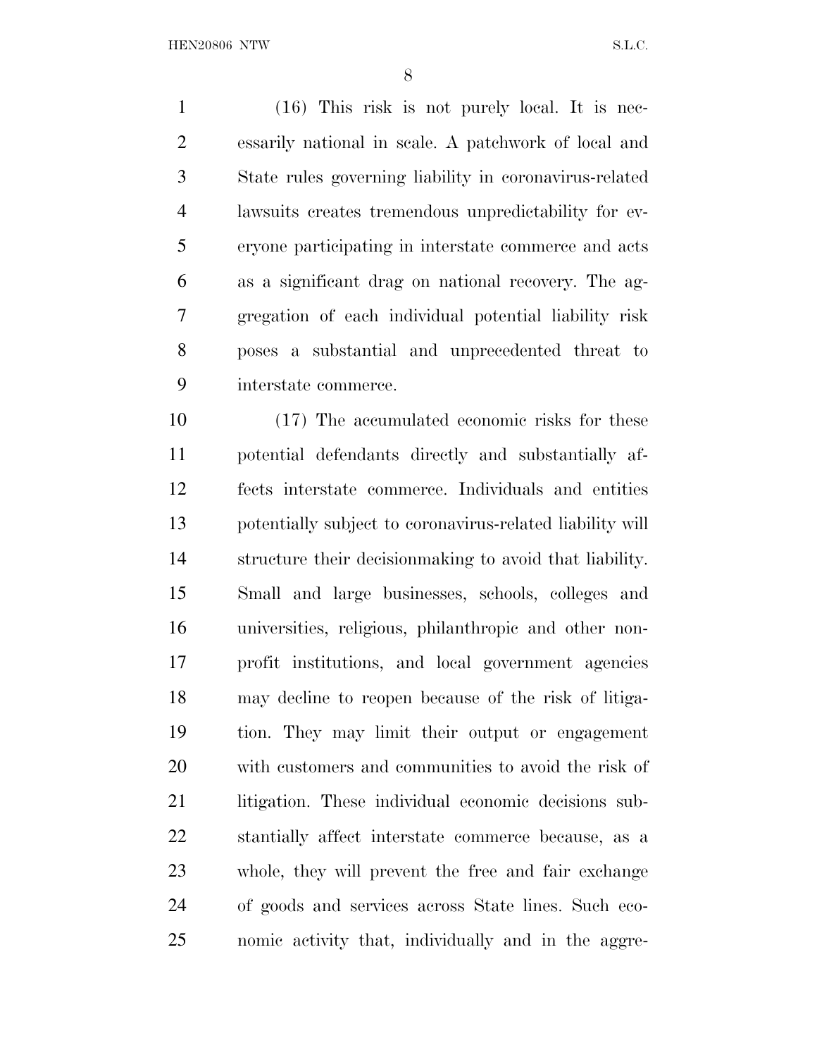(16) This risk is not purely local. It is necessarily national in scale. A patchwork of local and State rules governing liability in coronavirus-related lawsuits creates tremendous unpredictability for everyone participating in interstate commerce and acts as a significant drag on national recovery. The aggregation of each individual potential liability risk poses a substantial and unprecedented threat to interstate commerce.

(17) The accumulated economic risks for these potential defendants directly and substantially affects interstate commerce. Individuals and entities potentially subject to coronavirus-related liability will structure their decisionmaking to avoid that liability. Small and large businesses, schools, colleges and universities, religious, philanthropic and other nonprofit institutions, and local government agencies may decline to reopen because of the risk of litigation. They may limit their output or engagement with customers and communities to avoid the risk of litigation. These individual economic decisions substantially affect interstate commerce because, as a whole, they will prevent the free and fair exchange of goods and services across State lines. Such economic activity that, individually and in the aggre-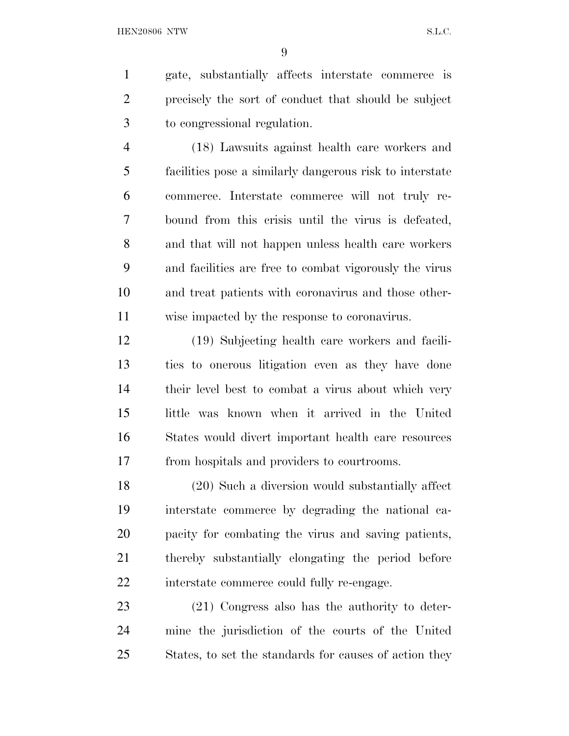gate, substantially affects interstate commerce is precisely the sort of conduct that should be subject to congressional regulation.

(18) Lawsuits against health care workers and facilities pose a similarly dangerous risk to interstate commerce. Interstate commerce will not truly rebound from this crisis until the virus is defeated, and that will not happen unless health care workers and facilities are free to combat vigorously the virus and treat patients with coronavirus and those otherwise impacted by the response to coronavirus.

(19) Subjecting health care workers and facilities to onerous litigation even as they have done their level best to combat a virus about which very little was known when it arrived in the United States would divert important health care resources from hospitals and providers to courtrooms.

(20) Such a diversion would substantially affect interstate commerce by degrading the national capacity for combating the virus and saving patients, thereby substantially elongating the period before interstate commerce could fully re-engage.

(21) Congress also has the authority to determine the jurisdiction of the courts of the United States, to set the standards for causes of action they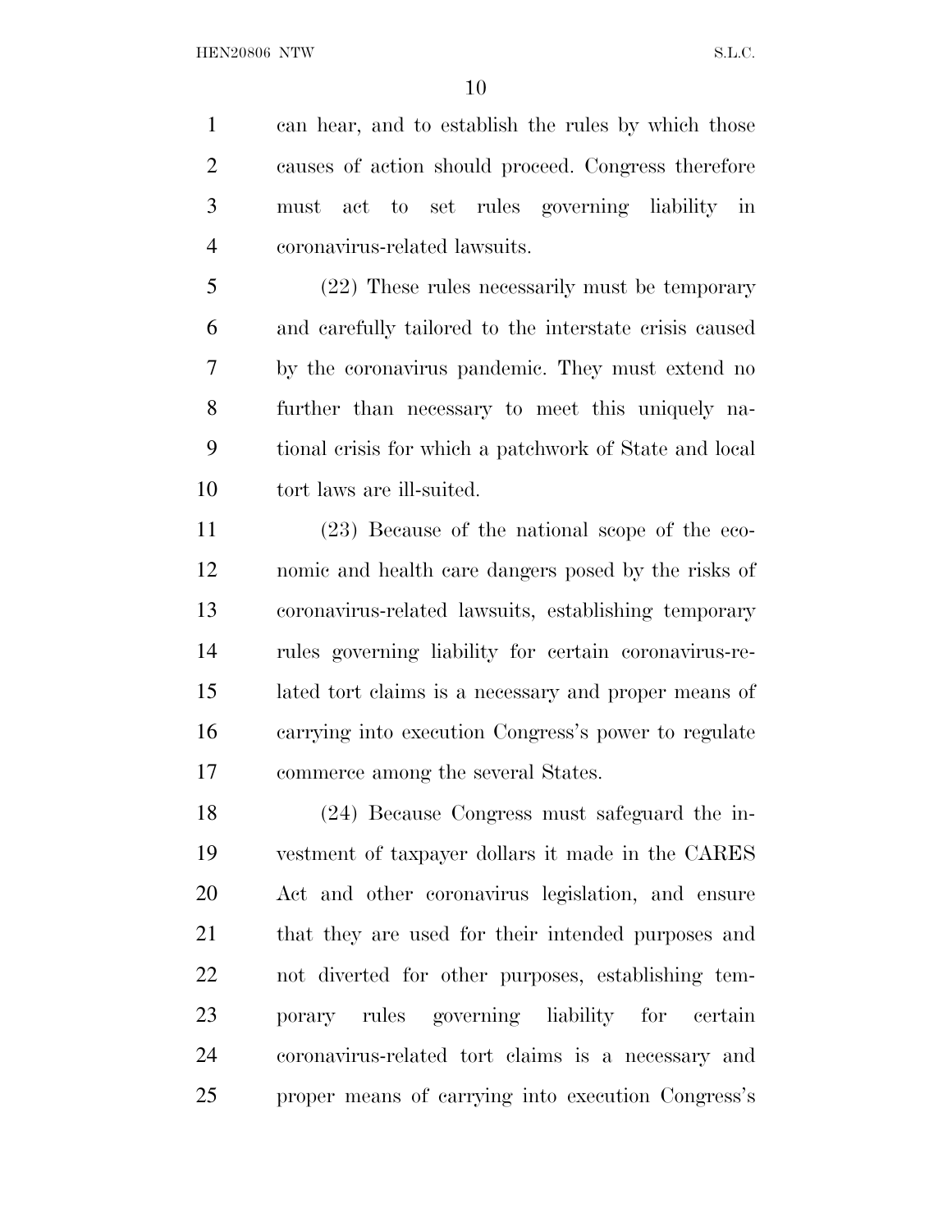can hear, and to establish the rules by which those causes of action should proceed. Congress therefore must act to set rules governing liability in coronavirus-related lawsuits.

(22) These rules necessarily must be temporary and carefully tailored to the interstate crisis caused by the coronavirus pandemic. They must extend no further than necessary to meet this uniquely national crisis for which a patchwork of State and local tort laws are ill-suited.

(23) Because of the national scope of the economic and health care dangers posed by the risks of coronavirus-related lawsuits, establishing temporary rules governing liability for certain coronavirus-related tort claims is a necessary and proper means of carrying into execution Congress's power to regulate commerce among the several States.

(24) Because Congress must safeguard the investment of taxpayer dollars it made in the CARES Act and other coronavirus legislation, and ensure that they are used for their intended purposes and not diverted for other purposes, establishing temporary rules governing liability for certain coronavirus-related tort claims is a necessary and proper means of carrying into execution Congress's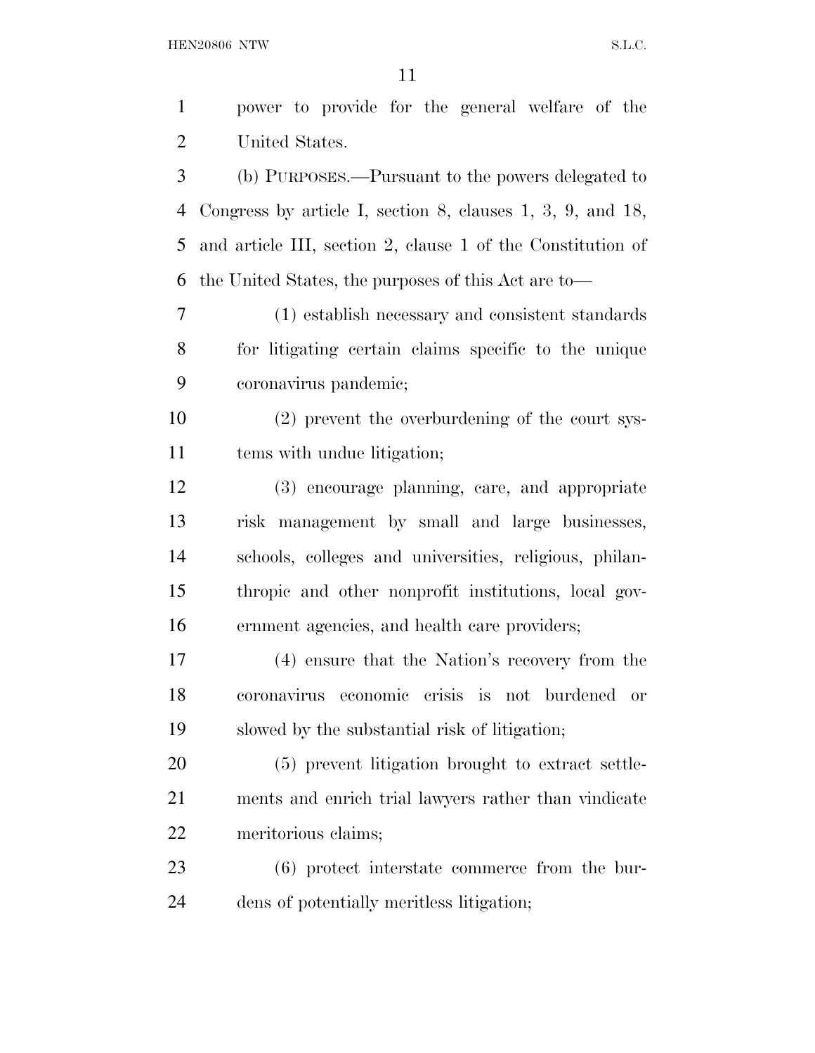power to provide for the general welfare of the United States.

(b) PURPOSES.—Pursuant to the powers delegated to Congress by article I, section 8, clauses 1, 3, 9, and 18, and article III, section 2, clause 1 of the Constitution of the United States, the purposes of this Act are to—

(1) establish necessary and consistent standards for litigating certain claims specific to the unique coronavirus pandemic;

(2) prevent the overburdening of the court systems with undue litigation;

(3) encourage planning, care, and appropriate risk management by small and large businesses, schools, colleges and universities, religious, philanthropic and other nonprofit institutions, local government agencies, and health care providers;

(4) ensure that the Nation's recovery from the coronavirus economic crisis is not burdened or slowed by the substantial risk of litigation;

(5) prevent litigation brought to extract settlements and enrich trial lawyers rather than vindicate meritorious claims;

(6) protect interstate commerce from the burdens of potentially meritless litigation;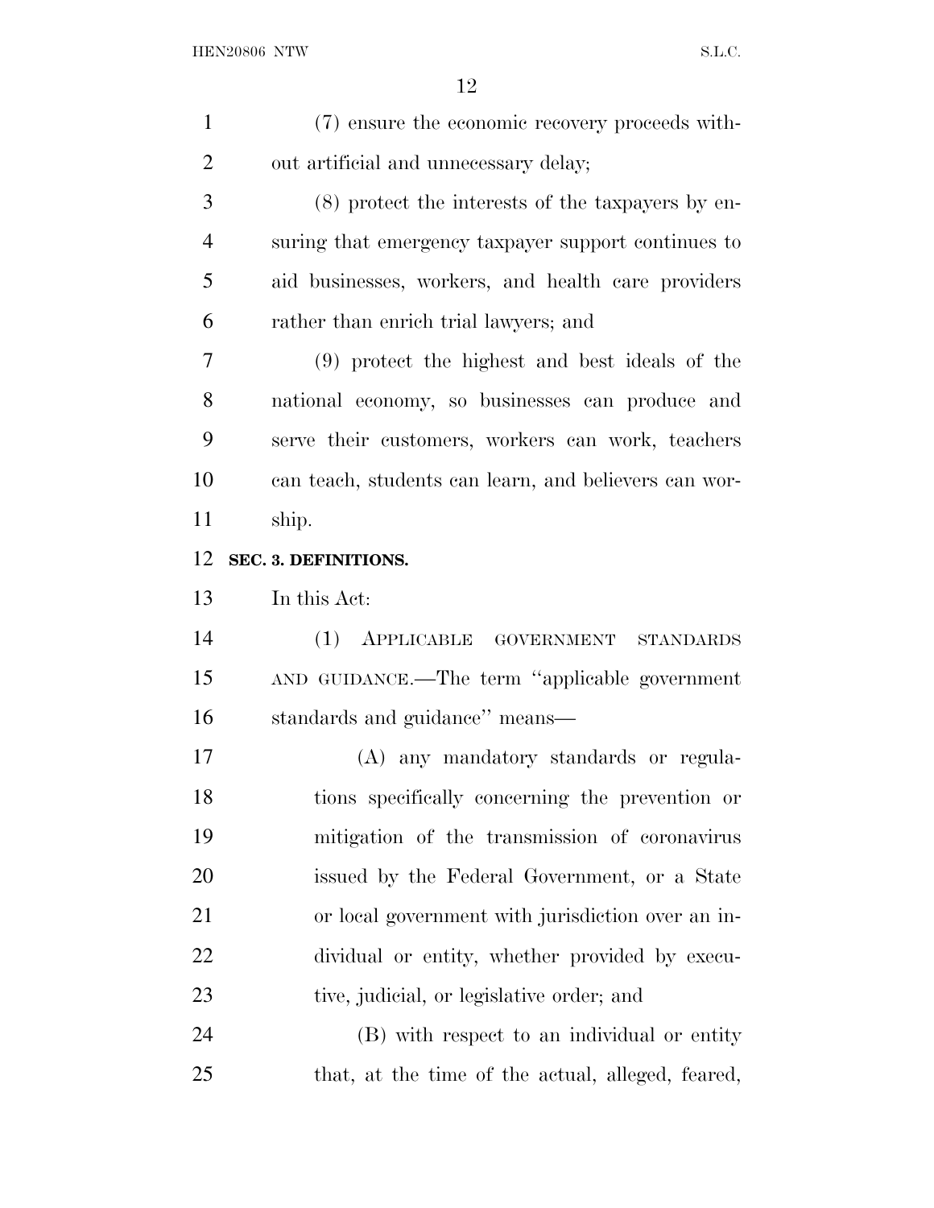(7) ensure the economic recovery proceeds without artificial and unnecessary delay;

(8) protect the interests of the taxpayers by ensuring that emergency taxpayer support continues to aid businesses, workers, and health care providers rather than enrich trial lawyers; and

(9) protect the highest and best ideals of the national economy, so businesses can produce and serve their customers, workers can work, teachers can teach, students can learn, and believers can worship.

**SEC. 3. DEFINITIONS.**

In this Act:

(1) APPLICABLE GOVERNMENT STANDARDS AND GUIDANCE.—The term ''applicable government standards and guidance'' means—

(A) any mandatory standards or regulations specifically concerning the prevention or mitigation of the transmission of coronavirus issued by the Federal Government, or a State or local government with jurisdiction over an individual or entity, whether provided by executive, judicial, or legislative order; and

(B) with respect to an individual or entity that, at the time of the actual, alleged, feared,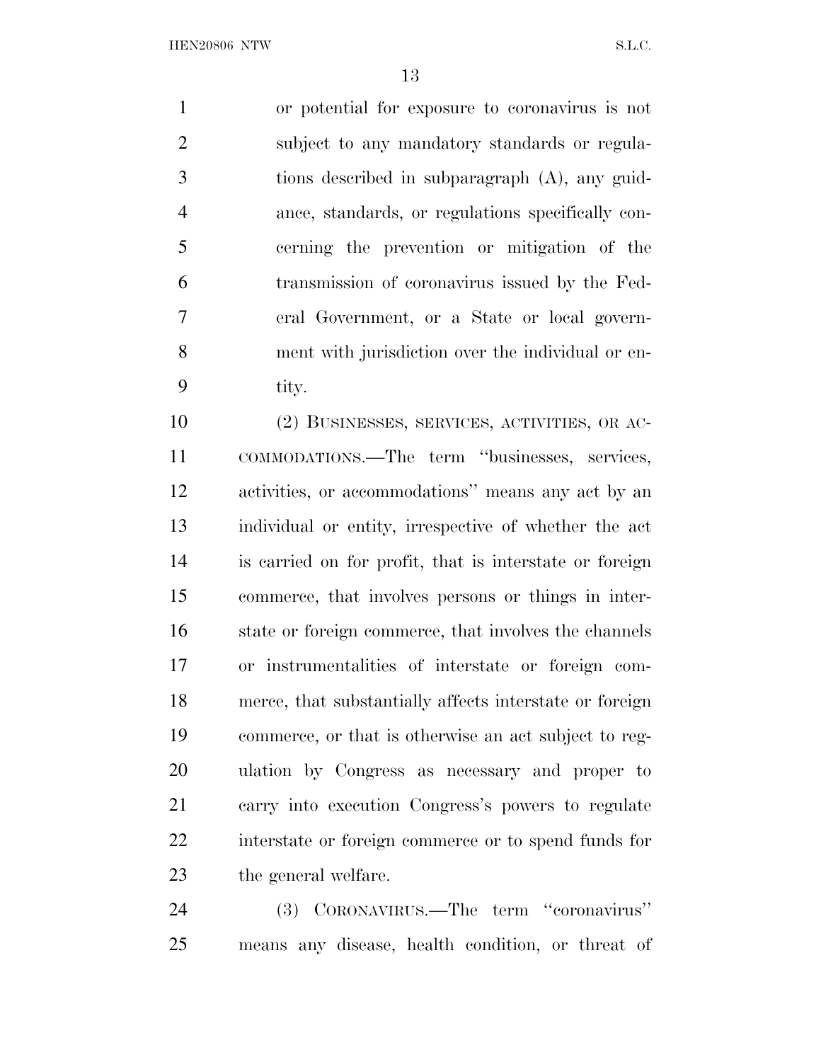or potential for exposure to coronavirus is not subject to any mandatory standards or regulations described in subparagraph (A), any guidance, standards, or regulations specifically concerning the prevention or mitigation of the transmission of coronavirus issued by the Federal Government, or a State or local government with jurisdiction over the individual or entity.

(2) BUSINESSES, SERVICES, ACTIVITIES, OR ACCOMMODATIONS.—The term "businesses, services, activities, or accommodations" means any act by an individual or entity, irrespective of whether the act is carried on for profit, that is interstate or foreign commerce, that involves persons or things in interstate or foreign commerce, that involves the channels or instrumentalities of interstate or foreign commerce, that substantially affects interstate or foreign commerce, or that is otherwise an act subject to regulation by Congress as necessary and proper to carry into execution Congress's powers to regulate interstate or foreign commerce or to spend funds for the general welfare.

(3) CORONAVIRUS.—The term "coronavirus" means any disease, health condition, or threat of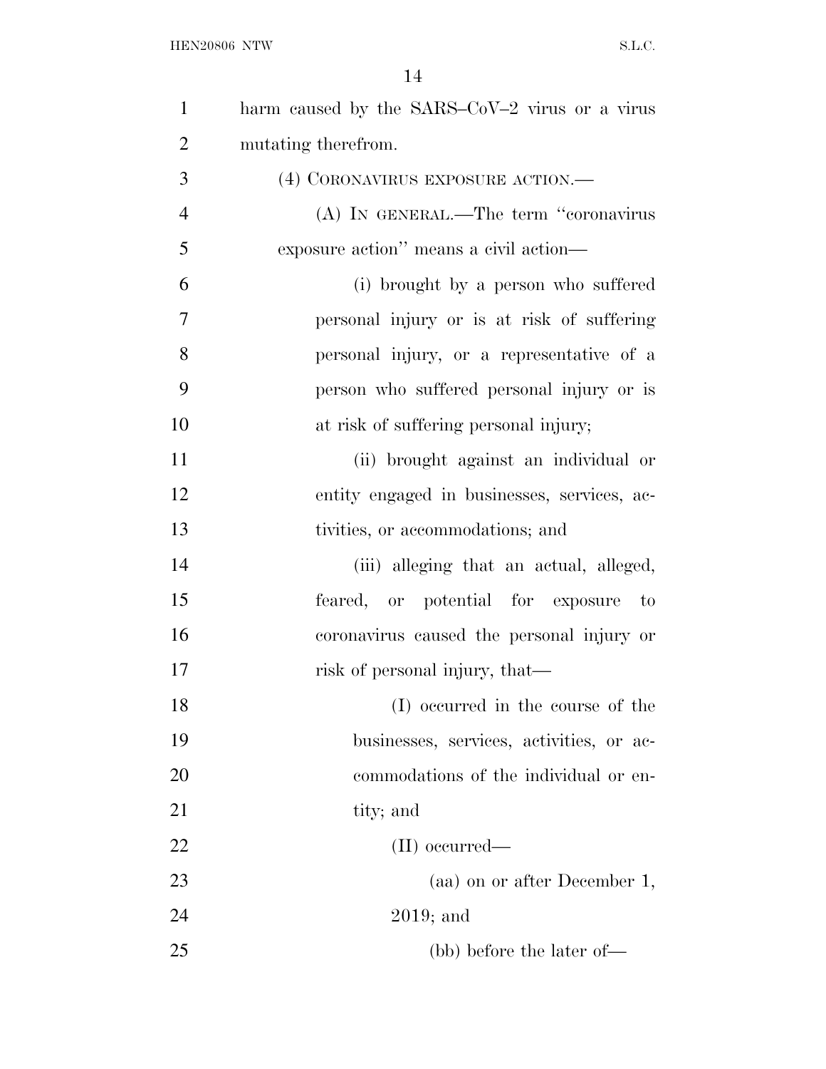harm caused by the SARS–CoV–2 virus or a virus mutating therefrom.

(4) CORONAVIRUS EXPOSURE ACTION.—

(A) IN GENERAL.—The term ''coronavirus exposure action'' means a civil action—

(i) brought by a person who suffered personal injury or is at risk of suffering personal injury, or a representative of a person who suffered personal injury or is at risk of suffering personal injury;

(ii) brought against an individual or entity engaged in businesses, services, activities, or accommodations; and

(iii) alleging that an actual, alleged, feared, or potential for exposure to coronavirus caused the personal injury or risk of personal injury, that—

(I) occurred in the course of the businesses, services, activities, or accommodations of the individual or entity; and

(II) occurred—

(aa) on or after December 1, 2019; and

(bb) before the later of—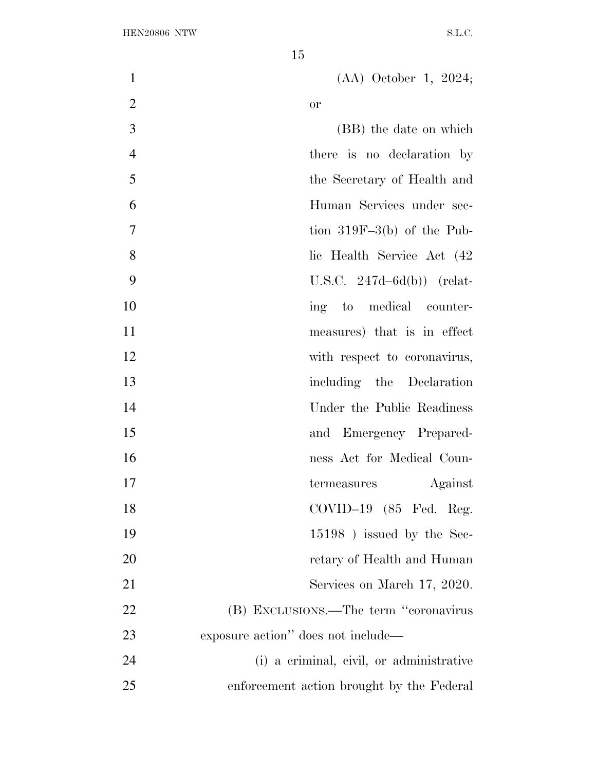(AA) October 1, 2024; or

(BB) the date on which there is no declaration by the Secretary of Health and Human Services under section 319F–3(b) of the Public Health Service Act (42 U.S.C. 247d–6d(b)) (relating to medical countermeasures) that is in effect with respect to coronavirus, including the Declaration Under the Public Readiness and Emergency Preparedness Act for Medical Countermeasures Against COVID–19 (85 Fed. Reg. 15198 ) issued by the Secretary of Health and Human Services on March 17, 2020.

(B) EXCLUSIONS.—The term ''coronavirus exposure action'' does not include—

(i) a criminal, civil, or administrative enforcement action brought by the Federal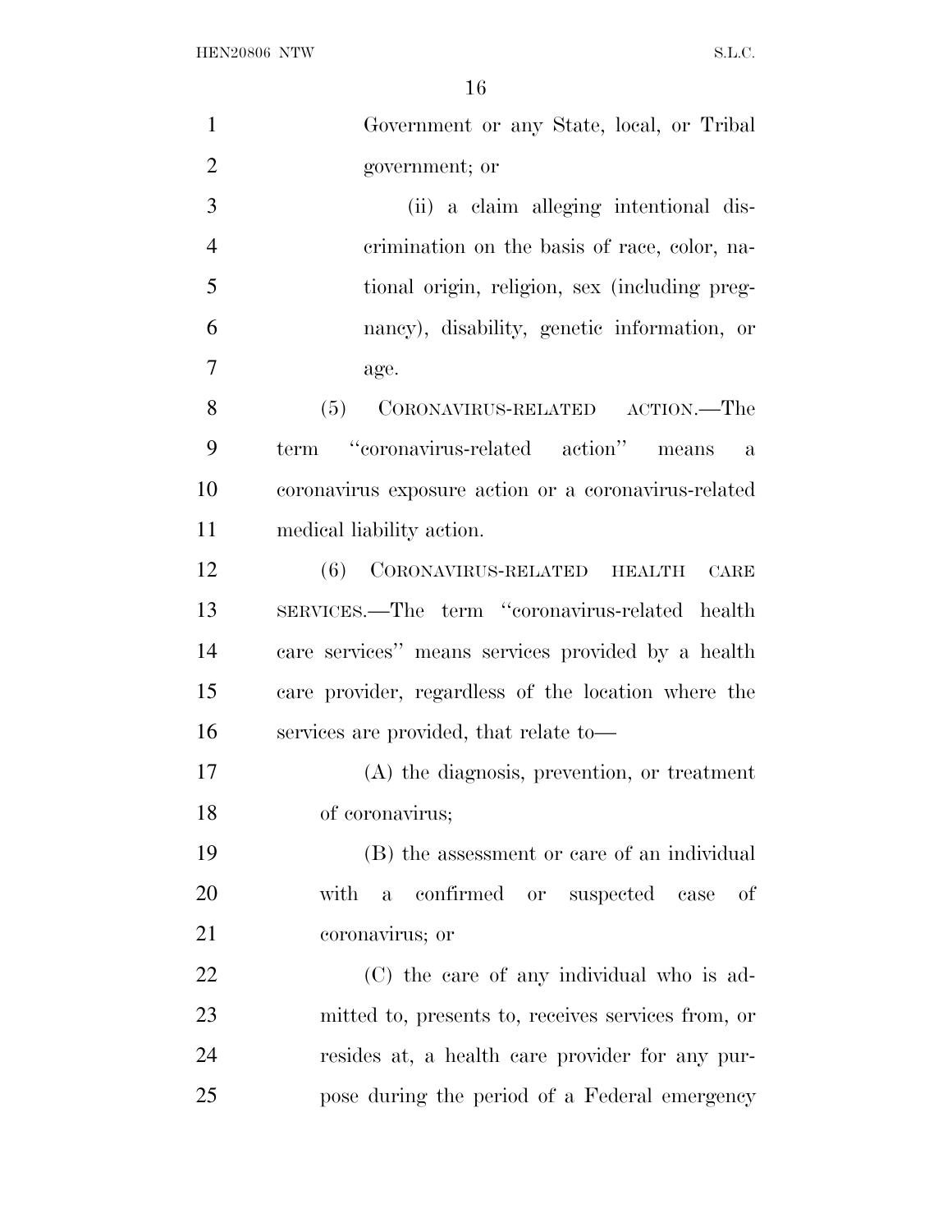Government or any State, local, or Tribal government; or

(ii) a claim alleging intentional discrimination on the basis of race, color, national origin, religion, sex (including pregnancy), disability, genetic information, or age.

(5) CORONAVIRUS-RELATED ACTION.—The term "coronavirus-related action" means a coronavirus exposure action or a coronavirus-related medical liability action.

(6) CORONAVIRUS-RELATED HEALTH CARE SERVICES.—The term "coronavirus-related health care services" means services provided by a health care provider, regardless of the location where the services are provided, that relate to—

(A) the diagnosis, prevention, or treatment of coronavirus;

(B) the assessment or care of an individual with a confirmed or suspected case of coronavirus; or

(C) the care of any individual who is admitted to, presents to, receives services from, or resides at, a health care provider for any purpose during the period of a Federal emergency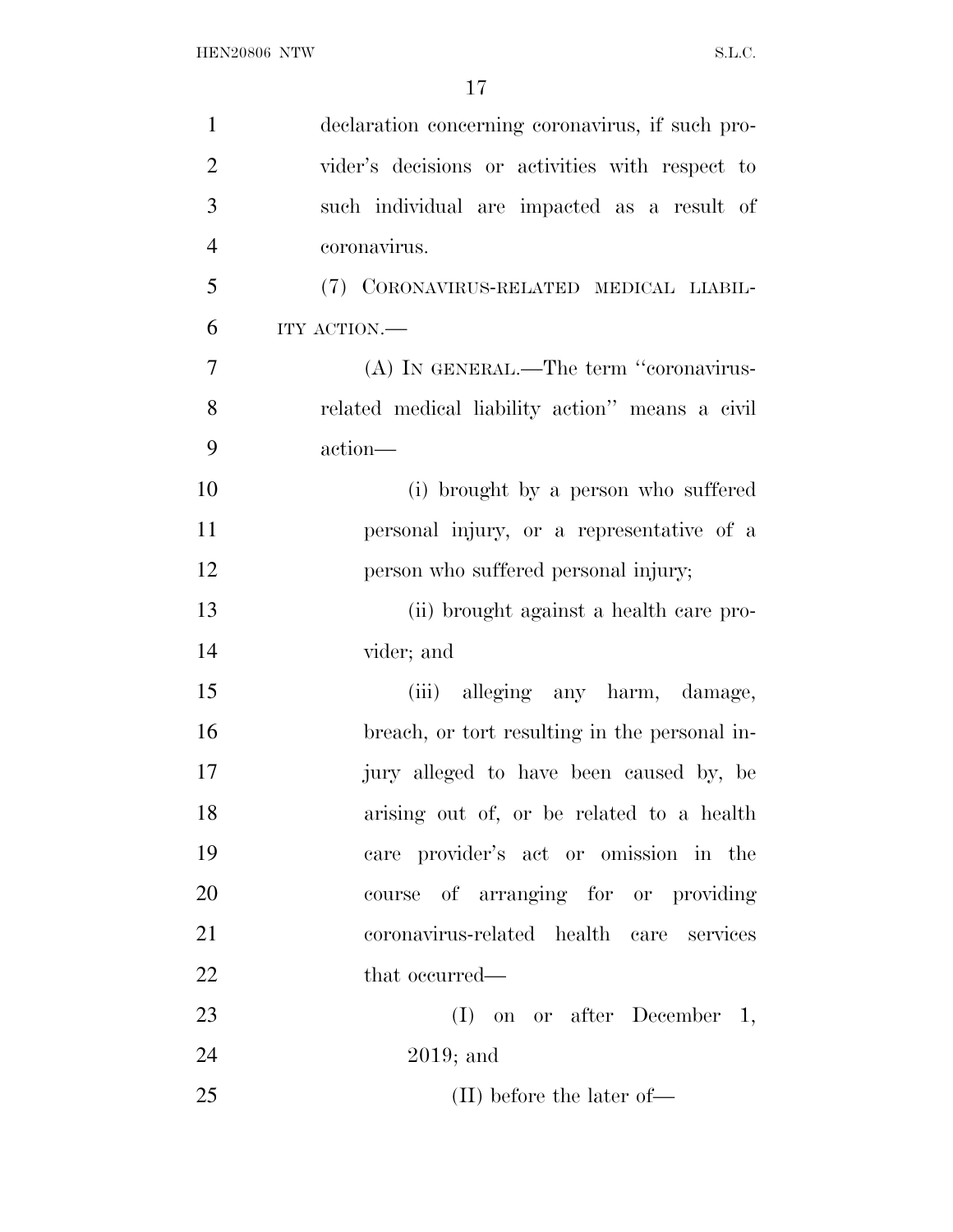declaration concerning coronavirus, if such provider's decisions or activities with respect to such individual are impacted as a result of coronavirus.

(7) CORONAVIRUS-RELATED MEDICAL LIABILITY ACTION.—

(A) IN GENERAL.—The term "coronavirus-related medical liability action" means a civil action—

(i) brought by a person who suffered personal injury, or a representative of a person who suffered personal injury;

(ii) brought against a health care provider; and

(iii) alleging any harm, damage, breach, or tort resulting in the personal injury alleged to have been caused by, be arising out of, or be related to a health care provider's act or omission in the course of arranging for or providing coronavirus-related health care services that occurred—

(I) on or after December 1, 2019; and

(II) before the later of—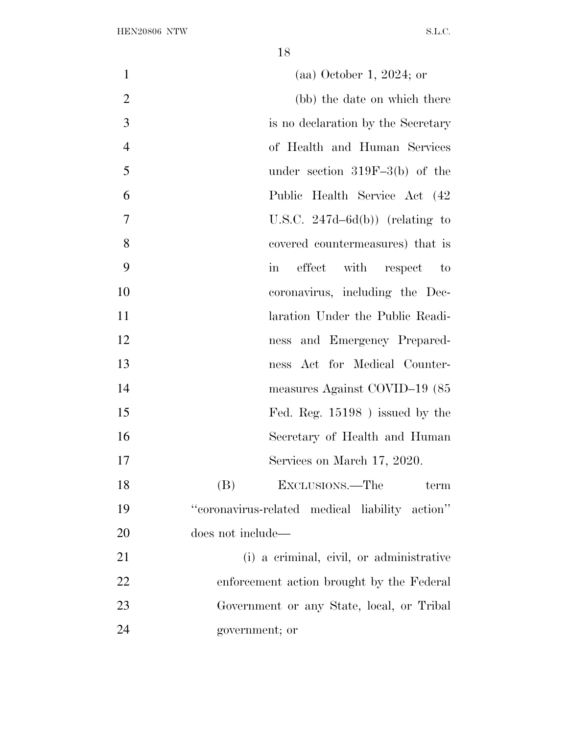(aa) October 1, 2024; or

(bb) the date on which there is no declaration by the Secretary of Health and Human Services under section 319F–3(b) of the Public Health Service Act (42 U.S.C. 247d–6d(b)) (relating to covered countermeasures) that is in effect with respect to coronavirus, including the Declaration Under the Public Readiness and Emergency Preparedness Act for Medical Countermeasures Against COVID–19 (85 Fed. Reg. 15198 ) issued by the Secretary of Health and Human Services on March 17, 2020.

(B) EXCLUSIONS.—The term ''coronavirus-related medical liability action'' does not include—

(i) a criminal, civil, or administrative enforcement action brought by the Federal Government or any State, local, or Tribal government; or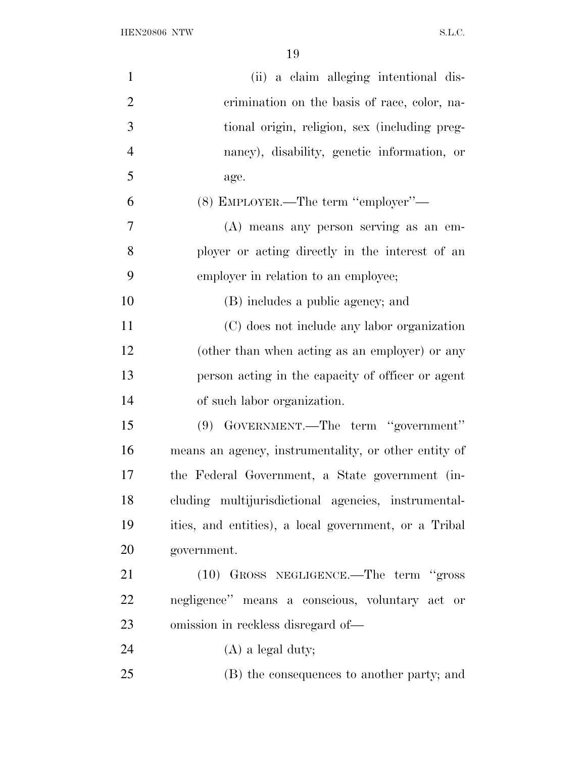(ii) a claim alleging intentional discrimination on the basis of race, color, national origin, religion, sex (including pregnancy), disability, genetic information, or age.

(8) EMPLOYER.—The term ''employer''—

(A) means any person serving as an employer or acting directly in the interest of an employer in relation to an employee;

(B) includes a public agency; and

(C) does not include any labor organization (other than when acting as an employer) or any person acting in the capacity of officer or agent of such labor organization.

(9) GOVERNMENT.—The term ''government'' means an agency, instrumentality, or other entity of the Federal Government, a State government (including multijurisdictional agencies, instrumentalities, and entities), a local government, or a Tribal government.

(10) GROSS NEGLIGENCE.—The term ''gross negligence'' means a conscious, voluntary act or omission in reckless disregard of—

(A) a legal duty;

(B) the consequences to another party; and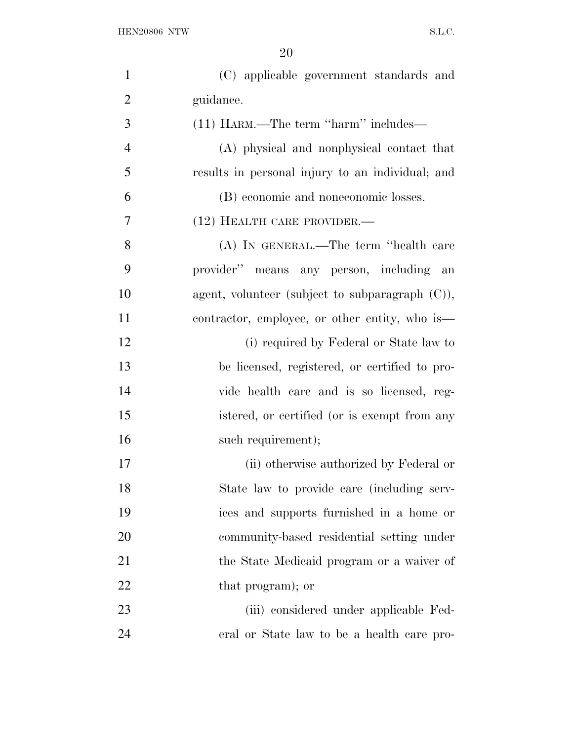(C) applicable government standards and guidance.

(11) HARM.—The term ''harm'' includes—

(A) physical and nonphysical contact that results in personal injury to an individual; and

(B) economic and noneconomic losses.

(12) HEALTH CARE PROVIDER.—

(A) IN GENERAL.—The term ''health care provider'' means any person, including an agent, volunteer (subject to subparagraph (C)), contractor, employee, or other entity, who is—

(i) required by Federal or State law to be licensed, registered, or certified to provide health care and is so licensed, registered, or certified (or is exempt from any such requirement);

(ii) otherwise authorized by Federal or State law to provide care (including services and supports furnished in a home or community-based residential setting under the State Medicaid program or a waiver of that program); or

(iii) considered under applicable Federal or State law to be a health care pro-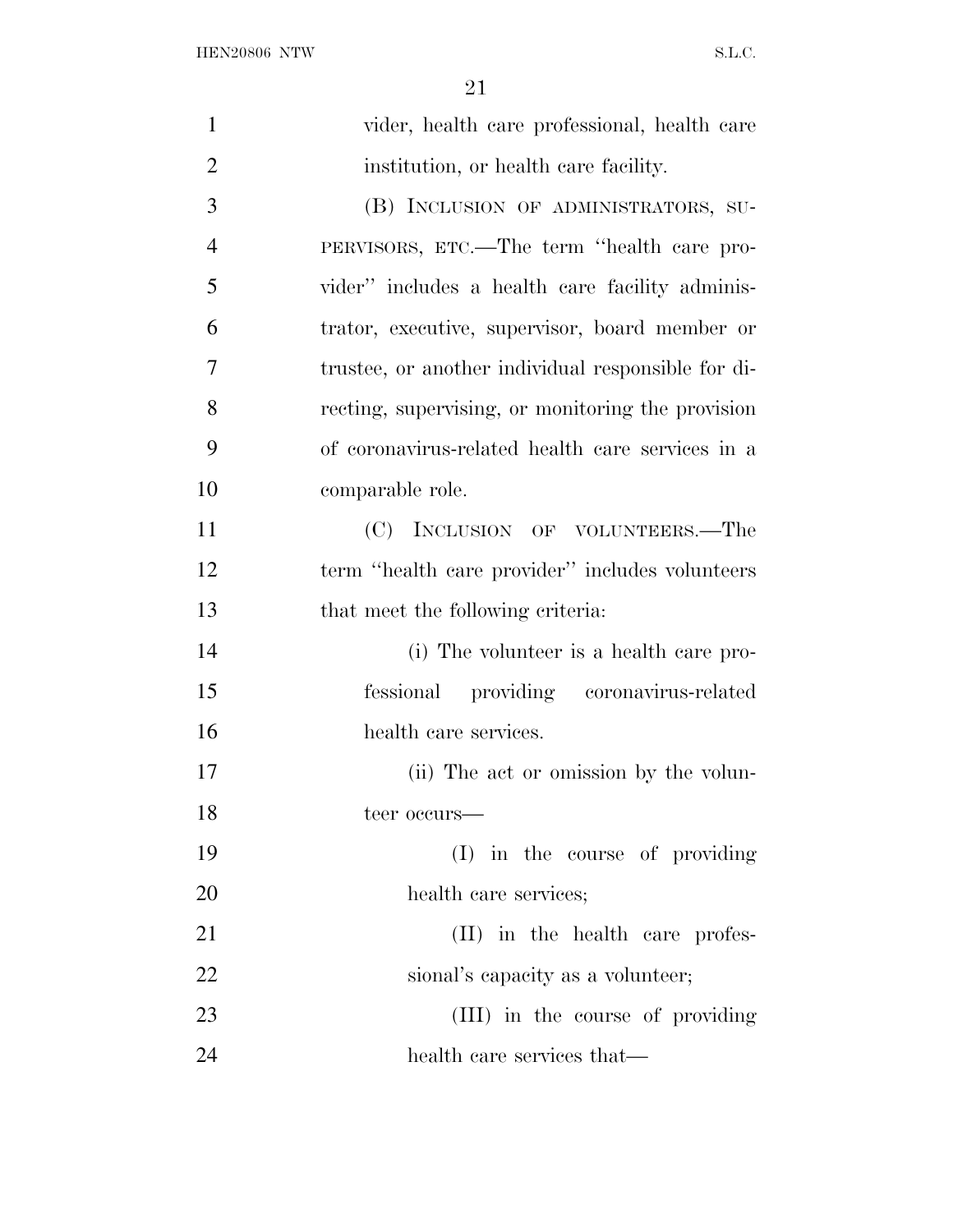vider, health care professional, health care institution, or health care facility.

(B) INCLUSION OF ADMINISTRATORS, SUPERVISORS, ETC.—The term ''health care provider'' includes a health care facility administrator, executive, supervisor, board member or trustee, or another individual responsible for directing, supervising, or monitoring the provision of coronavirus-related health care services in a comparable role.

(C) INCLUSION OF VOLUNTEERS.—The term ''health care provider'' includes volunteers that meet the following criteria:

(i) The volunteer is a health care professional providing coronavirus-related health care services.

(ii) The act or omission by the volunteer occurs—

(I) in the course of providing health care services;

(II) in the health care professional's capacity as a volunteer;

(III) in the course of providing health care services that—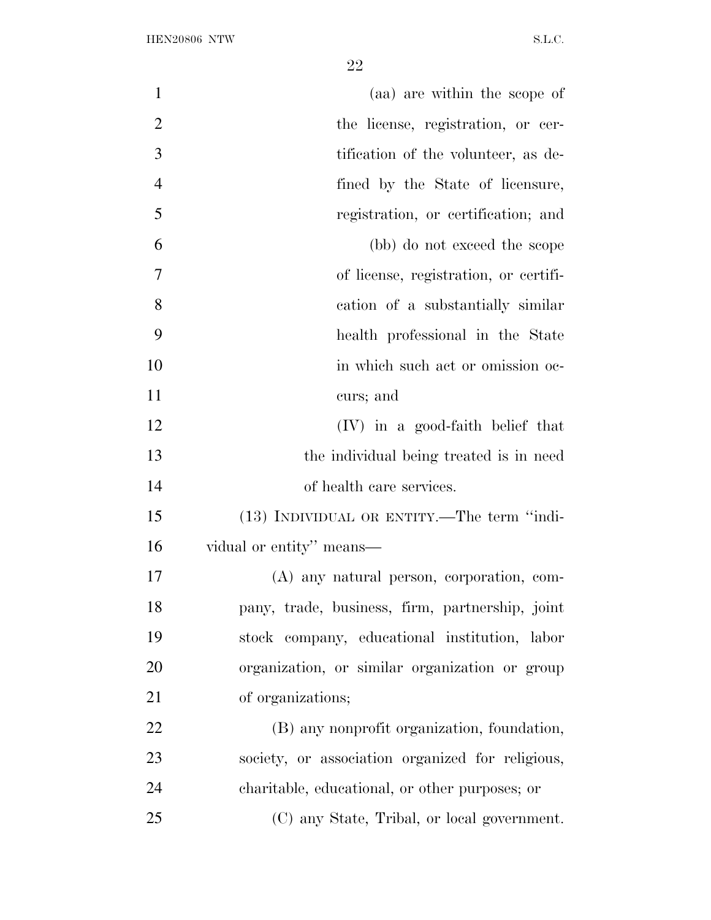(aa) are within the scope of the license, registration, or certification of the volunteer, as defined by the State of licensure, registration, or certification; and

(bb) do not exceed the scope of license, registration, or certification of a substantially similar health professional in the State in which such act or omission occurs; and

(IV) in a good-faith belief that the individual being treated is in need of health care services.

(13) INDIVIDUAL OR ENTITY.—The term ''individual or entity'' means—

(A) any natural person, corporation, company, trade, business, firm, partnership, joint stock company, educational institution, labor organization, or similar organization or group of organizations;

(B) any nonprofit organization, foundation, society, or association organized for religious, charitable, educational, or other purposes; or

(C) any State, Tribal, or local government.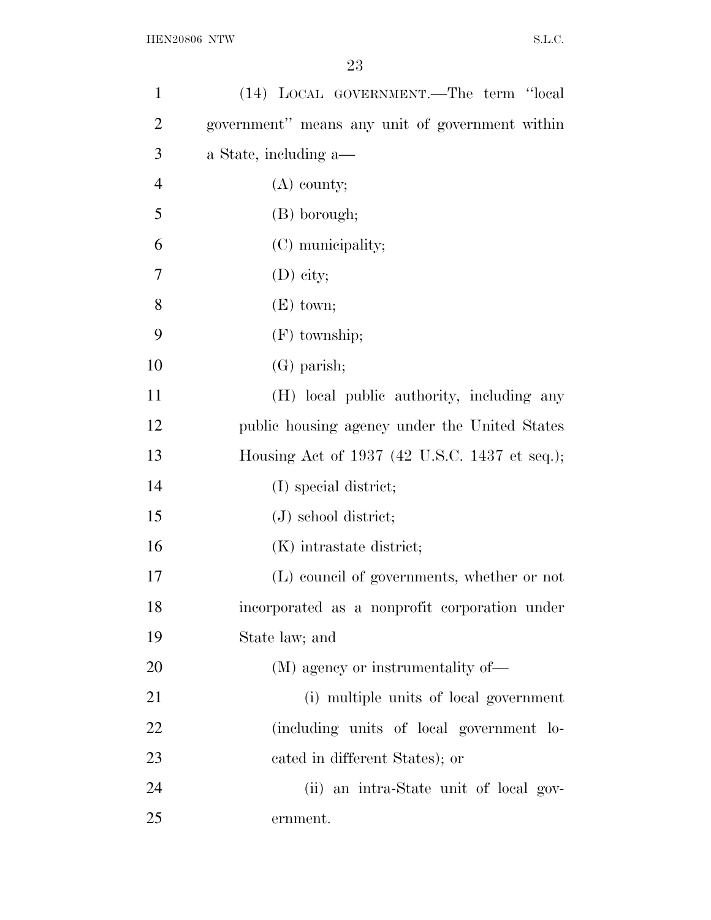(14) LOCAL GOVERNMENT.—The term ''local government'' means any unit of government within a State, including a—

(A) county;

(B) borough;

(C) municipality;

(D) city;

(E) town;

(F) township;

(G) parish;

(H) local public authority, including any public housing agency under the United States Housing Act of 1937 (42 U.S.C. 1437 et seq.);

(I) special district;

(J) school district;

(K) intrastate district;

(L) council of governments, whether or not incorporated as a nonprofit corporation under State law; and

(M) agency or instrumentality of—

(i) multiple units of local government (including units of local government located in different States); or

(ii) an intra-State unit of local government.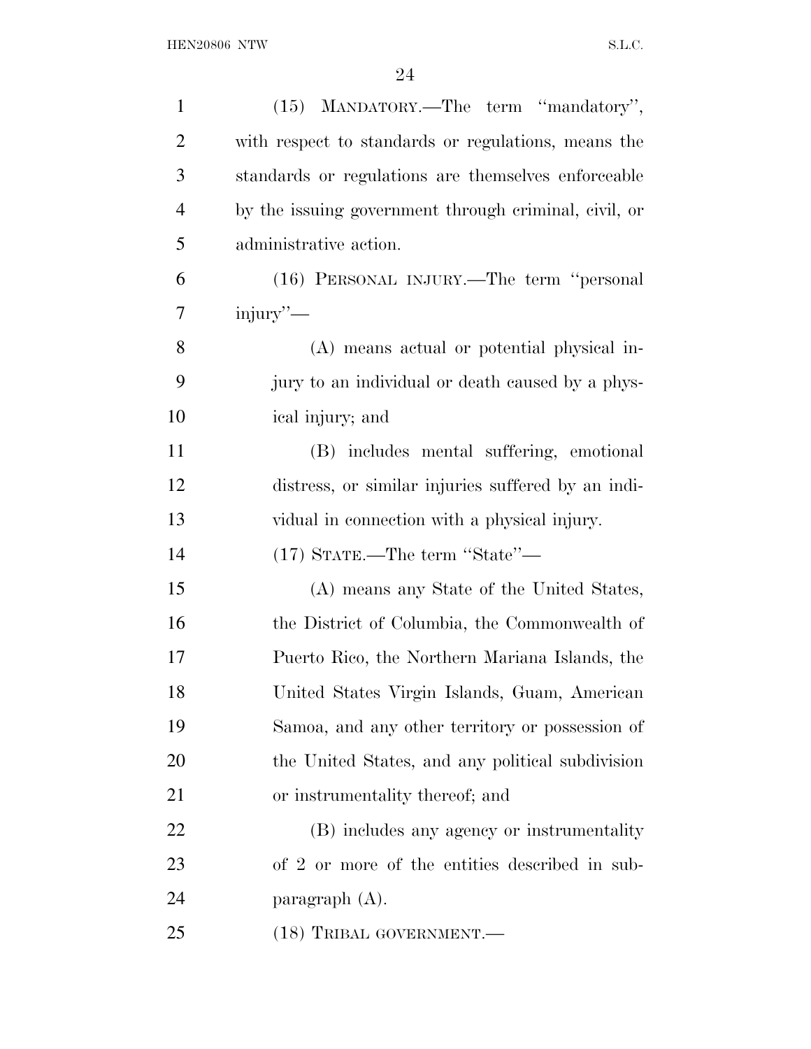(15) MANDATORY.—The term "mandatory", with respect to standards or regulations, means the standards or regulations are themselves enforceable by the issuing government through criminal, civil, or administrative action.

(16) PERSONAL INJURY.—The term "personal injury"—

(A) means actual or potential physical injury to an individual or death caused by a physical injury; and

(B) includes mental suffering, emotional distress, or similar injuries suffered by an individual in connection with a physical injury.

(17) STATE.—The term "State"—

(A) means any State of the United States, the District of Columbia, the Commonwealth of Puerto Rico, the Northern Mariana Islands, the United States Virgin Islands, Guam, American Samoa, and any other territory or possession of the United States, and any political subdivision or instrumentality thereof; and

(B) includes any agency or instrumentality of 2 or more of the entities described in subparagraph (A).

(18) TRIBAL GOVERNMENT.—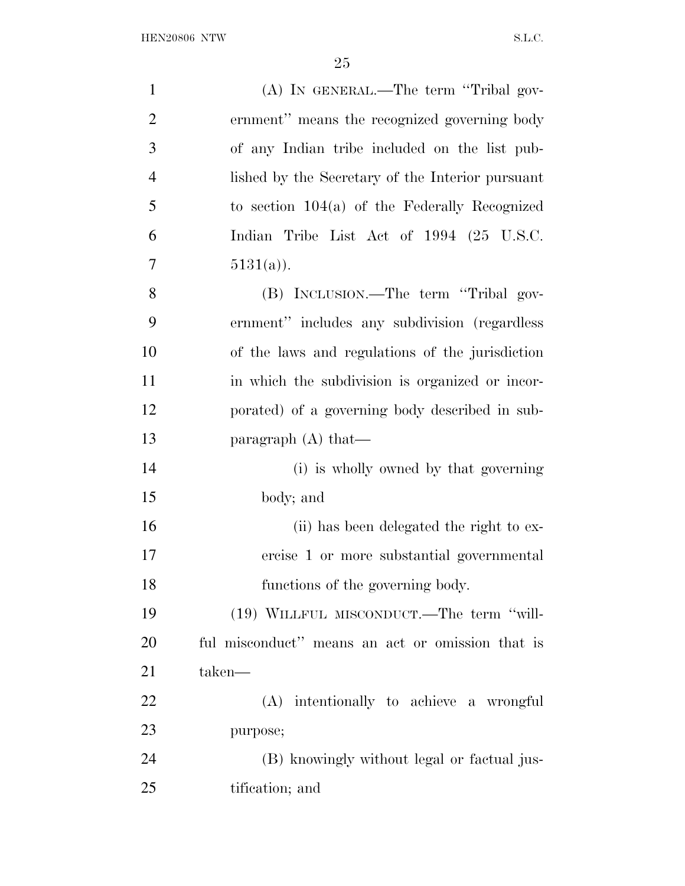(A) IN GENERAL.—The term ''Tribal government'' means the recognized governing body of any Indian tribe included on the list published by the Secretary of the Interior pursuant to section 104(a) of the Federally Recognized Indian Tribe List Act of 1994 (25 U.S.C. 5131(a)).

(B) INCLUSION.—The term ''Tribal government'' includes any subdivision (regardless of the laws and regulations of the jurisdiction in which the subdivision is organized or incorporated) of a governing body described in subparagraph (A) that—

(i) is wholly owned by that governing body; and

(ii) has been delegated the right to exercise 1 or more substantial governmental functions of the governing body.

(19) WILLFUL MISCONDUCT.—The term ''willful misconduct'' means an act or omission that is taken—

(A) intentionally to achieve a wrongful purpose;

(B) knowingly without legal or factual justification; and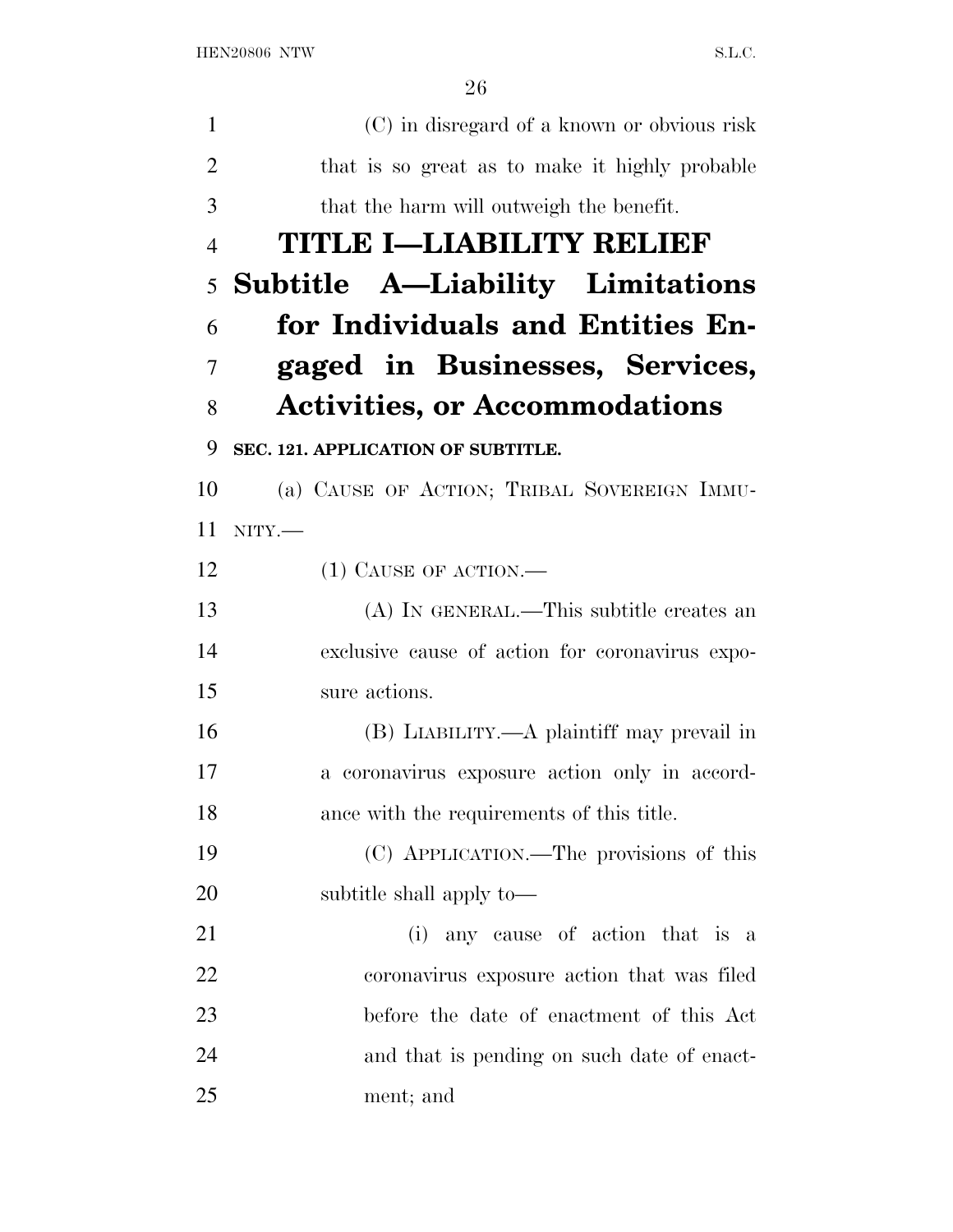(C) in disregard of a known or obvious risk that is so great as to make it highly probable that the harm will outweigh the benefit.

# TITLE I—LIABILITY RELIEF

## Subtitle A—Liability Limitations for Individuals and Entities Engaged in Businesses, Services, Activities, or Accommodations

### SEC. 121. APPLICATION OF SUBTITLE.

(a) CAUSE OF ACTION; TRIBAL SOVEREIGN IMMUNITY.—

(1) CAUSE OF ACTION.—

(A) IN GENERAL.—This subtitle creates an exclusive cause of action for coronavirus exposure actions.

(B) LIABILITY.—A plaintiff may prevail in a coronavirus exposure action only in accordance with the requirements of this title.

(C) APPLICATION.—The provisions of this subtitle shall apply to—

(i) any cause of action that is a coronavirus exposure action that was filed before the date of enactment of this Act and that is pending on such date of enactment; and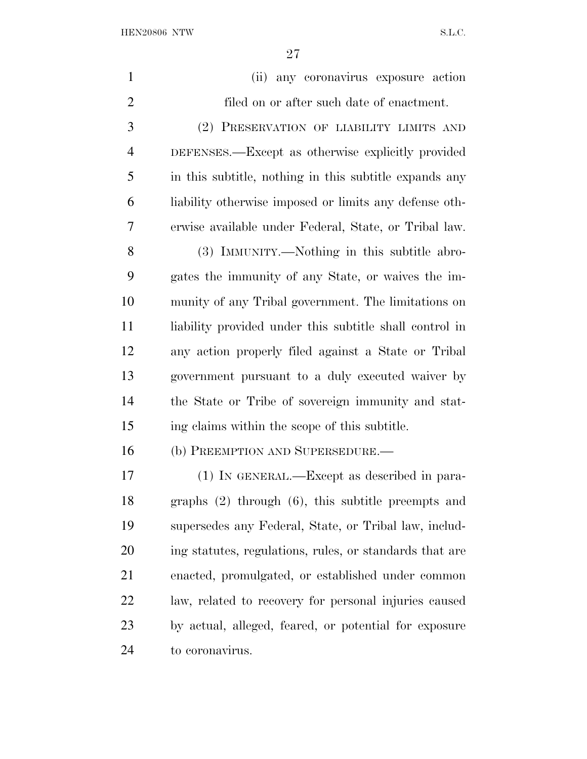(ii) any coronavirus exposure action filed on or after such date of enactment.

(2) PRESERVATION OF LIABILITY LIMITS AND DEFENSES.—Except as otherwise explicitly provided in this subtitle, nothing in this subtitle expands any liability otherwise imposed or limits any defense otherwise available under Federal, State, or Tribal law.

(3) IMMUNITY.—Nothing in this subtitle abrogates the immunity of any State, or waives the immunity of any Tribal government. The limitations on liability provided under this subtitle shall control in any action properly filed against a State or Tribal government pursuant to a duly executed waiver by the State or Tribe of sovereign immunity and stating claims within the scope of this subtitle.

(b) PREEMPTION AND SUPERSEDURE.—

(1) IN GENERAL.—Except as described in paragraphs (2) through (6), this subtitle preempts and supersedes any Federal, State, or Tribal law, including statutes, regulations, rules, or standards that are enacted, promulgated, or established under common law, related to recovery for personal injuries caused by actual, alleged, feared, or potential for exposure to coronavirus.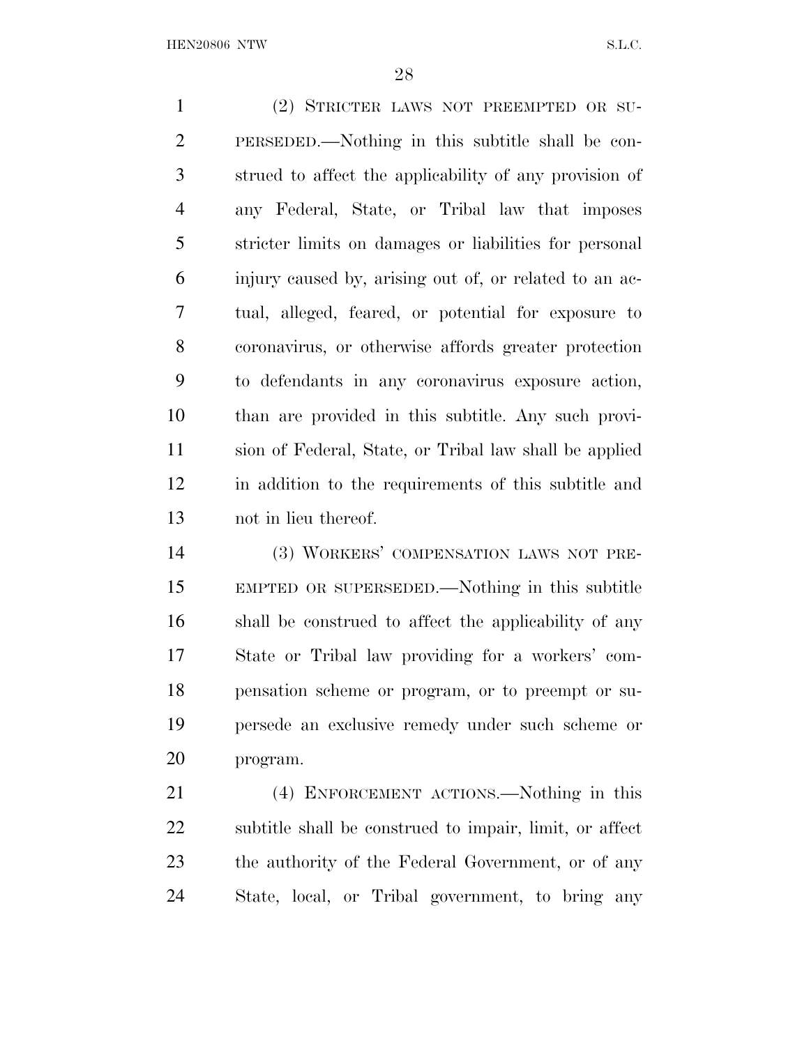(2) STRICTER LAWS NOT PREEMPTED OR SUPERSEDED.—Nothing in this subtitle shall be construed to affect the applicability of any provision of any Federal, State, or Tribal law that imposes stricter limits on damages or liabilities for personal injury caused by, arising out of, or related to an actual, alleged, feared, or potential for exposure to coronavirus, or otherwise affords greater protection to defendants in any coronavirus exposure action, than are provided in this subtitle. Any such provision of Federal, State, or Tribal law shall be applied in addition to the requirements of this subtitle and not in lieu thereof.

(3) WORKERS' COMPENSATION LAWS NOT PREEMPTED OR SUPERSEDED.—Nothing in this subtitle shall be construed to affect the applicability of any State or Tribal law providing for a workers' compensation scheme or program, or to preempt or supersede an exclusive remedy under such scheme or program.

(4) ENFORCEMENT ACTIONS.—Nothing in this subtitle shall be construed to impair, limit, or affect the authority of the Federal Government, or of any State, local, or Tribal government, to bring any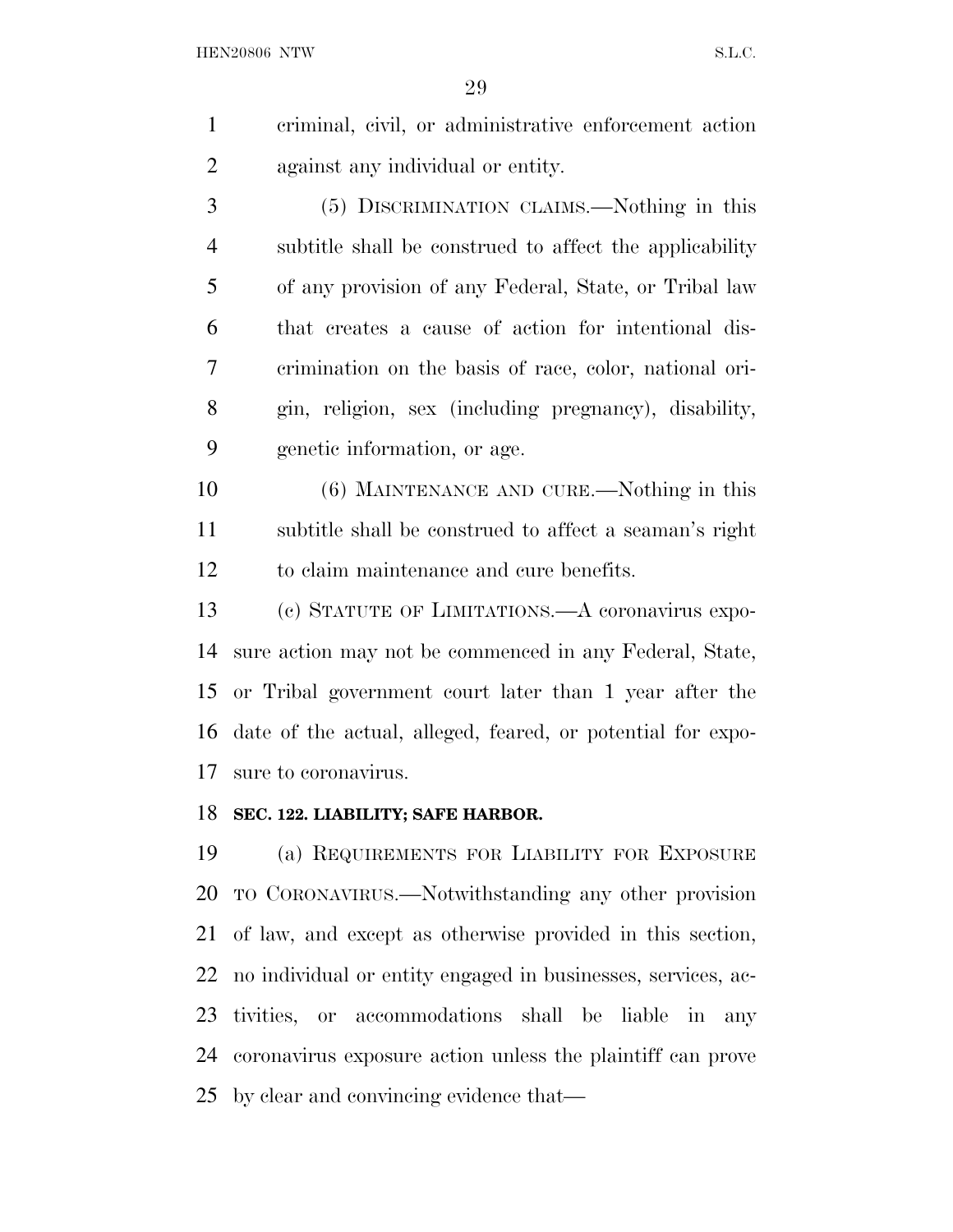criminal, civil, or administrative enforcement action against any individual or entity.

(5) DISCRIMINATION CLAIMS.—Nothing in this subtitle shall be construed to affect the applicability of any provision of any Federal, State, or Tribal law that creates a cause of action for intentional discrimination on the basis of race, color, national origin, religion, sex (including pregnancy), disability, genetic information, or age.

(6) MAINTENANCE AND CURE.—Nothing in this subtitle shall be construed to affect a seaman's right to claim maintenance and cure benefits.

(c) STATUTE OF LIMITATIONS.—A coronavirus exposure action may not be commenced in any Federal, State, or Tribal government court later than 1 year after the date of the actual, alleged, feared, or potential for exposure to coronavirus.

**SEC. 122. LIABILITY; SAFE HARBOR.**

(a) REQUIREMENTS FOR LIABILITY FOR EXPOSURE TO CORONAVIRUS.—Notwithstanding any other provision of law, and except as otherwise provided in this section, no individual or entity engaged in businesses, services, activities, or accommodations shall be liable in any coronavirus exposure action unless the plaintiff can prove by clear and convincing evidence that—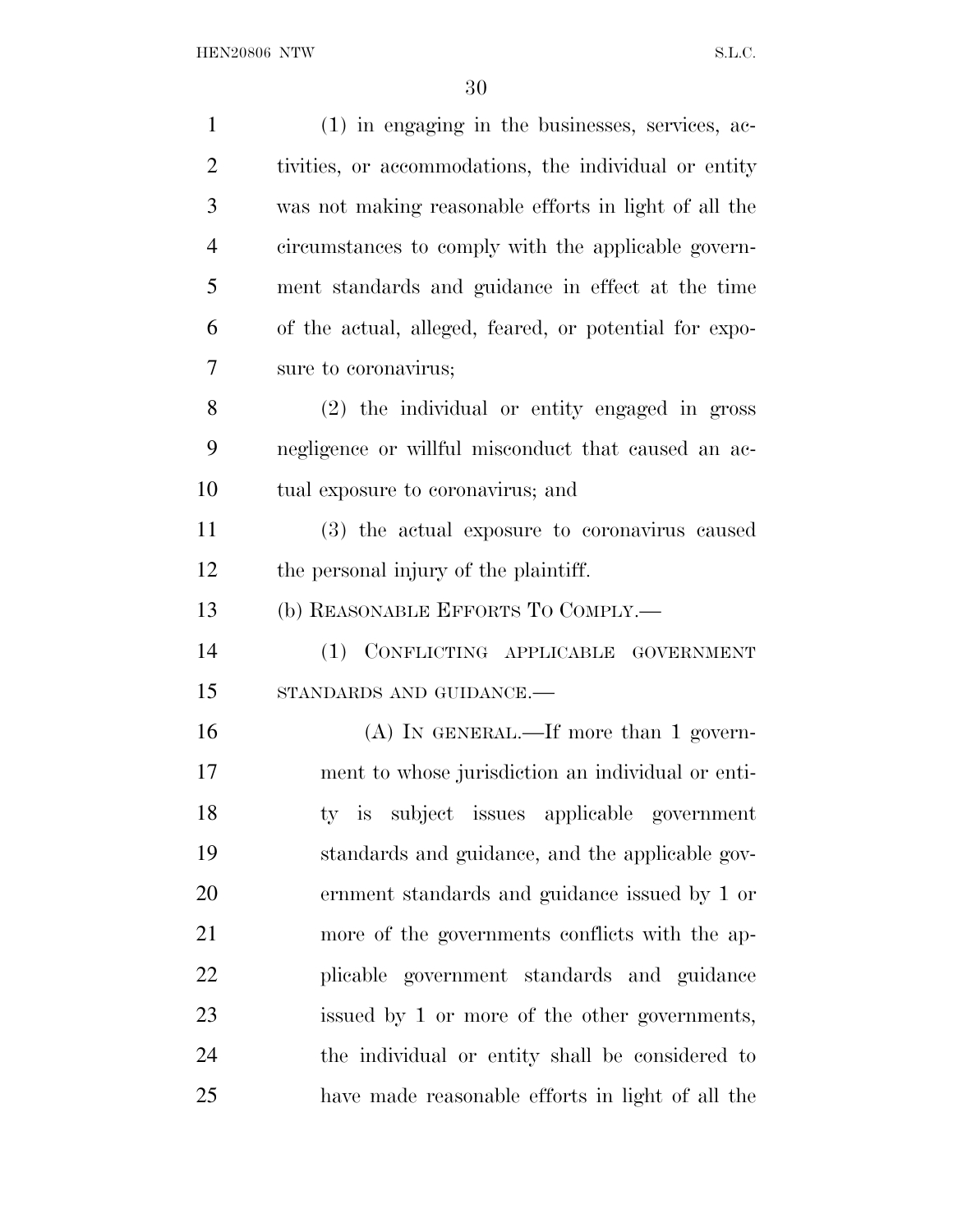(1) in engaging in the businesses, services, activities, or accommodations, the individual or entity was not making reasonable efforts in light of all the circumstances to comply with the applicable government standards and guidance in effect at the time of the actual, alleged, feared, or potential for exposure to coronavirus;

(2) the individual or entity engaged in gross negligence or willful misconduct that caused an actual exposure to coronavirus; and

(3) the actual exposure to coronavirus caused the personal injury of the plaintiff.

(b) REASONABLE EFFORTS TO COMPLY.—

(1) CONFLICTING APPLICABLE GOVERNMENT STANDARDS AND GUIDANCE.—

(A) IN GENERAL.—If more than 1 government to whose jurisdiction an individual or entity is subject issues applicable government standards and guidance, and the applicable government standards and guidance issued by 1 or more of the governments conflicts with the applicable government standards and guidance issued by 1 or more of the other governments, the individual or entity shall be considered to have made reasonable efforts in light of all the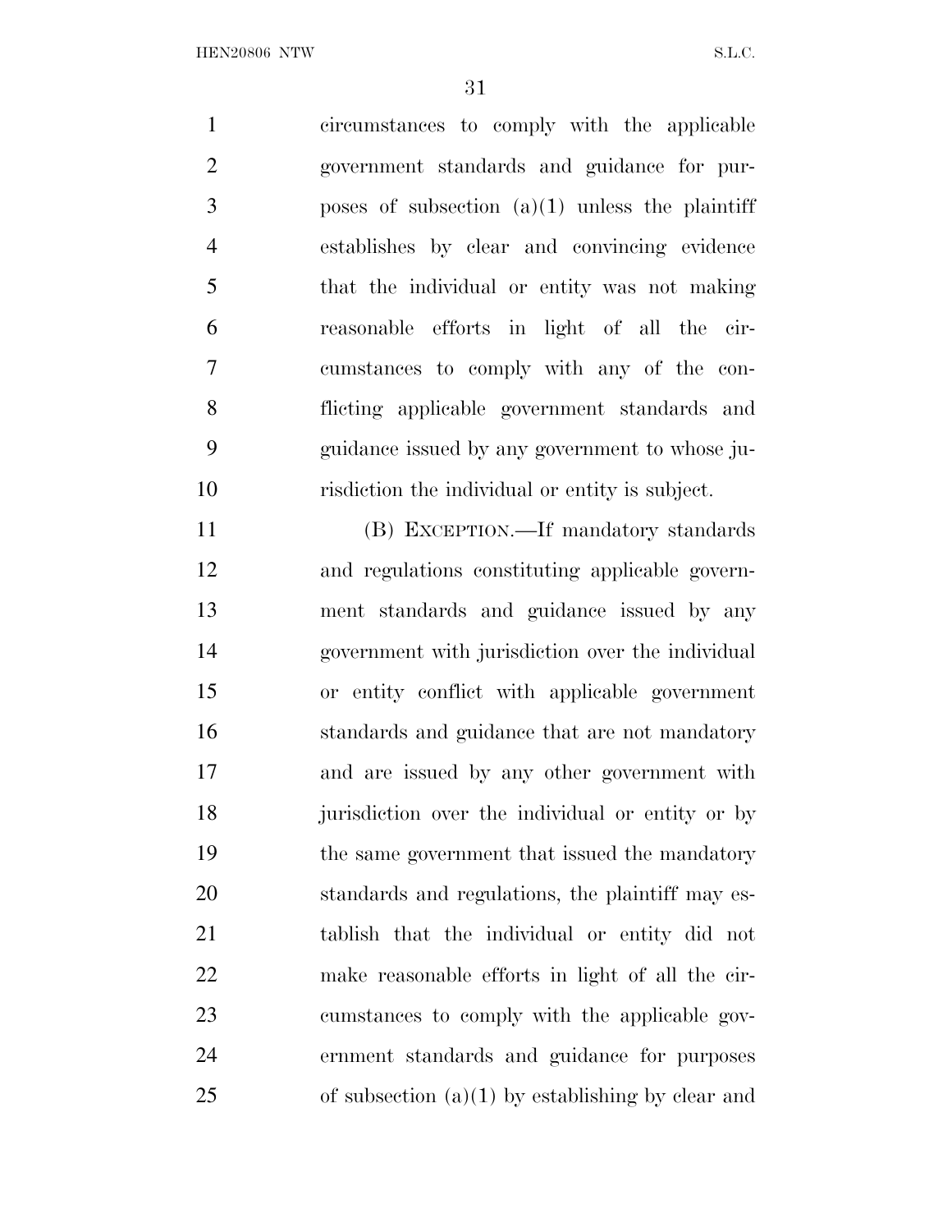circumstances to comply with the applicable government standards and guidance for purposes of subsection (a)(1) unless the plaintiff establishes by clear and convincing evidence that the individual or entity was not making reasonable efforts in light of all the circumstances to comply with any of the conflicting applicable government standards and guidance issued by any government to whose jurisdiction the individual or entity is subject.

(B) EXCEPTION.—If mandatory standards and regulations constituting applicable government standards and guidance issued by any government with jurisdiction over the individual or entity conflict with applicable government standards and guidance that are not mandatory and are issued by any other government with jurisdiction over the individual or entity or by the same government that issued the mandatory standards and regulations, the plaintiff may establish that the individual or entity did not make reasonable efforts in light of all the circumstances to comply with the applicable government standards and guidance for purposes of subsection (a)(1) by establishing by clear and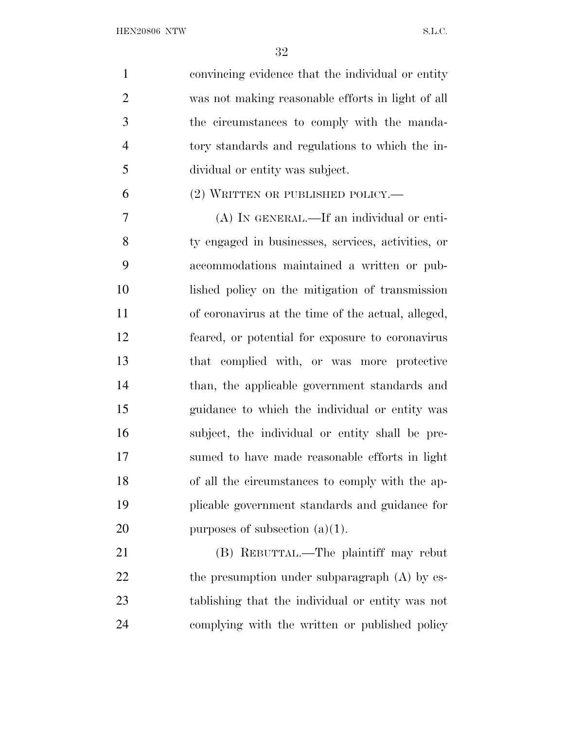convincing evidence that the individual or entity was not making reasonable efforts in light of all the circumstances to comply with the mandatory standards and regulations to which the individual or entity was subject.

(2) WRITTEN OR PUBLISHED POLICY.—

(A) IN GENERAL.—If an individual or entity engaged in businesses, services, activities, or accommodations maintained a written or published policy on the mitigation of transmission of coronavirus at the time of the actual, alleged, feared, or potential for exposure to coronavirus that complied with, or was more protective than, the applicable government standards and guidance to which the individual or entity was subject, the individual or entity shall be presumed to have made reasonable efforts in light of all the circumstances to comply with the applicable government standards and guidance for purposes of subsection (a)(1).

(B) REBUTTAL.—The plaintiff may rebut the presumption under subparagraph (A) by establishing that the individual or entity was not complying with the written or published policy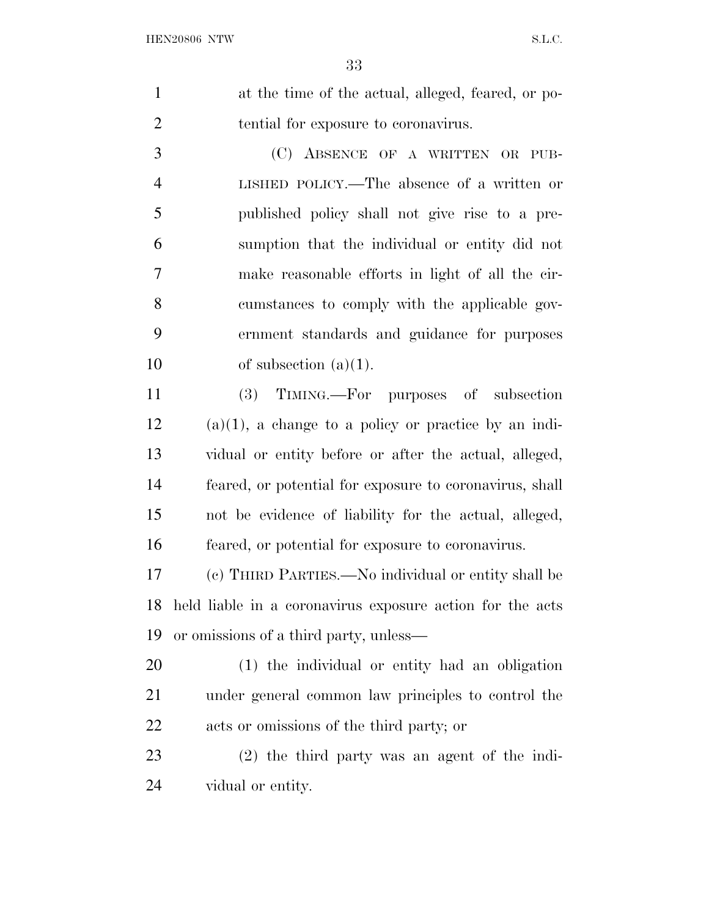at the time of the actual, alleged, feared, or potential for exposure to coronavirus.

(C) ABSENCE OF A WRITTEN OR PUBLISHED POLICY.—The absence of a written or published policy shall not give rise to a presumption that the individual or entity did not make reasonable efforts in light of all the circumstances to comply with the applicable government standards and guidance for purposes of subsection (a)(1).

(3) TIMING.—For purposes of subsection (a)(1), a change to a policy or practice by an individual or entity before or after the actual, alleged, feared, or potential for exposure to coronavirus, shall not be evidence of liability for the actual, alleged, feared, or potential for exposure to coronavirus.

(c) THIRD PARTIES.—No individual or entity shall be held liable in a coronavirus exposure action for the acts or omissions of a third party, unless—

(1) the individual or entity had an obligation under general common law principles to control the acts or omissions of the third party; or

(2) the third party was an agent of the individual or entity.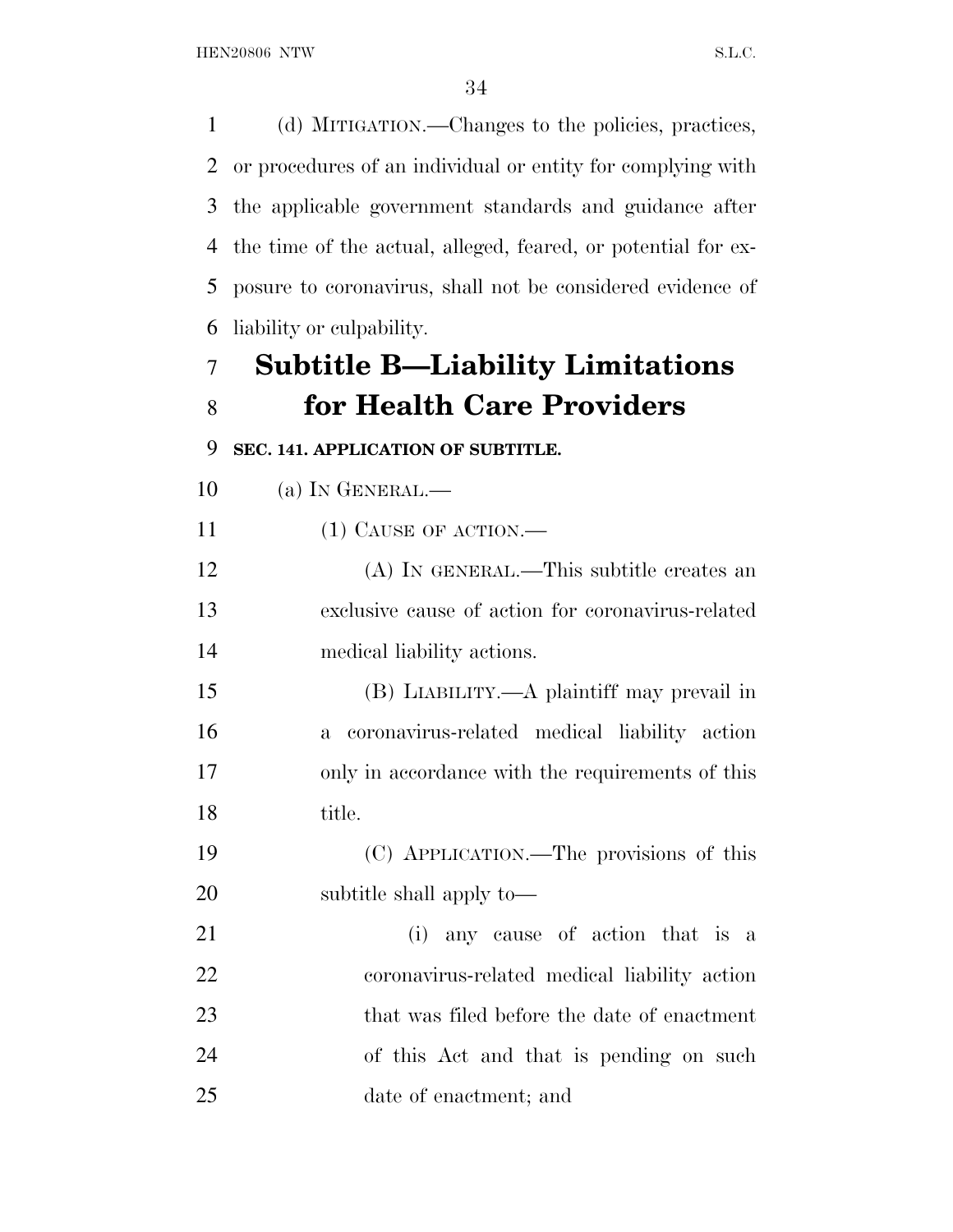(d) MITIGATION.—Changes to the policies, practices, or procedures of an individual or entity for complying with the applicable government standards and guidance after the time of the actual, alleged, feared, or potential for exposure to coronavirus, shall not be considered evidence of liability or culpability.

# Subtitle B—Liability Limitations for Health Care Providers

**SEC. 141. APPLICATION OF SUBTITLE.**

(a) IN GENERAL.—

(1) CAUSE OF ACTION.—

(A) IN GENERAL.—This subtitle creates an exclusive cause of action for coronavirus-related medical liability actions.

(B) LIABILITY.—A plaintiff may prevail in a coronavirus-related medical liability action only in accordance with the requirements of this title.

(C) APPLICATION.—The provisions of this subtitle shall apply to—

(i) any cause of action that is a coronavirus-related medical liability action that was filed before the date of enactment of this Act and that is pending on such date of enactment; and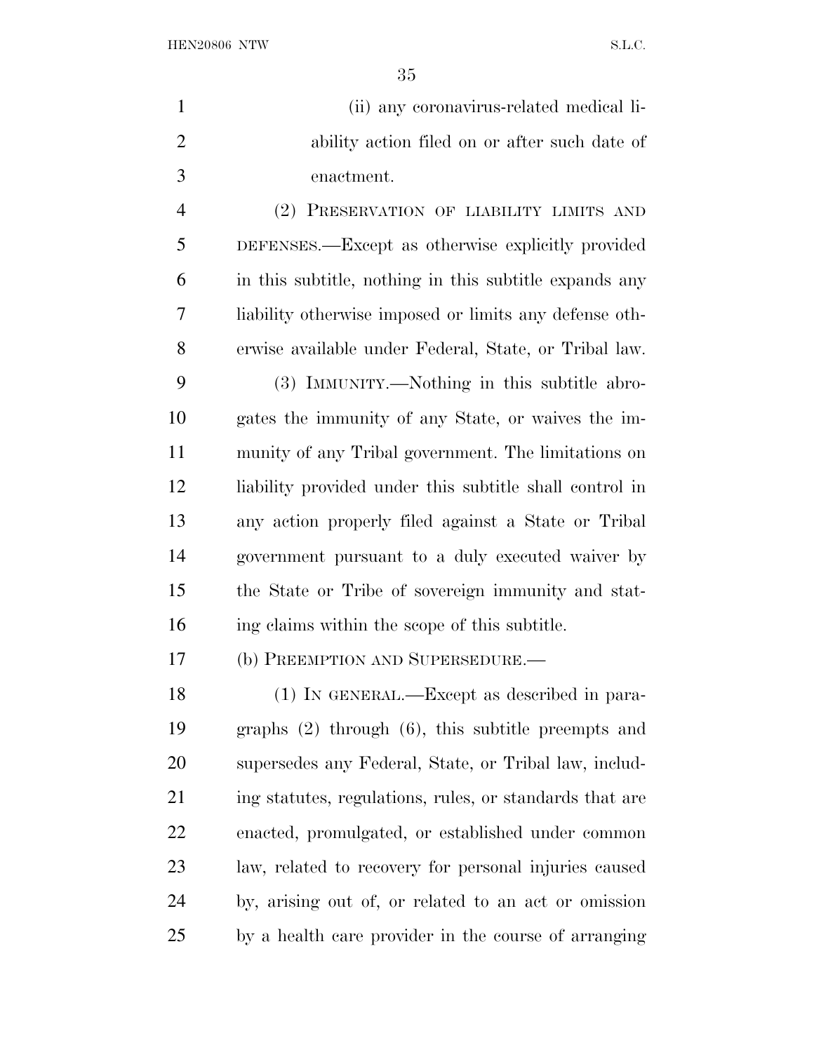(ii) any coronavirus-related medical liability action filed on or after such date of enactment.

(2) PRESERVATION OF LIABILITY LIMITS AND DEFENSES.—Except as otherwise explicitly provided in this subtitle, nothing in this subtitle expands any liability otherwise imposed or limits any defense otherwise available under Federal, State, or Tribal law.

(3) IMMUNITY.—Nothing in this subtitle abrogates the immunity of any State, or waives the immunity of any Tribal government. The limitations on liability provided under this subtitle shall control in any action properly filed against a State or Tribal government pursuant to a duly executed waiver by the State or Tribe of sovereign immunity and stating claims within the scope of this subtitle.

(b) PREEMPTION AND SUPERSEDURE.—

(1) IN GENERAL.—Except as described in paragraphs (2) through (6), this subtitle preempts and supersedes any Federal, State, or Tribal law, including statutes, regulations, rules, or standards that are enacted, promulgated, or established under common law, related to recovery for personal injuries caused by, arising out of, or related to an act or omission by a health care provider in the course of arranging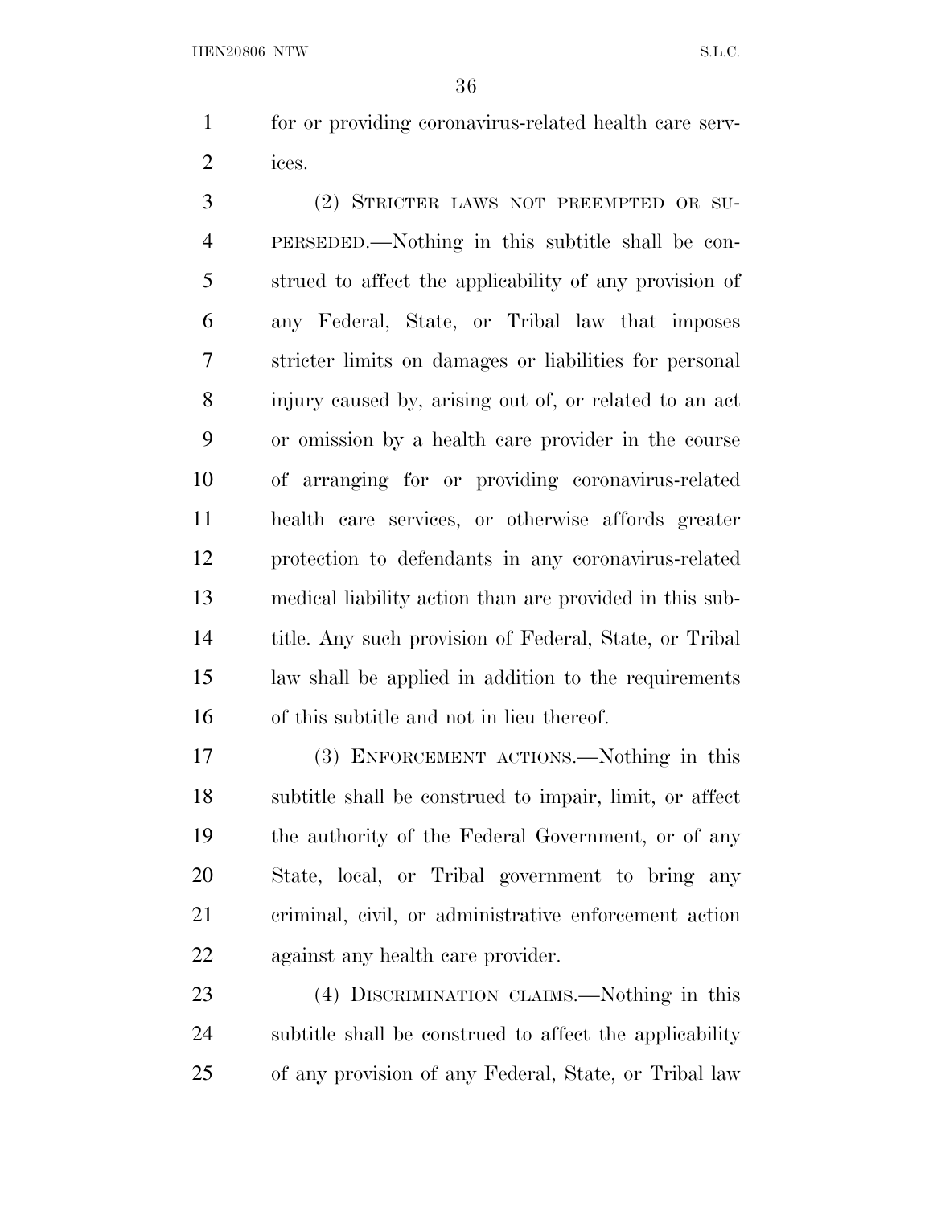for or providing coronavirus-related health care services.

(2) STRICTER LAWS NOT PREEMPTED OR SUPERSEDED.—Nothing in this subtitle shall be construed to affect the applicability of any provision of any Federal, State, or Tribal law that imposes stricter limits on damages or liabilities for personal injury caused by, arising out of, or related to an act or omission by a health care provider in the course of arranging for or providing coronavirus-related health care services, or otherwise affords greater protection to defendants in any coronavirus-related medical liability action than are provided in this subtitle. Any such provision of Federal, State, or Tribal law shall be applied in addition to the requirements of this subtitle and not in lieu thereof.

(3) ENFORCEMENT ACTIONS.—Nothing in this subtitle shall be construed to impair, limit, or affect the authority of the Federal Government, or of any State, local, or Tribal government to bring any criminal, civil, or administrative enforcement action against any health care provider.

(4) DISCRIMINATION CLAIMS.—Nothing in this subtitle shall be construed to affect the applicability of any provision of any Federal, State, or Tribal law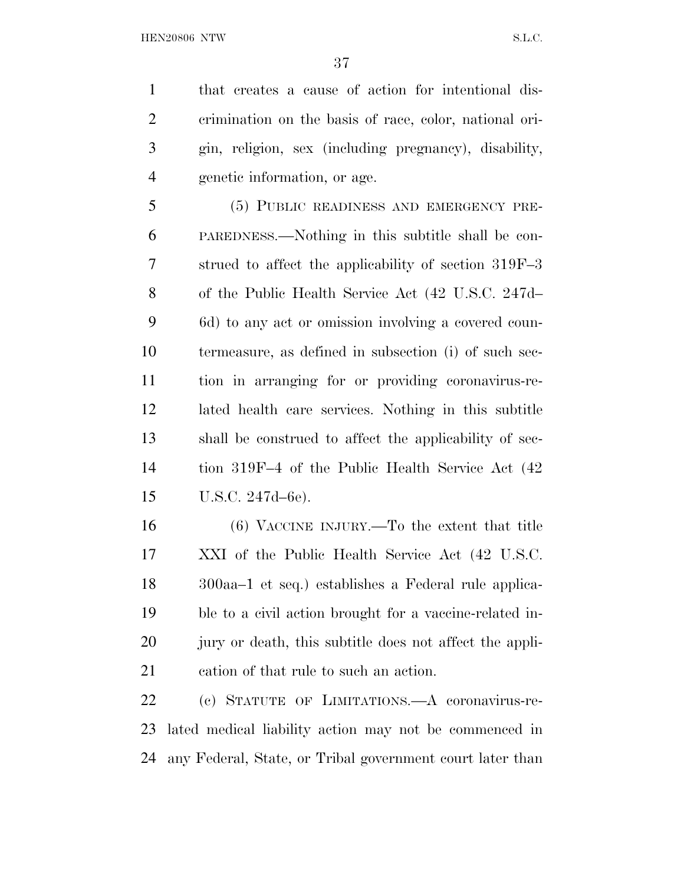that creates a cause of action for intentional discrimination on the basis of race, color, national origin, religion, sex (including pregnancy), disability, genetic information, or age.

(5) PUBLIC READINESS AND EMERGENCY PREPAREDNESS.—Nothing in this subtitle shall be construed to affect the applicability of section 319F–3 of the Public Health Service Act (42 U.S.C. 247d–6d) to any act or omission involving a covered countermeasure, as defined in subsection (i) of such section in arranging for or providing coronavirus-related health care services. Nothing in this subtitle shall be construed to affect the applicability of section 319F–4 of the Public Health Service Act (42 U.S.C. 247d–6e).

(6) VACCINE INJURY.—To the extent that title XXI of the Public Health Service Act (42 U.S.C. 300aa–1 et seq.) establishes a Federal rule applicable to a civil action brought for a vaccine-related injury or death, this subtitle does not affect the application of that rule to such an action.

(c) STATUTE OF LIMITATIONS.—A coronavirus-related medical liability action may not be commenced in any Federal, State, or Tribal government court later than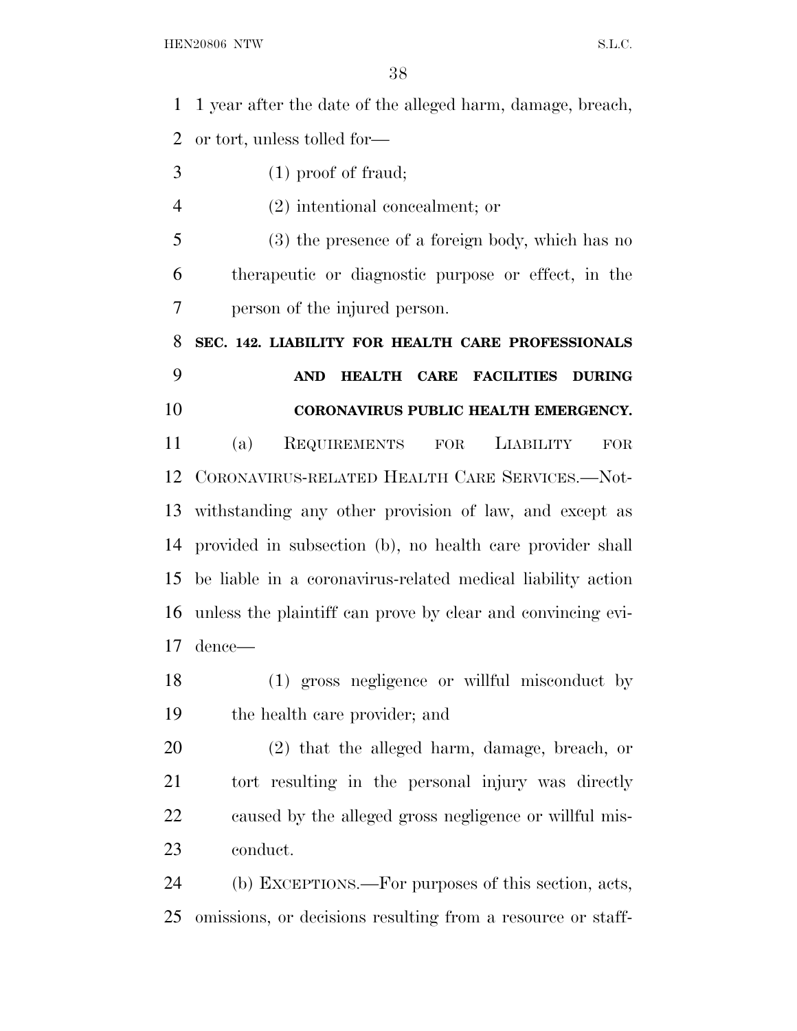1 year after the date of the alleged harm, damage, breach, or tort, unless tolled for—

(1) proof of fraud;

(2) intentional concealment; or

(3) the presence of a foreign body, which has no therapeutic or diagnostic purpose or effect, in the person of the injured person.

**SEC. 142. LIABILITY FOR HEALTH CARE PROFESSIONALS AND HEALTH CARE FACILITIES DURING CORONAVIRUS PUBLIC HEALTH EMERGENCY.**

(a) REQUIREMENTS FOR LIABILITY FOR CORONAVIRUS-RELATED HEALTH CARE SERVICES.—Notwithstanding any other provision of law, and except as provided in subsection (b), no health care provider shall be liable in a coronavirus-related medical liability action unless the plaintiff can prove by clear and convincing evidence—

(1) gross negligence or willful misconduct by the health care provider; and

(2) that the alleged harm, damage, breach, or tort resulting in the personal injury was directly caused by the alleged gross negligence or willful misconduct.

(b) EXCEPTIONS.—For purposes of this section, acts, omissions, or decisions resulting from a resource or staff-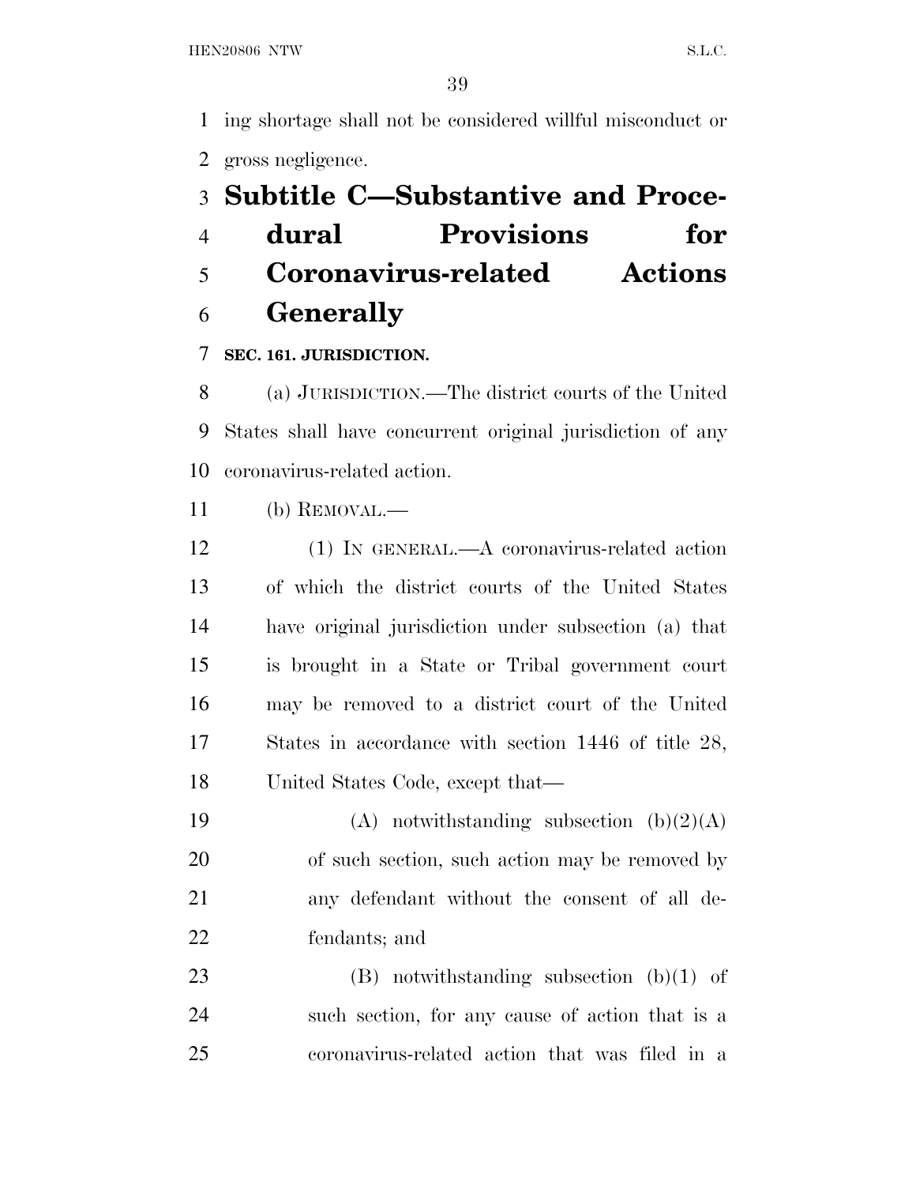ing shortage shall not be considered willful misconduct or gross negligence.

## Subtitle C—Substantive and Procedural Provisions for Coronavirus-related Actions Generally

### SEC. 161. JURISDICTION.

(a) JURISDICTION.—The district courts of the United States shall have concurrent original jurisdiction of any coronavirus-related action.

(b) REMOVAL.—

(1) IN GENERAL.—A coronavirus-related action of which the district courts of the United States have original jurisdiction under subsection (a) that is brought in a State or Tribal government court may be removed to a district court of the United States in accordance with section 1446 of title 28, United States Code, except that—

(A) notwithstanding subsection (b)(2)(A) of such section, such action may be removed by any defendant without the consent of all defendants; and

(B) notwithstanding subsection (b)(1) of such section, for any cause of action that is a coronavirus-related action that was filed in a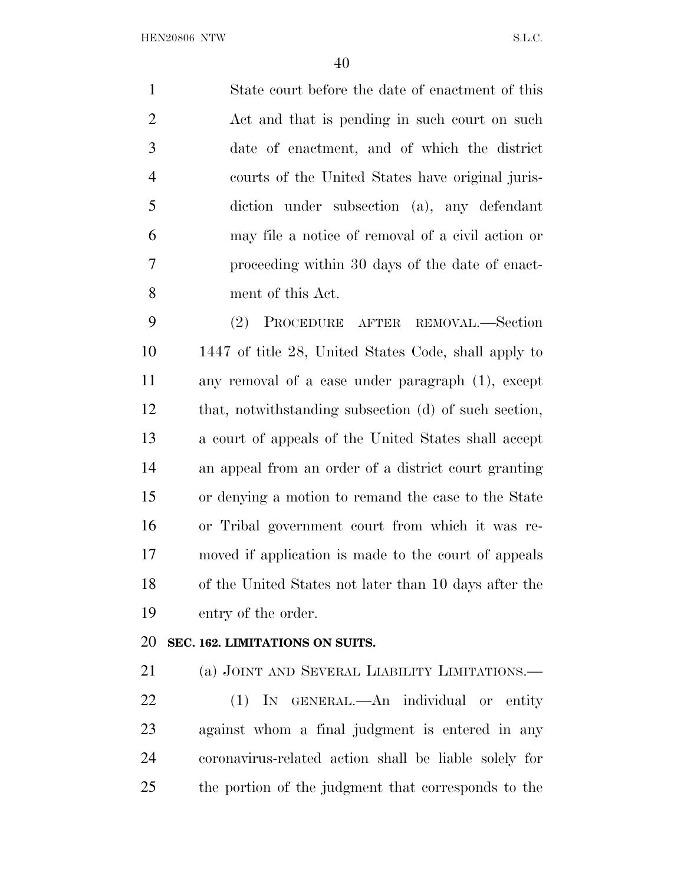State court before the date of enactment of this Act and that is pending in such court on such date of enactment, and of which the district courts of the United States have original jurisdiction under subsection (a), any defendant may file a notice of removal of a civil action or proceeding within 30 days of the date of enactment of this Act.

(2) PROCEDURE AFTER REMOVAL.—Section 1447 of title 28, United States Code, shall apply to any removal of a case under paragraph (1), except that, notwithstanding subsection (d) of such section, a court of appeals of the United States shall accept an appeal from an order of a district court granting or denying a motion to remand the case to the State or Tribal government court from which it was removed if application is made to the court of appeals of the United States not later than 10 days after the entry of the order.

**SEC. 162. LIMITATIONS ON SUITS.**

(a) JOINT AND SEVERAL LIABILITY LIMITATIONS.—

(1) IN GENERAL.—An individual or entity against whom a final judgment is entered in any coronavirus-related action shall be liable solely for the portion of the judgment that corresponds to the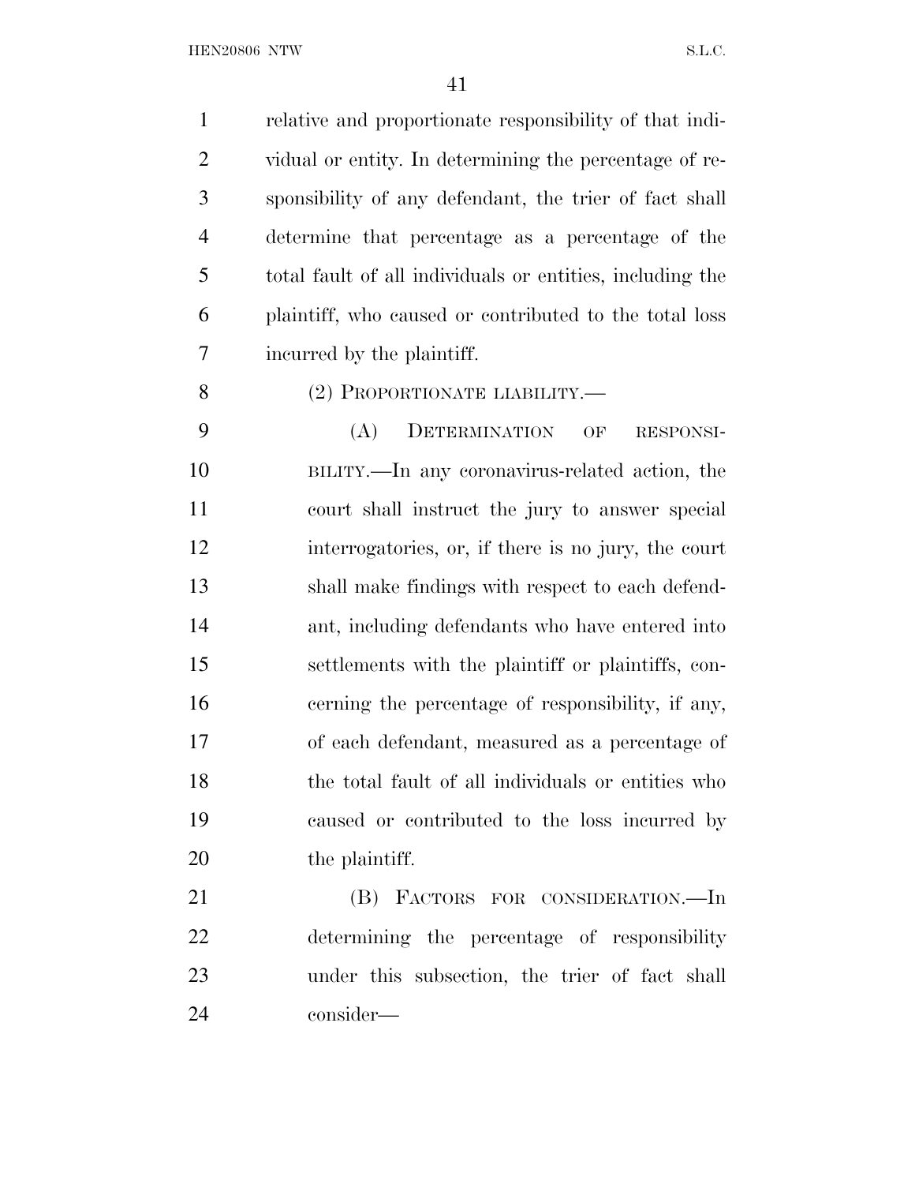relative and proportionate responsibility of that individual or entity. In determining the percentage of responsibility of any defendant, the trier of fact shall determine that percentage as a percentage of the total fault of all individuals or entities, including the plaintiff, who caused or contributed to the total loss incurred by the plaintiff.

(2) PROPORTIONATE LIABILITY.—

(A) DETERMINATION OF RESPONSIBILITY.—In any coronavirus-related action, the court shall instruct the jury to answer special interrogatories, or, if there is no jury, the court shall make findings with respect to each defendant, including defendants who have entered into settlements with the plaintiff or plaintiffs, concerning the percentage of responsibility, if any, of each defendant, measured as a percentage of the total fault of all individuals or entities who caused or contributed to the loss incurred by the plaintiff.

(B) FACTORS FOR CONSIDERATION.—In determining the percentage of responsibility under this subsection, the trier of fact shall consider—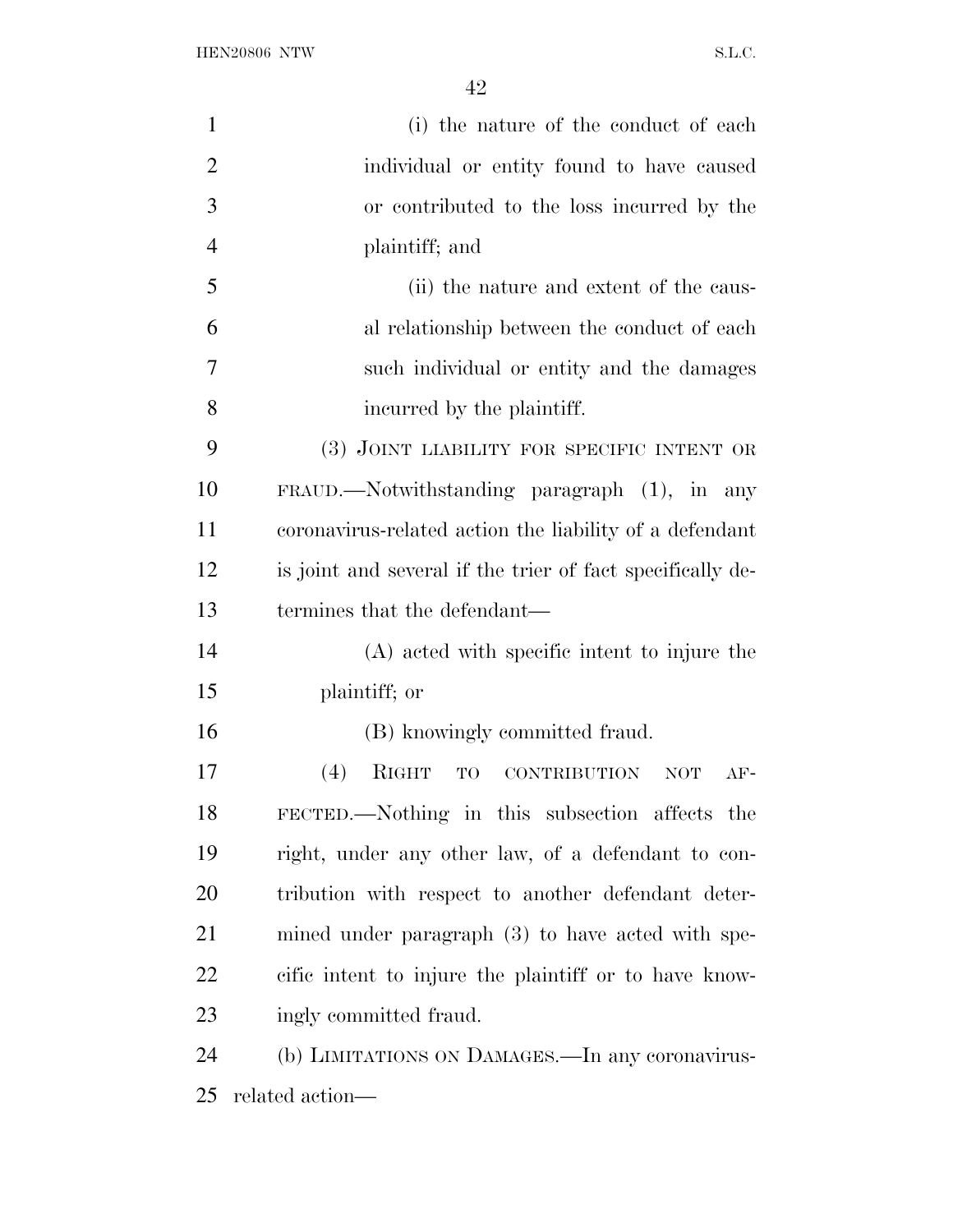(i) the nature of the conduct of each individual or entity found to have caused or contributed to the loss incurred by the plaintiff; and

(ii) the nature and extent of the causal relationship between the conduct of each such individual or entity and the damages incurred by the plaintiff.

(3) JOINT LIABILITY FOR SPECIFIC INTENT OR FRAUD.—Notwithstanding paragraph (1), in any coronavirus-related action the liability of a defendant is joint and several if the trier of fact specifically determines that the defendant—

(A) acted with specific intent to injure the plaintiff; or

(B) knowingly committed fraud.

(4) RIGHT TO CONTRIBUTION NOT AFFECTED.—Nothing in this subsection affects the right, under any other law, of a defendant to contribution with respect to another defendant determined under paragraph (3) to have acted with specific intent to injure the plaintiff or to have knowingly committed fraud.

(b) LIMITATIONS ON DAMAGES.—In any coronavirus-related action—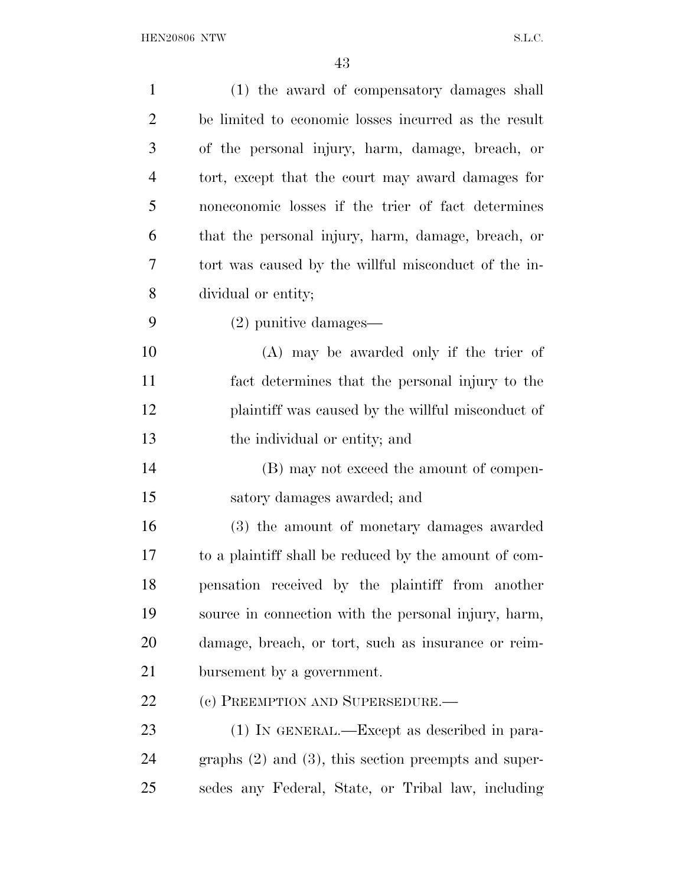(1) the award of compensatory damages shall be limited to economic losses incurred as the result of the personal injury, harm, damage, breach, or tort, except that the court may award damages for noneconomic losses if the trier of fact determines that the personal injury, harm, damage, breach, or tort was caused by the willful misconduct of the individual or entity;

(2) punitive damages—

(A) may be awarded only if the trier of fact determines that the personal injury to the plaintiff was caused by the willful misconduct of the individual or entity; and

(B) may not exceed the amount of compensatory damages awarded; and

(3) the amount of monetary damages awarded to a plaintiff shall be reduced by the amount of compensation received by the plaintiff from another source in connection with the personal injury, harm, damage, breach, or tort, such as insurance or reimbursement by a government.

(c) PREEMPTION AND SUPERSEDURE.—

(1) IN GENERAL.—Except as described in paragraphs (2) and (3), this section preempts and supersedes any Federal, State, or Tribal law, including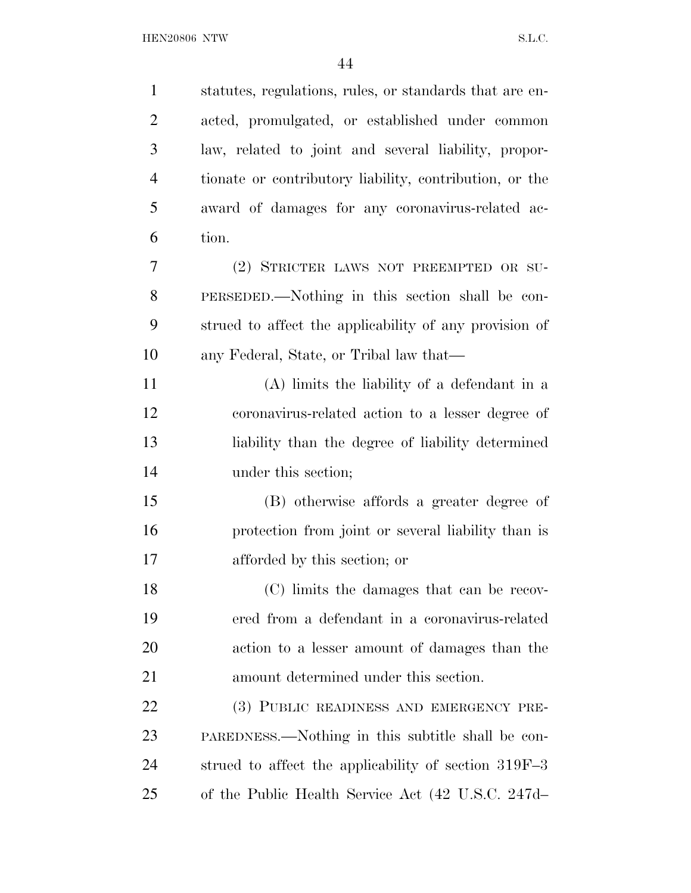statutes, regulations, rules, or standards that are enacted, promulgated, or established under common law, related to joint and several liability, proportionate or contributory liability, contribution, or the award of damages for any coronavirus-related action.

(2) STRICTER LAWS NOT PREEMPTED OR SUPERSEDED.—Nothing in this section shall be construed to affect the applicability of any provision of any Federal, State, or Tribal law that—

(A) limits the liability of a defendant in a coronavirus-related action to a lesser degree of liability than the degree of liability determined under this section;

(B) otherwise affords a greater degree of protection from joint or several liability than is afforded by this section; or

(C) limits the damages that can be recovered from a defendant in a coronavirus-related action to a lesser amount of damages than the amount determined under this section.

(3) PUBLIC READINESS AND EMERGENCY PREPAREDNESS.—Nothing in this subtitle shall be construed to affect the applicability of section 319F–3 of the Public Health Service Act (42 U.S.C. 247d–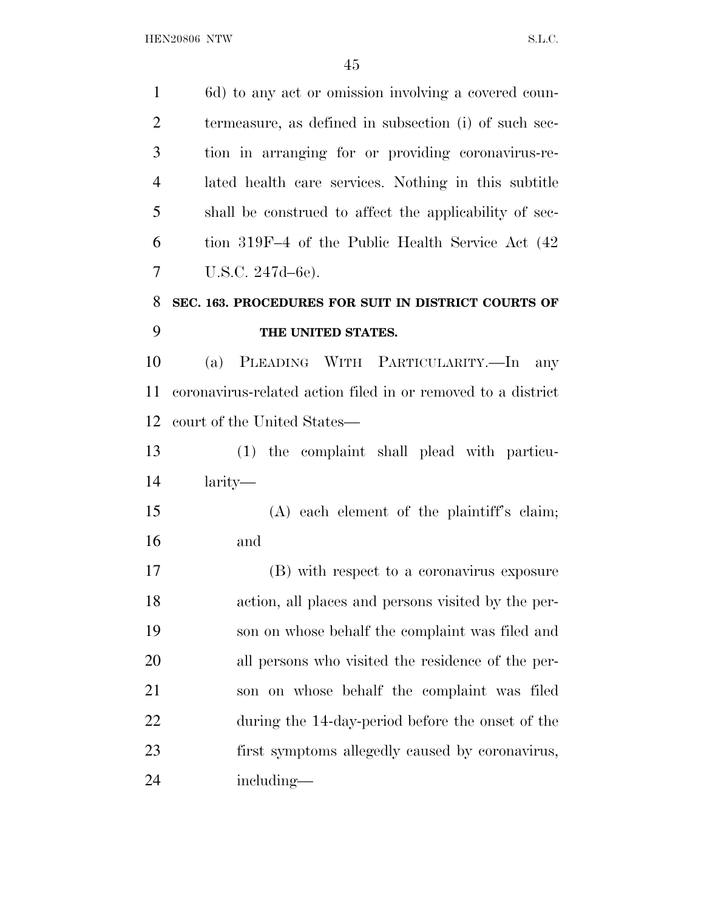6d) to any act or omission involving a covered countermeasure, as defined in subsection (i) of such section in arranging for or providing coronavirus-related health care services. Nothing in this subtitle shall be construed to affect the applicability of section 319F–4 of the Public Health Service Act (42 U.S.C. 247d–6e).

### SEC. 163. PROCEDURES FOR SUIT IN DISTRICT COURTS OF THE UNITED STATES.

(a) PLEADING WITH PARTICULARITY.—In any coronavirus-related action filed in or removed to a district court of the United States—

(1) the complaint shall plead with particularity—

(A) each element of the plaintiff's claim; and

(B) with respect to a coronavirus exposure action, all places and persons visited by the person on whose behalf the complaint was filed and all persons who visited the residence of the person on whose behalf the complaint was filed during the 14-day-period before the onset of the first symptoms allegedly caused by coronavirus, including—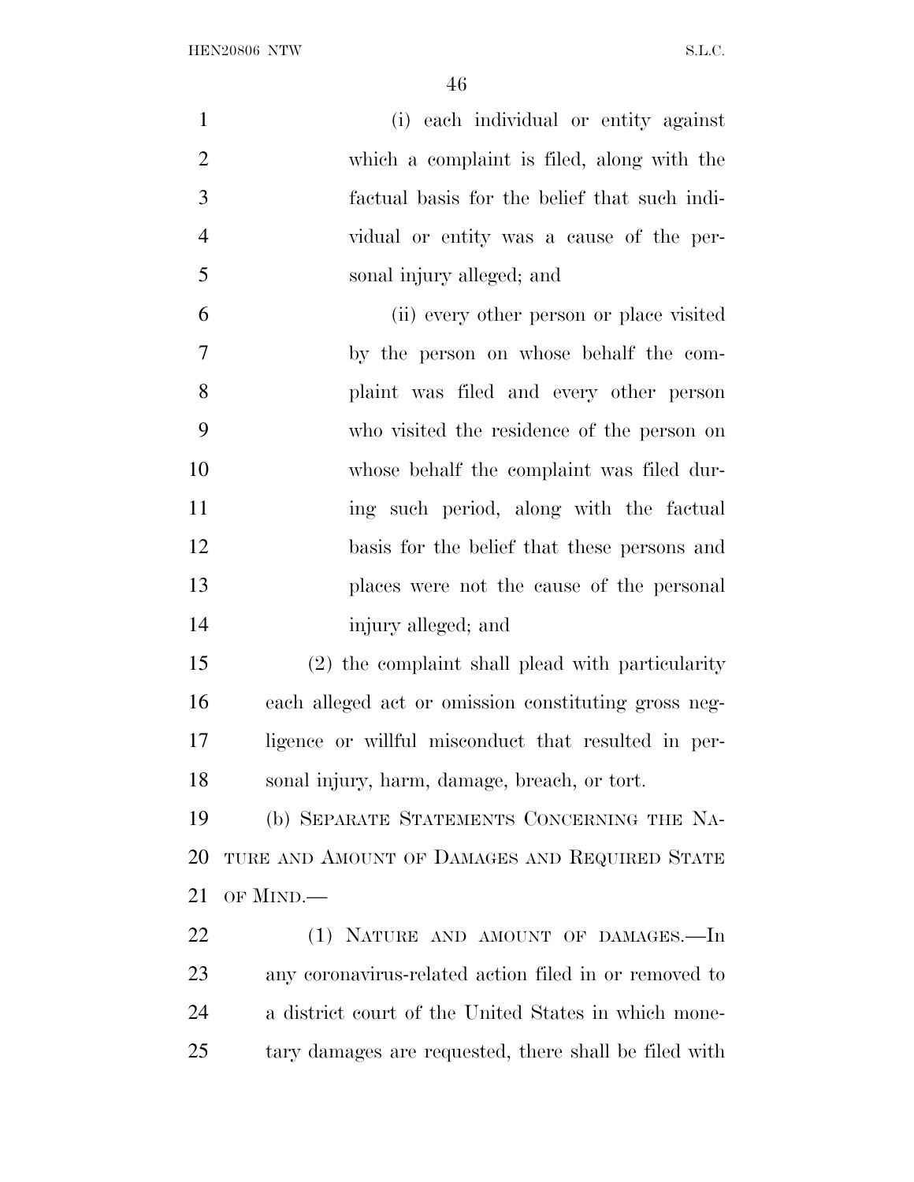(i) each individual or entity against which a complaint is filed, along with the factual basis for the belief that such individual or entity was a cause of the personal injury alleged; and

(ii) every other person or place visited by the person on whose behalf the complaint was filed and every other person who visited the residence of the person on whose behalf the complaint was filed during such period, along with the factual basis for the belief that these persons and places were not the cause of the personal injury alleged; and

(2) the complaint shall plead with particularity each alleged act or omission constituting gross negligence or willful misconduct that resulted in personal injury, harm, damage, breach, or tort.

(b) SEPARATE STATEMENTS CONCERNING THE NATURE AND AMOUNT OF DAMAGES AND REQUIRED STATE OF MIND.—

(1) NATURE AND AMOUNT OF DAMAGES.—In any coronavirus-related action filed in or removed to a district court of the United States in which monetary damages are requested, there shall be filed with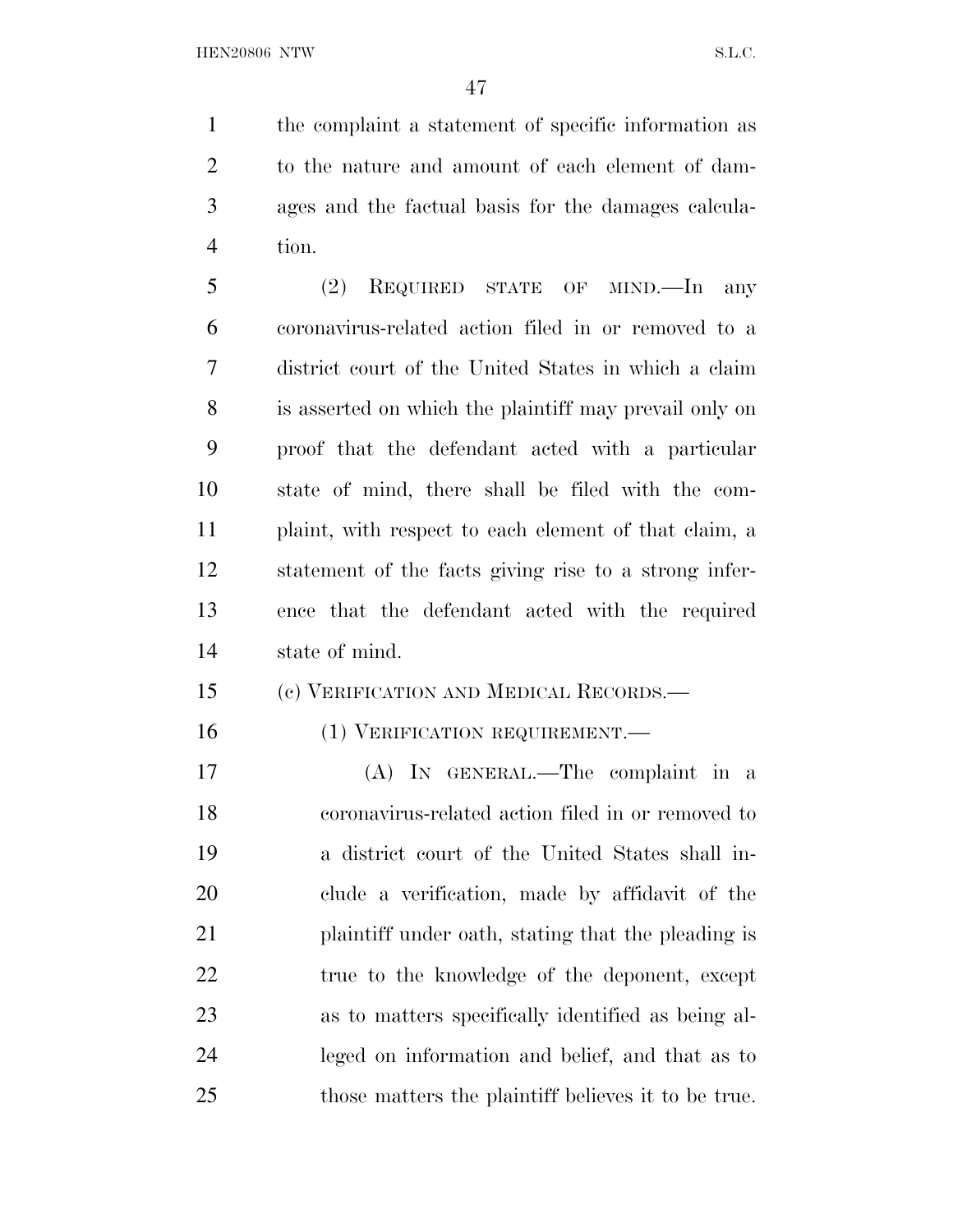the complaint a statement of specific information as to the nature and amount of each element of damages and the factual basis for the damages calculation.

(2) REQUIRED STATE OF MIND.—In any coronavirus-related action filed in or removed to a district court of the United States in which a claim is asserted on which the plaintiff may prevail only on proof that the defendant acted with a particular state of mind, there shall be filed with the complaint, with respect to each element of that claim, a statement of the facts giving rise to a strong inference that the defendant acted with the required state of mind.

(c) VERIFICATION AND MEDICAL RECORDS.—

(1) VERIFICATION REQUIREMENT.—

(A) IN GENERAL.—The complaint in a coronavirus-related action filed in or removed to a district court of the United States shall include a verification, made by affidavit of the plaintiff under oath, stating that the pleading is true to the knowledge of the deponent, except as to matters specifically identified as being alleged on information and belief, and that as to those matters the plaintiff believes it to be true.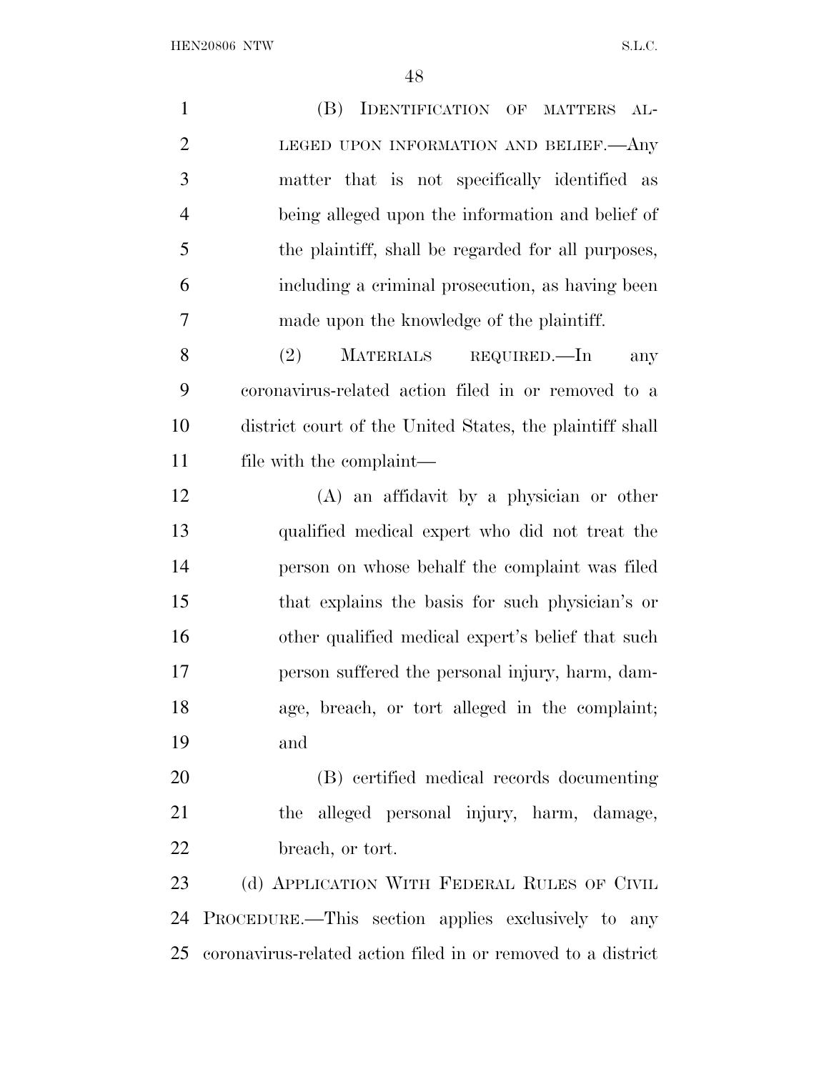(B) IDENTIFICATION OF MATTERS ALLEGED UPON INFORMATION AND BELIEF.—Any matter that is not specifically identified as being alleged upon the information and belief of the plaintiff, shall be regarded for all purposes, including a criminal prosecution, as having been made upon the knowledge of the plaintiff.

(2) MATERIALS REQUIRED.—In any coronavirus-related action filed in or removed to a district court of the United States, the plaintiff shall file with the complaint—

(A) an affidavit by a physician or other qualified medical expert who did not treat the person on whose behalf the complaint was filed that explains the basis for such physician's or other qualified medical expert's belief that such person suffered the personal injury, harm, damage, breach, or tort alleged in the complaint; and

(B) certified medical records documenting the alleged personal injury, harm, damage, breach, or tort.

(d) APPLICATION WITH FEDERAL RULES OF CIVIL PROCEDURE.—This section applies exclusively to any coronavirus-related action filed in or removed to a district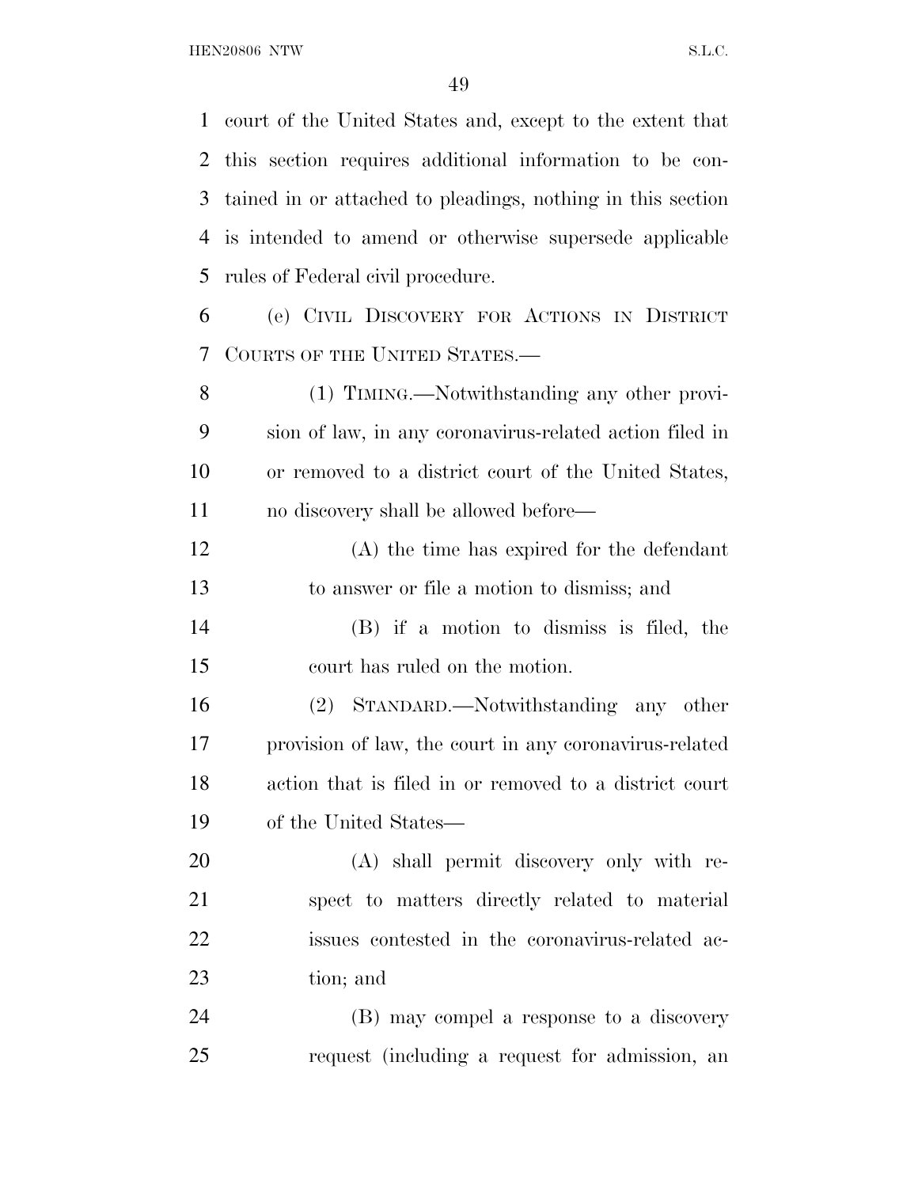court of the United States and, except to the extent that this section requires additional information to be contained in or attached to pleadings, nothing in this section is intended to amend or otherwise supersede applicable rules of Federal civil procedure.

(e) CIVIL DISCOVERY FOR ACTIONS IN DISTRICT COURTS OF THE UNITED STATES.—

(1) TIMING.—Notwithstanding any other provision of law, in any coronavirus-related action filed in or removed to a district court of the United States, no discovery shall be allowed before—

(A) the time has expired for the defendant to answer or file a motion to dismiss; and

(B) if a motion to dismiss is filed, the court has ruled on the motion.

(2) STANDARD.—Notwithstanding any other provision of law, the court in any coronavirus-related action that is filed in or removed to a district court of the United States—

(A) shall permit discovery only with respect to matters directly related to material issues contested in the coronavirus-related action; and

(B) may compel a response to a discovery request (including a request for admission, an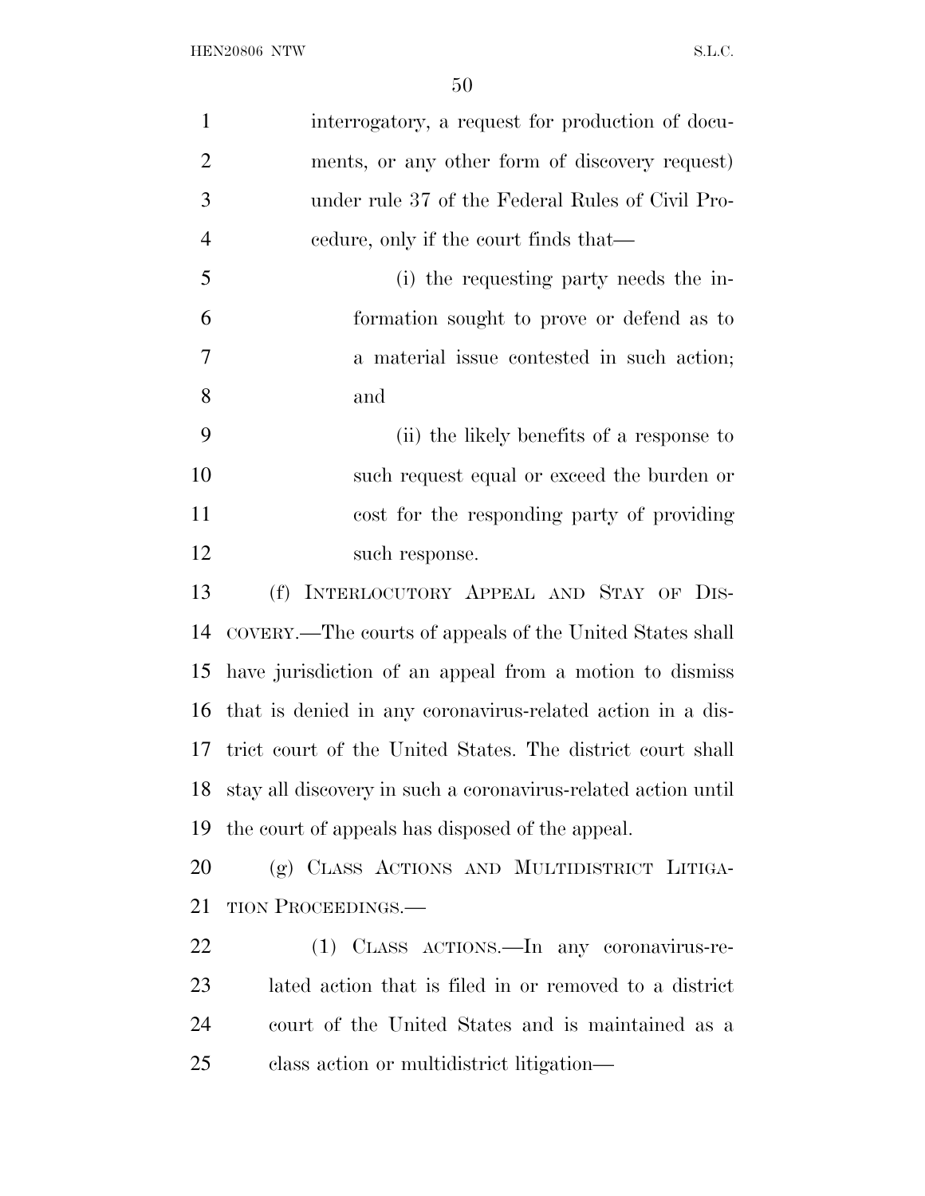interrogatory, a request for production of documents, or any other form of discovery request) under rule 37 of the Federal Rules of Civil Procedure, only if the court finds that—

(i) the requesting party needs the information sought to prove or defend as to a material issue contested in such action; and

(ii) the likely benefits of a response to such request equal or exceed the burden or cost for the responding party of providing such response.

(f) INTERLOCUTORY APPEAL AND STAY OF DISCOVERY.—The courts of appeals of the United States shall have jurisdiction of an appeal from a motion to dismiss that is denied in any coronavirus-related action in a district court of the United States. The district court shall stay all discovery in such a coronavirus-related action until the court of appeals has disposed of the appeal.

(g) CLASS ACTIONS AND MULTIDISTRICT LITIGATION PROCEEDINGS.—

(1) CLASS ACTIONS.—In any coronavirus-related action that is filed in or removed to a district court of the United States and is maintained as a class action or multidistrict litigation—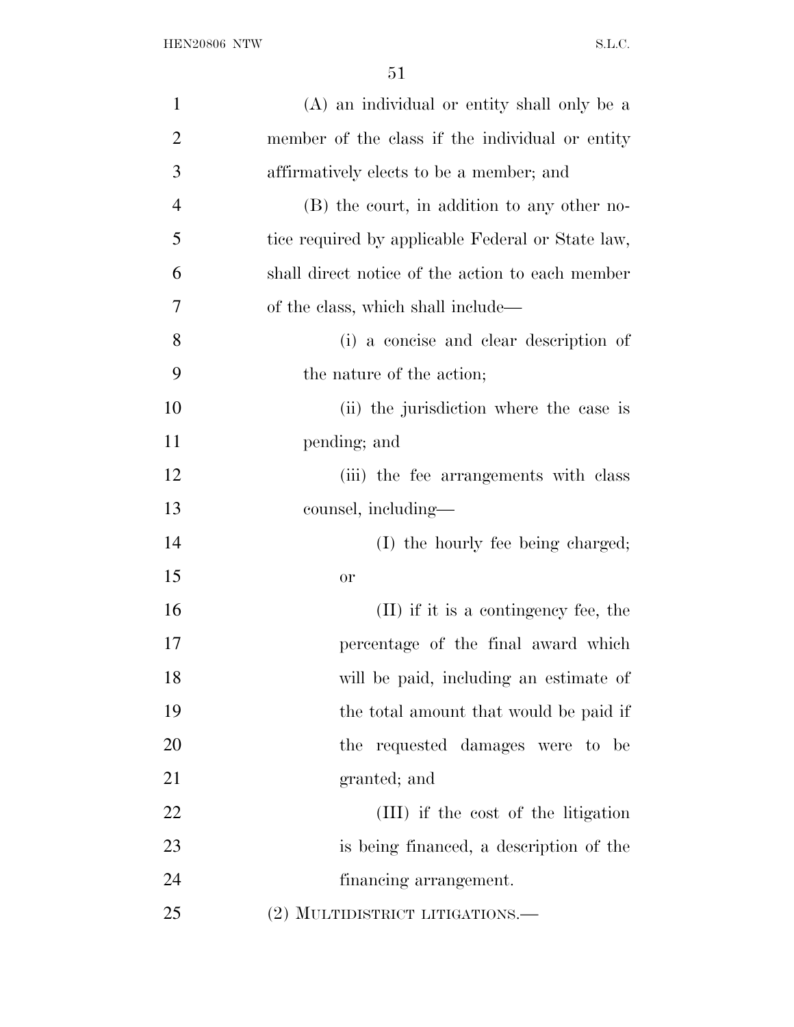(A) an individual or entity shall only be a member of the class if the individual or entity affirmatively elects to be a member; and

(B) the court, in addition to any other notice required by applicable Federal or State law, shall direct notice of the action to each member of the class, which shall include—

(i) a concise and clear description of the nature of the action;

(ii) the jurisdiction where the case is pending; and

(iii) the fee arrangements with class counsel, including—

(I) the hourly fee being charged; or

(II) if it is a contingency fee, the percentage of the final award which will be paid, including an estimate of the total amount that would be paid if the requested damages were to be granted; and

(III) if the cost of the litigation is being financed, a description of the financing arrangement.

(2) MULTIDISTRICT LITIGATIONS.—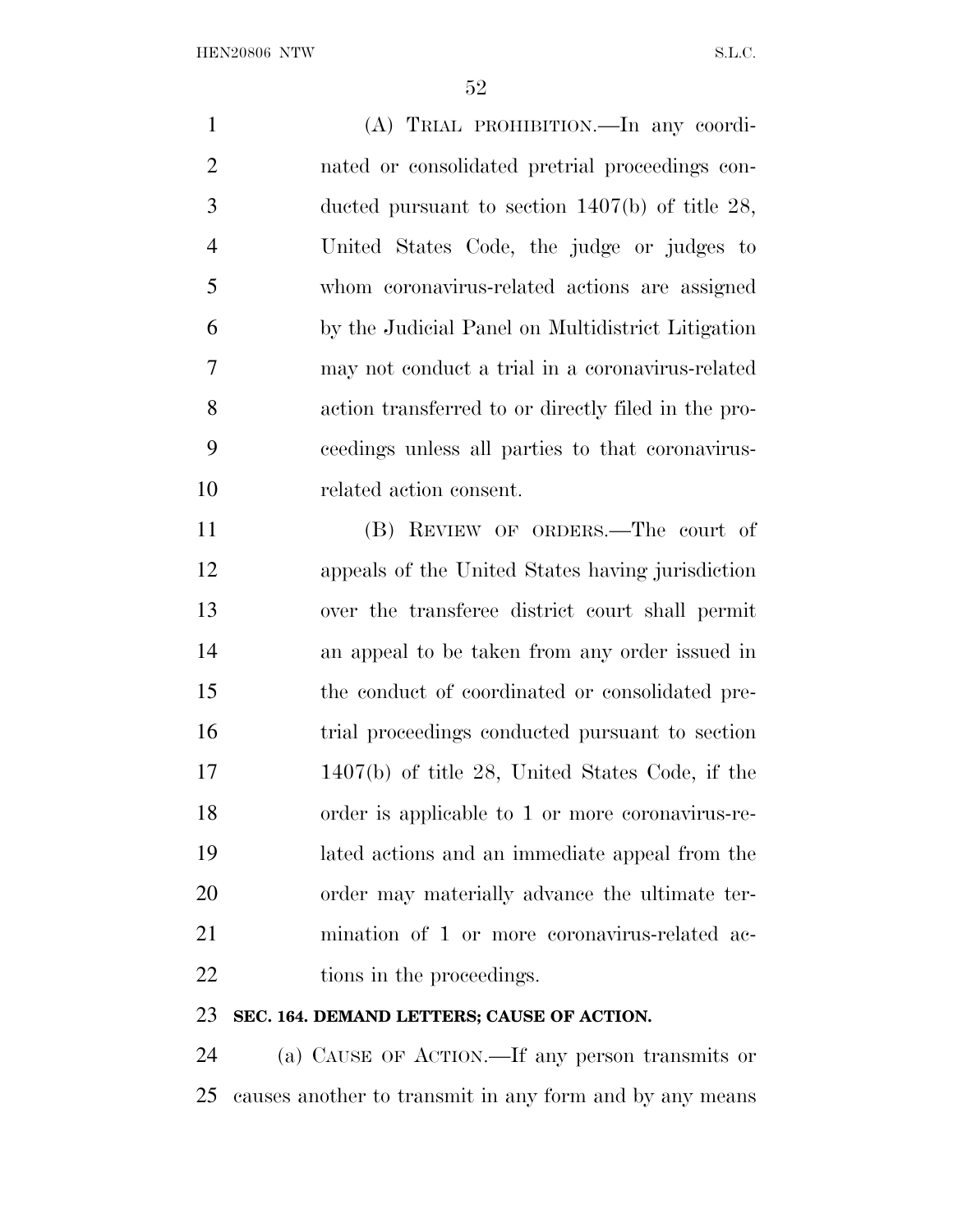(A) TRIAL PROHIBITION.—In any coordinated or consolidated pretrial proceedings conducted pursuant to section 1407(b) of title 28, United States Code, the judge or judges to whom coronavirus-related actions are assigned by the Judicial Panel on Multidistrict Litigation may not conduct a trial in a coronavirus-related action transferred to or directly filed in the proceedings unless all parties to that coronavirus-related action consent.

(B) REVIEW OF ORDERS.—The court of appeals of the United States having jurisdiction over the transferee district court shall permit an appeal to be taken from any order issued in the conduct of coordinated or consolidated pretrial proceedings conducted pursuant to section 1407(b) of title 28, United States Code, if the order is applicable to 1 or more coronavirus-related actions and an immediate appeal from the order may materially advance the ultimate termination of 1 or more coronavirus-related actions in the proceedings.

**SEC. 164. DEMAND LETTERS; CAUSE OF ACTION.**

(a) CAUSE OF ACTION.—If any person transmits or causes another to transmit in any form and by any means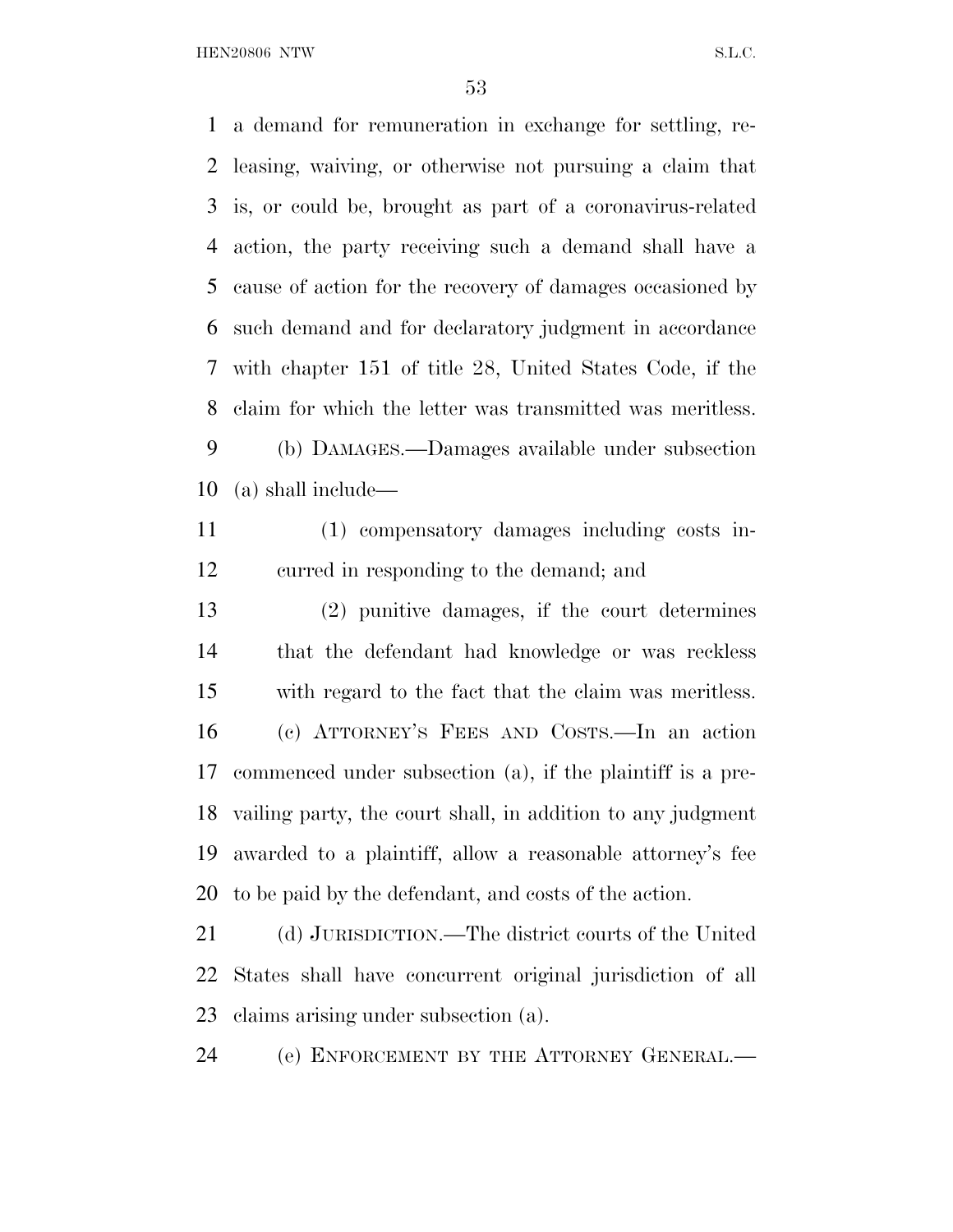a demand for remuneration in exchange for settling, releasing, waiving, or otherwise not pursuing a claim that is, or could be, brought as part of a coronavirus-related action, the party receiving such a demand shall have a cause of action for the recovery of damages occasioned by such demand and for declaratory judgment in accordance with chapter 151 of title 28, United States Code, if the claim for which the letter was transmitted was meritless.

(b) DAMAGES.—Damages available under subsection (a) shall include—

(1) compensatory damages including costs incurred in responding to the demand; and

(2) punitive damages, if the court determines that the defendant had knowledge or was reckless with regard to the fact that the claim was meritless.

(c) ATTORNEY'S FEES AND COSTS.—In an action commenced under subsection (a), if the plaintiff is a prevailing party, the court shall, in addition to any judgment awarded to a plaintiff, allow a reasonable attorney's fee to be paid by the defendant, and costs of the action.

(d) JURISDICTION.—The district courts of the United States shall have concurrent original jurisdiction of all claims arising under subsection (a).

(e) ENFORCEMENT BY THE ATTORNEY GENERAL.—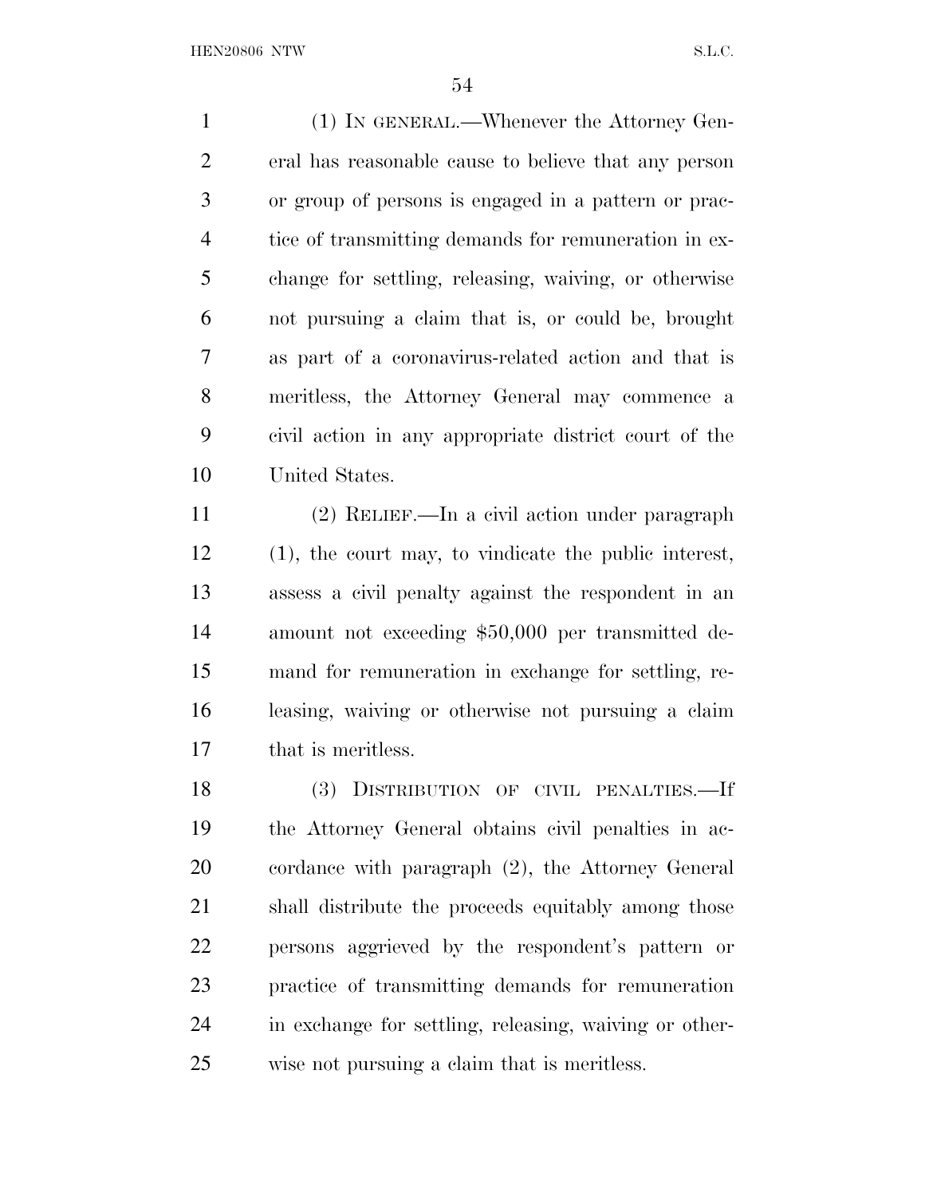(1) IN GENERAL.—Whenever the Attorney General has reasonable cause to believe that any person or group of persons is engaged in a pattern or practice of transmitting demands for remuneration in exchange for settling, releasing, waiving, or otherwise not pursuing a claim that is, or could be, brought as part of a coronavirus-related action and that is meritless, the Attorney General may commence a civil action in any appropriate district court of the United States.

(2) RELIEF.—In a civil action under paragraph (1), the court may, to vindicate the public interest, assess a civil penalty against the respondent in an amount not exceeding $50,000 per transmitted demand for remuneration in exchange for settling, releasing, waiving or otherwise not pursuing a claim that is meritless.

(3) DISTRIBUTION OF CIVIL PENALTIES.—If the Attorney General obtains civil penalties in accordance with paragraph (2), the Attorney General shall distribute the proceeds equitably among those persons aggrieved by the respondent's pattern or practice of transmitting demands for remuneration in exchange for settling, releasing, waiving or otherwise not pursuing a claim that is meritless.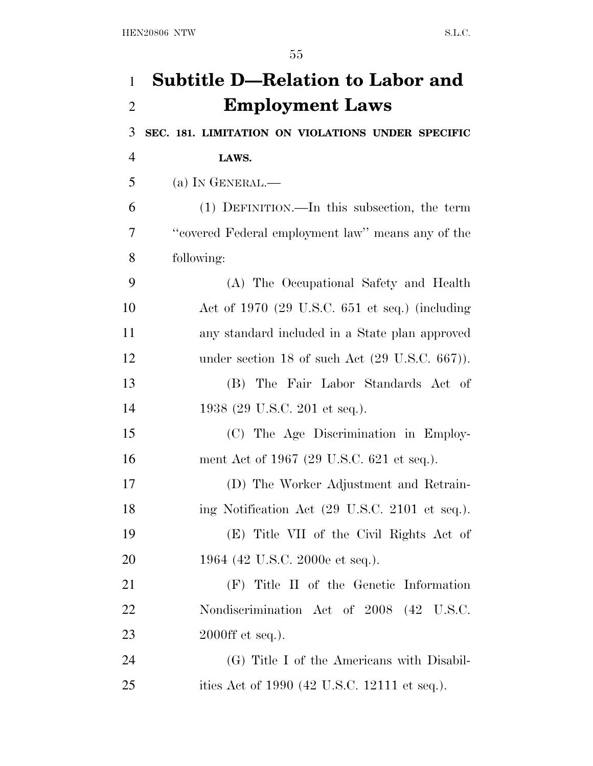# Subtitle D—Relation to Labor and Employment Laws

**SEC. 181. LIMITATION ON VIOLATIONS UNDER SPECIFIC LAWS.**

(a) IN GENERAL.—

(1) DEFINITION.—In this subsection, the term ''covered Federal employment law'' means any of the following:

(A) The Occupational Safety and Health Act of 1970 (29 U.S.C. 651 et seq.) (including any standard included in a State plan approved under section 18 of such Act (29 U.S.C. 667)).

(B) The Fair Labor Standards Act of 1938 (29 U.S.C. 201 et seq.).

(C) The Age Discrimination in Employment Act of 1967 (29 U.S.C. 621 et seq.).

(D) The Worker Adjustment and Retraining Notification Act (29 U.S.C. 2101 et seq.).

(E) Title VII of the Civil Rights Act of 1964 (42 U.S.C. 2000e et seq.).

(F) Title II of the Genetic Information Nondiscrimination Act of 2008 (42 U.S.C. 2000ff et seq.).

(G) Title I of the Americans with Disabilities Act of 1990 (42 U.S.C. 12111 et seq.).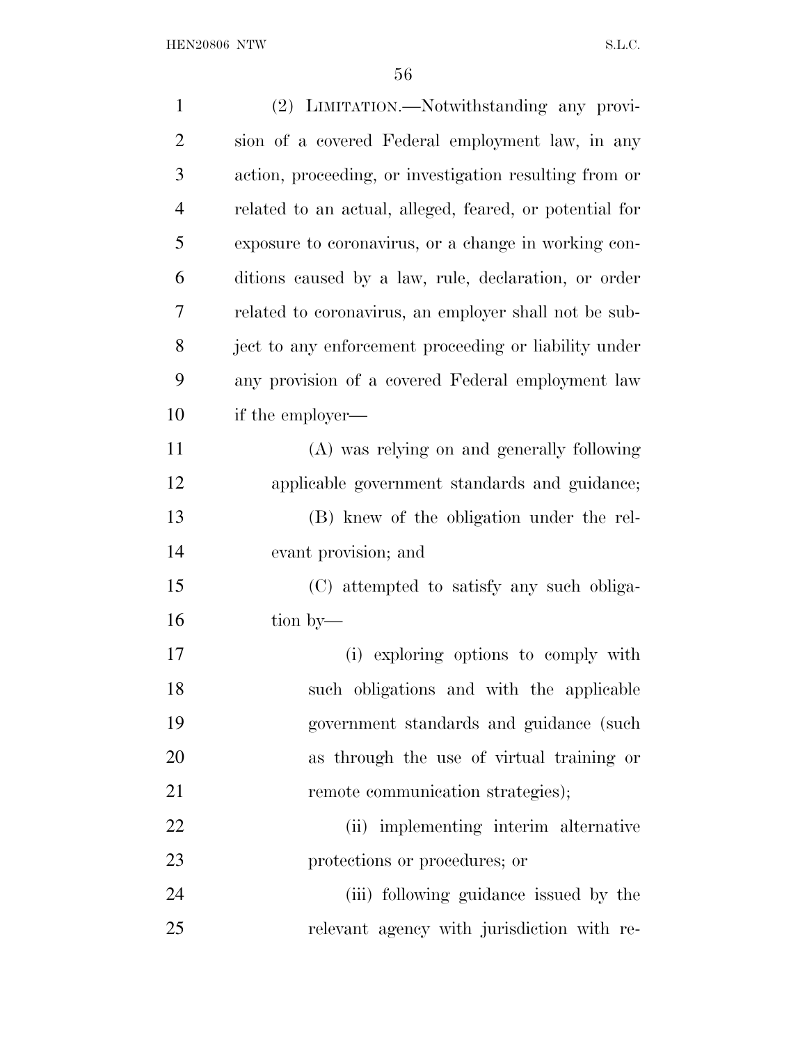(2) LIMITATION.—Notwithstanding any provision of a covered Federal employment law, in any action, proceeding, or investigation resulting from or related to an actual, alleged, feared, or potential for exposure to coronavirus, or a change in working conditions caused by a law, rule, declaration, or order related to coronavirus, an employer shall not be subject to any enforcement proceeding or liability under any provision of a covered Federal employment law if the employer—

(A) was relying on and generally following applicable government standards and guidance;

(B) knew of the obligation under the relevant provision; and

(C) attempted to satisfy any such obligation by—

(i) exploring options to comply with such obligations and with the applicable government standards and guidance (such as through the use of virtual training or remote communication strategies);

(ii) implementing interim alternative protections or procedures; or

(iii) following guidance issued by the relevant agency with jurisdiction with re-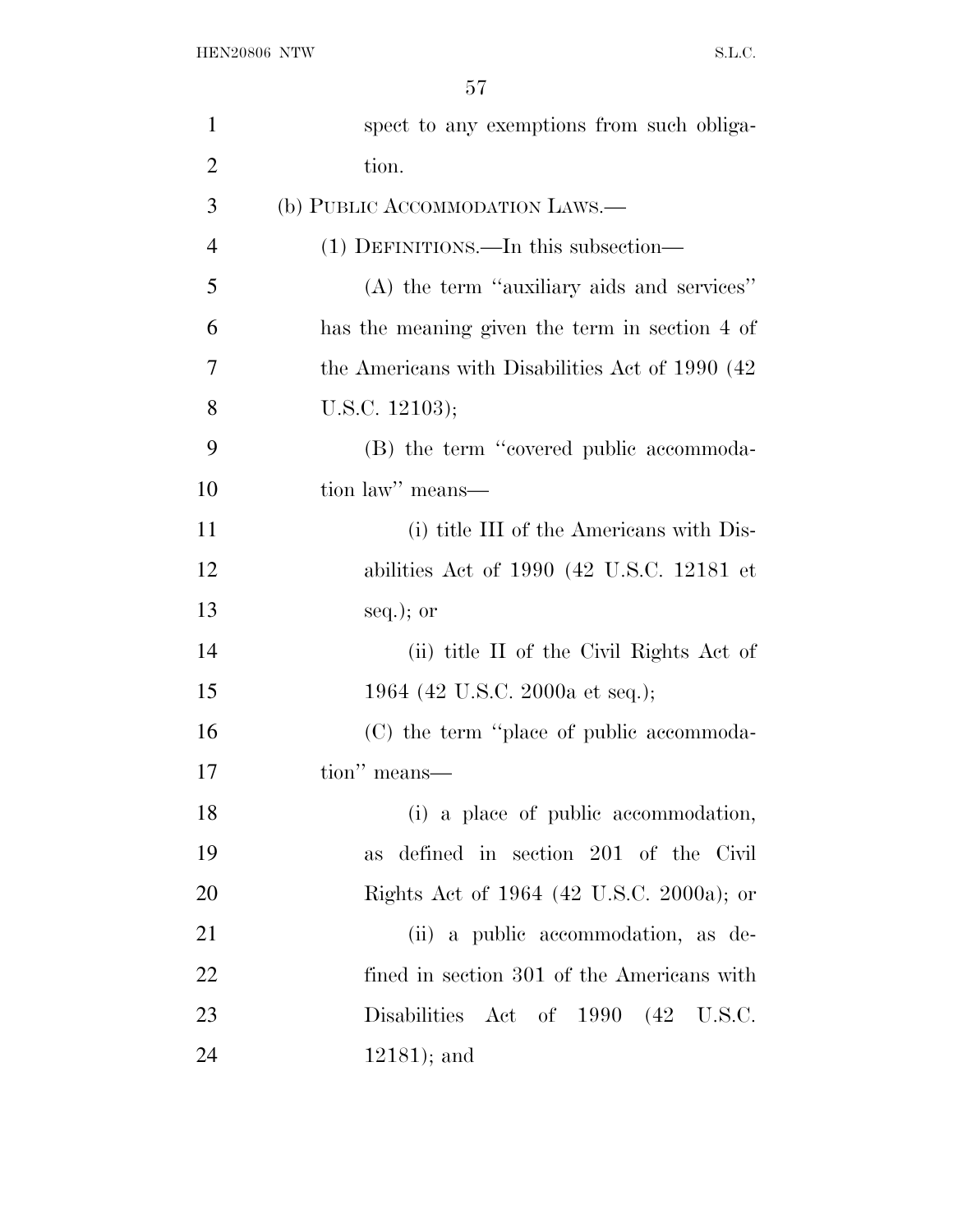spect to any exemptions from such obligation.

(b) PUBLIC ACCOMMODATION LAWS.—

(1) DEFINITIONS.—In this subsection—

(A) the term "auxiliary aids and services" has the meaning given the term in section 4 of the Americans with Disabilities Act of 1990 (42 U.S.C. 12103);

(B) the term "covered public accommodation law" means—

(i) title III of the Americans with Disabilities Act of 1990 (42 U.S.C. 12181 et seq.); or

(ii) title II of the Civil Rights Act of 1964 (42 U.S.C. 2000a et seq.);

(C) the term "place of public accommodation" means—

(i) a place of public accommodation, as defined in section 201 of the Civil Rights Act of 1964 (42 U.S.C. 2000a); or

(ii) a public accommodation, as defined in section 301 of the Americans with Disabilities Act of 1990 (42 U.S.C. 12181); and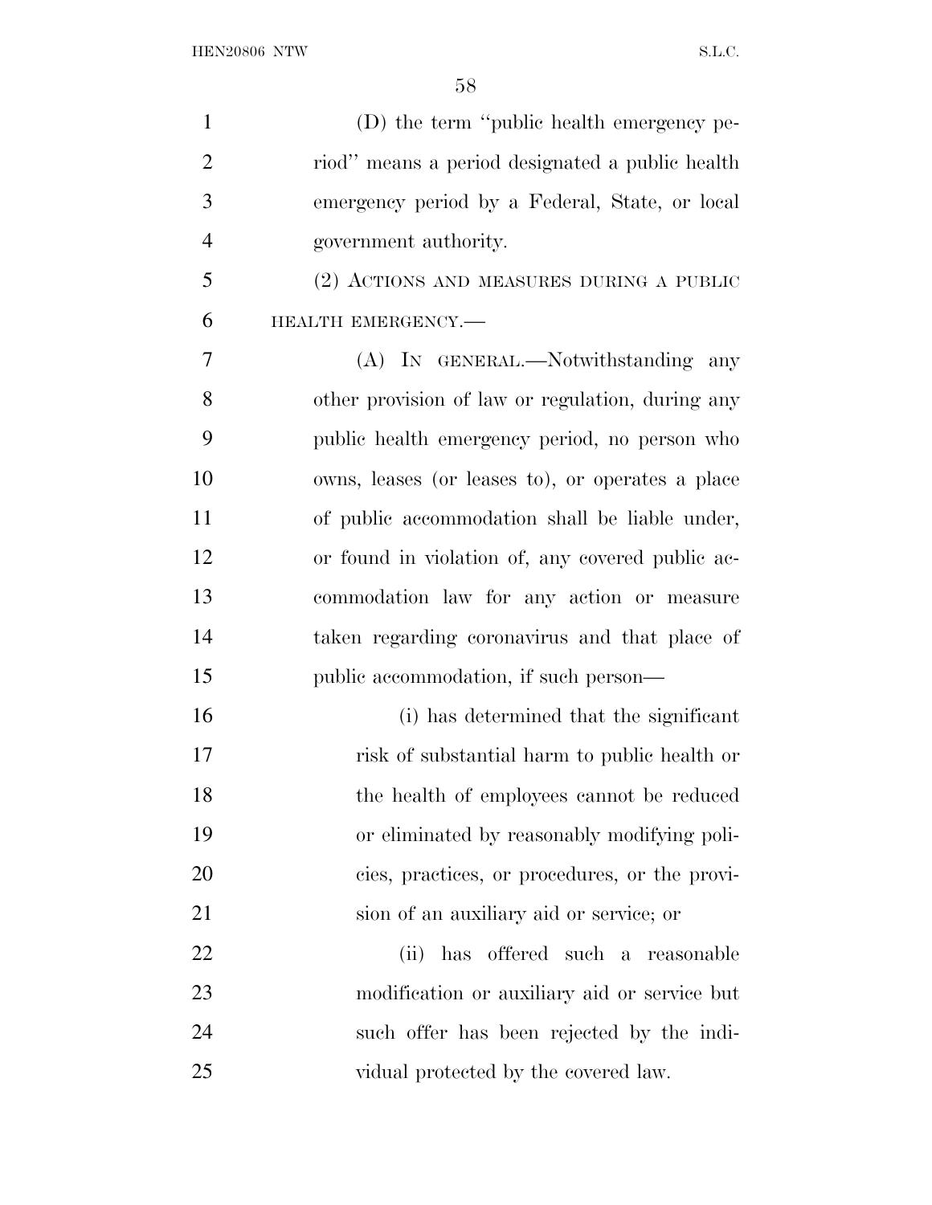(D) the term "public health emergency period" means a period designated a public health emergency period by a Federal, State, or local government authority.

(2) ACTIONS AND MEASURES DURING A PUBLIC HEALTH EMERGENCY.—

(A) IN GENERAL.—Notwithstanding any other provision of law or regulation, during any public health emergency period, no person who owns, leases (or leases to), or operates a place of public accommodation shall be liable under, or found in violation of, any covered public accommodation law for any action or measure taken regarding coronavirus and that place of public accommodation, if such person—

(i) has determined that the significant risk of substantial harm to public health or the health of employees cannot be reduced or eliminated by reasonably modifying policies, practices, or procedures, or the provision of an auxiliary aid or service; or

(ii) has offered such a reasonable modification or auxiliary aid or service but such offer has been rejected by the individual protected by the covered law.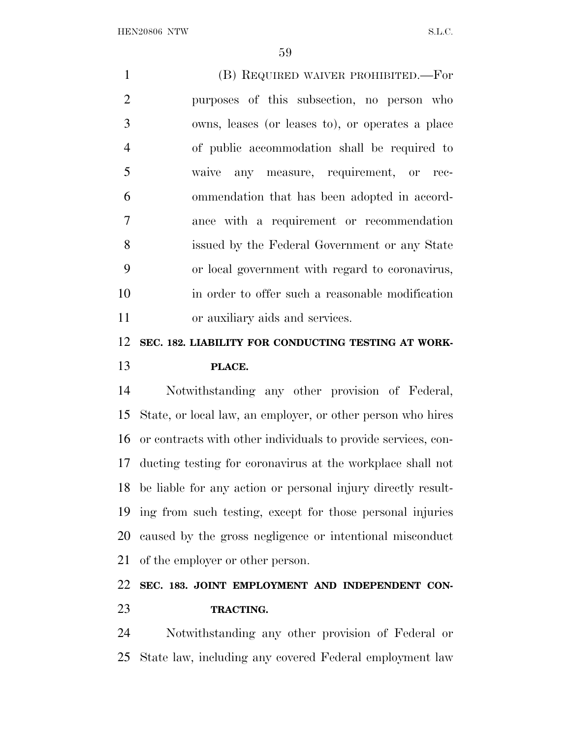(B) REQUIRED WAIVER PROHIBITED.—For purposes of this subsection, no person who owns, leases (or leases to), or operates a place of public accommodation shall be required to waive any measure, requirement, or recommendation that has been adopted in accordance with a requirement or recommendation issued by the Federal Government or any State or local government with regard to coronavirus, in order to offer such a reasonable modification or auxiliary aids and services.

**SEC. 182. LIABILITY FOR CONDUCTING TESTING AT WORKPLACE.**

Notwithstanding any other provision of Federal, State, or local law, an employer, or other person who hires or contracts with other individuals to provide services, conducting testing for coronavirus at the workplace shall not be liable for any action or personal injury directly resulting from such testing, except for those personal injuries caused by the gross negligence or intentional misconduct of the employer or other person.

**SEC. 183. JOINT EMPLOYMENT AND INDEPENDENT CONTRACTING.**

Notwithstanding any other provision of Federal or State law, including any covered Federal employment law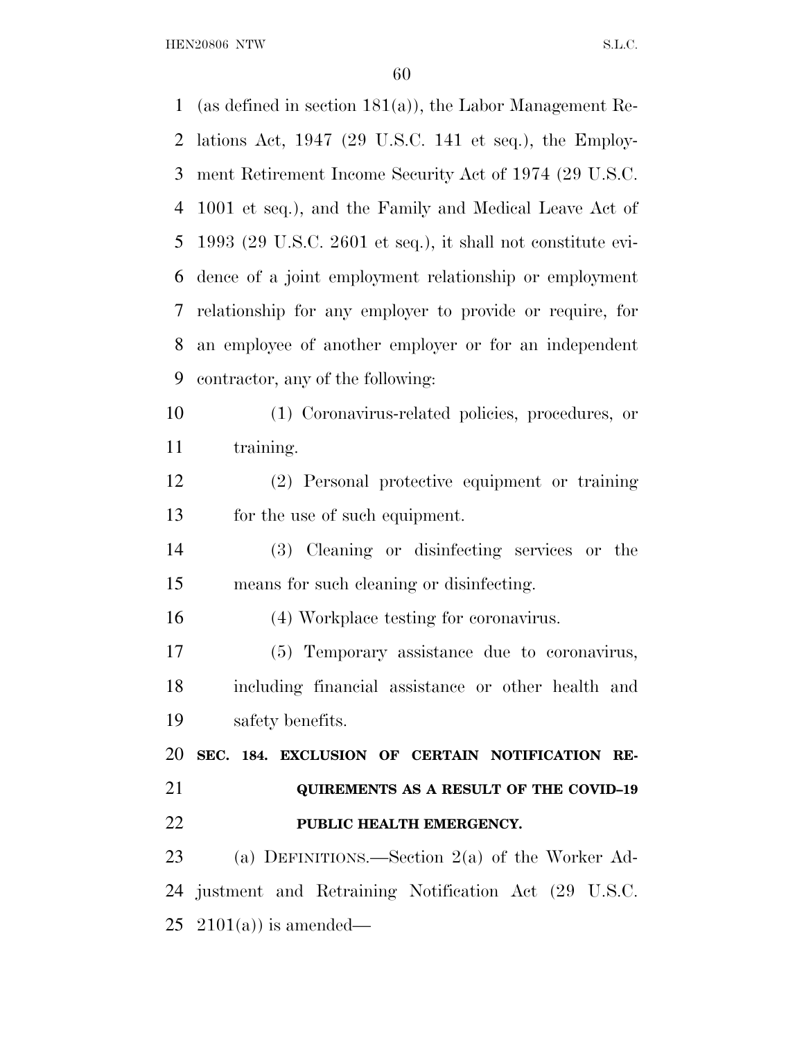(as defined in section 181(a)), the Labor Management Relations Act, 1947 (29 U.S.C. 141 et seq.), the Employment Retirement Income Security Act of 1974 (29 U.S.C. 1001 et seq.), and the Family and Medical Leave Act of 1993 (29 U.S.C. 2601 et seq.), it shall not constitute evidence of a joint employment relationship or employment relationship for any employer to provide or require, for an employee of another employer or for an independent contractor, any of the following:

(1) Coronavirus-related policies, procedures, or training.

(2) Personal protective equipment or training for the use of such equipment.

(3) Cleaning or disinfecting services or the means for such cleaning or disinfecting.

(4) Workplace testing for coronavirus.

(5) Temporary assistance due to coronavirus, including financial assistance or other health and safety benefits.

**SEC. 184. EXCLUSION OF CERTAIN NOTIFICATION REQUIREMENTS AS A RESULT OF THE COVID–19 PUBLIC HEALTH EMERGENCY.**

(a) DEFINITIONS.—Section 2(a) of the Worker Adjustment and Retraining Notification Act (29 U.S.C. 2101(a)) is amended—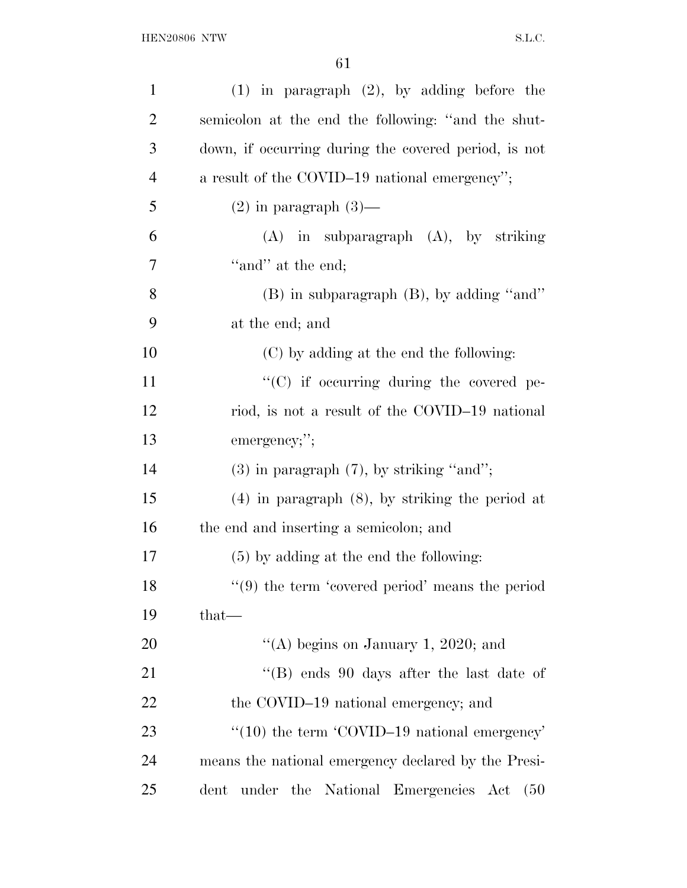(1) in paragraph (2), by adding before the semicolon at the end the following: ''and the shutdown, if occurring during the covered period, is not a result of the COVID–19 national emergency'';

(2) in paragraph (3)—

(A) in subparagraph (A), by striking ''and'' at the end;

(B) in subparagraph (B), by adding ''and'' at the end; and

(C) by adding at the end the following:

''(C) if occurring during the covered period, is not a result of the COVID–19 national emergency;'';

(3) in paragraph (7), by striking ''and'';

(4) in paragraph (8), by striking the period at the end and inserting a semicolon; and

(5) by adding at the end the following:

''(9) the term 'covered period' means the period that—

''(A) begins on January 1, 2020; and

''(B) ends 90 days after the last date of the COVID–19 national emergency; and

''(10) the term 'COVID–19 national emergency' means the national emergency declared by the President under the National Emergencies Act (50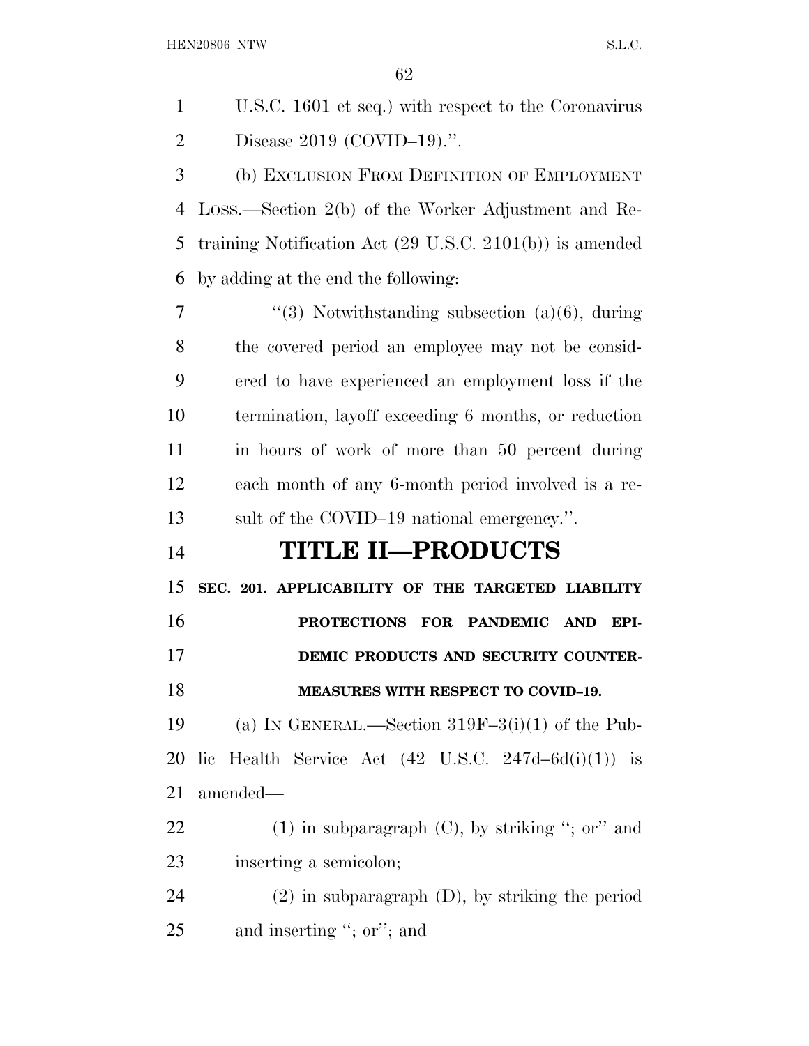U.S.C. 1601 et seq.) with respect to the Coronavirus Disease 2019 (COVID–19).''.

(b) EXCLUSION FROM DEFINITION OF EMPLOYMENT LOSS.—Section 2(b) of the Worker Adjustment and Retraining Notification Act (29 U.S.C. 2101(b)) is amended by adding at the end the following:

''(3) Notwithstanding subsection (a)(6), during the covered period an employee may not be considered to have experienced an employment loss if the termination, layoff exceeding 6 months, or reduction in hours of work of more than 50 percent during each month of any 6-month period involved is a result of the COVID–19 national emergency.''.

# TITLE II—PRODUCTS

## SEC. 201. APPLICABILITY OF THE TARGETED LIABILITY PROTECTIONS FOR PANDEMIC AND EPIDEMIC PRODUCTS AND SECURITY COUNTERMEASURES WITH RESPECT TO COVID–19.

(a) IN GENERAL.—Section 319F–3(i)(1) of the Public Health Service Act (42 U.S.C. 247d–6d(i)(1)) is amended—

(1) in subparagraph (C), by striking ''; or'' and inserting a semicolon;

(2) in subparagraph (D), by striking the period and inserting ''; or''; and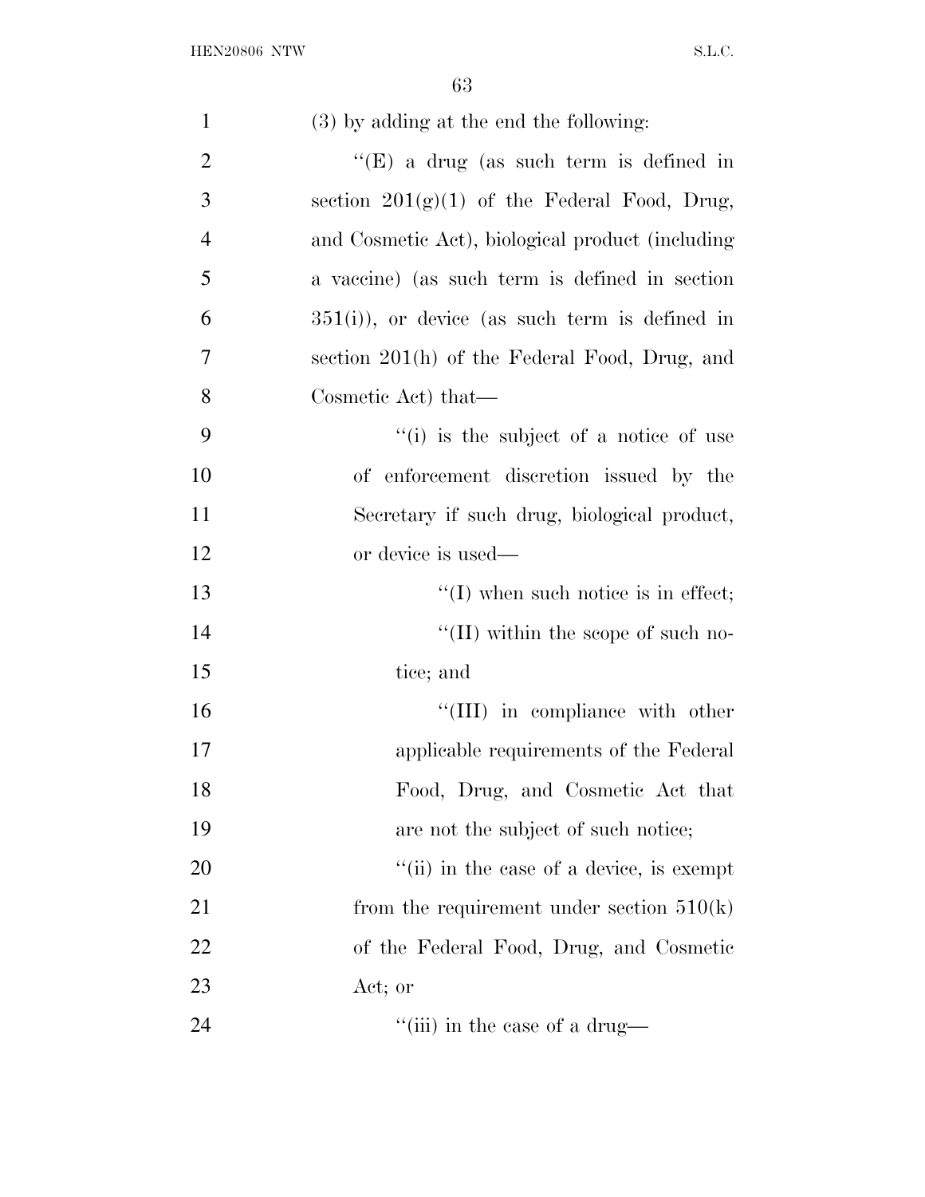(3) by adding at the end the following:

"(E) a drug (as such term is defined in section 201(g)(1) of the Federal Food, Drug, and Cosmetic Act), biological product (including a vaccine) (as such term is defined in section 351(i)), or device (as such term is defined in section 201(h) of the Federal Food, Drug, and Cosmetic Act) that—

"(i) is the subject of a notice of use of enforcement discretion issued by the Secretary if such drug, biological product, or device is used—

"(I) when such notice is in effect;

"(II) within the scope of such notice; and

"(III) in compliance with other applicable requirements of the Federal Food, Drug, and Cosmetic Act that are not the subject of such notice;

"(ii) in the case of a device, is exempt from the requirement under section 510(k) of the Federal Food, Drug, and Cosmetic Act; or

"(iii) in the case of a drug—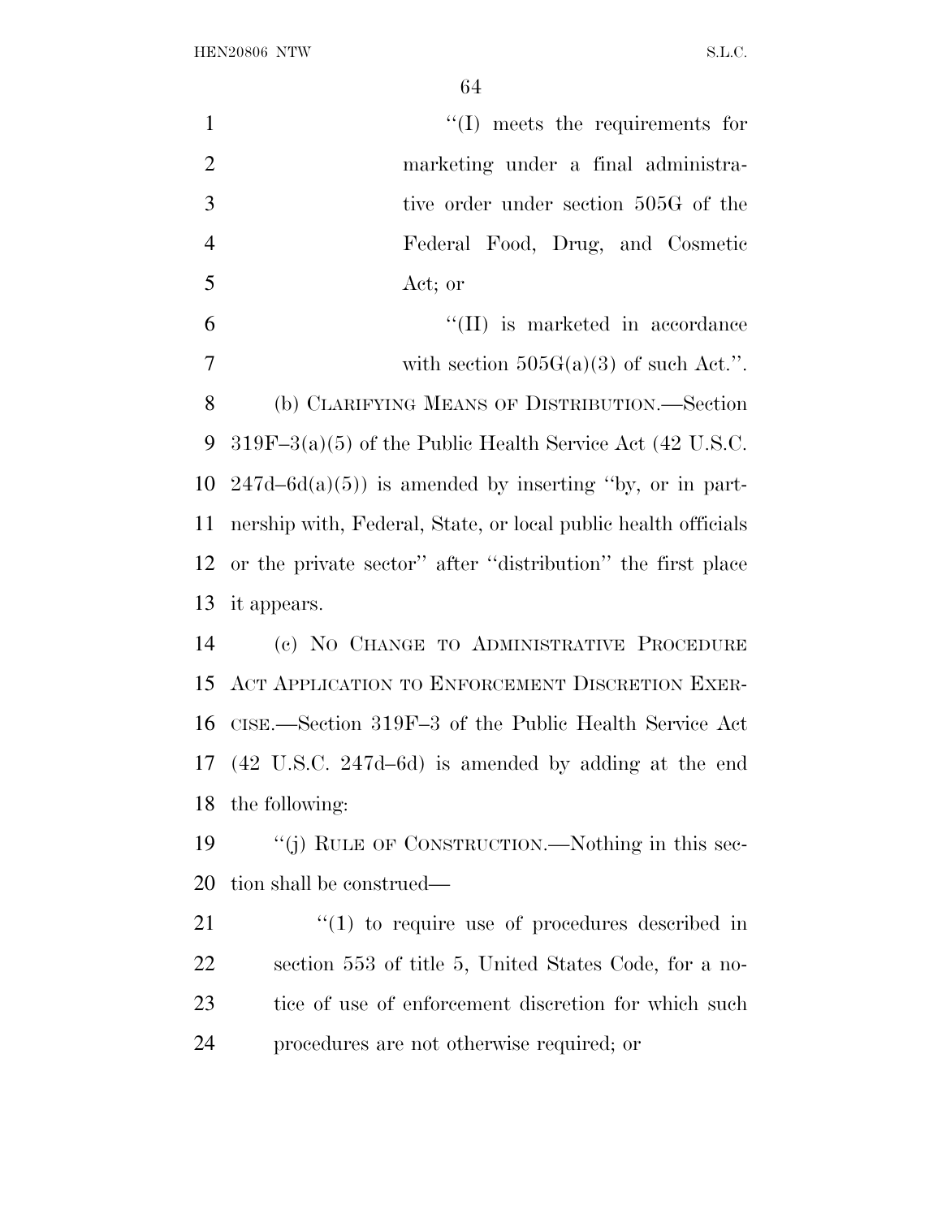''(I) meets the requirements for marketing under a final administrative order under section 505G of the Federal Food, Drug, and Cosmetic Act; or

''(II) is marketed in accordance with section 505G(a)(3) of such Act.''.

(b) CLARIFYING MEANS OF DISTRIBUTION.—Section 319F–3(a)(5) of the Public Health Service Act (42 U.S.C. 247d–6d(a)(5)) is amended by inserting ''by, or in partnership with, Federal, State, or local public health officials or the private sector'' after ''distribution'' the first place it appears.

(c) NO CHANGE TO ADMINISTRATIVE PROCEDURE ACT APPLICATION TO ENFORCEMENT DISCRETION EXERCISE.—Section 319F–3 of the Public Health Service Act (42 U.S.C. 247d–6d) is amended by adding at the end the following:

''(j) RULE OF CONSTRUCTION.—Nothing in this section shall be construed—

''(1) to require use of procedures described in section 553 of title 5, United States Code, for a notice of use of enforcement discretion for which such procedures are not otherwise required; or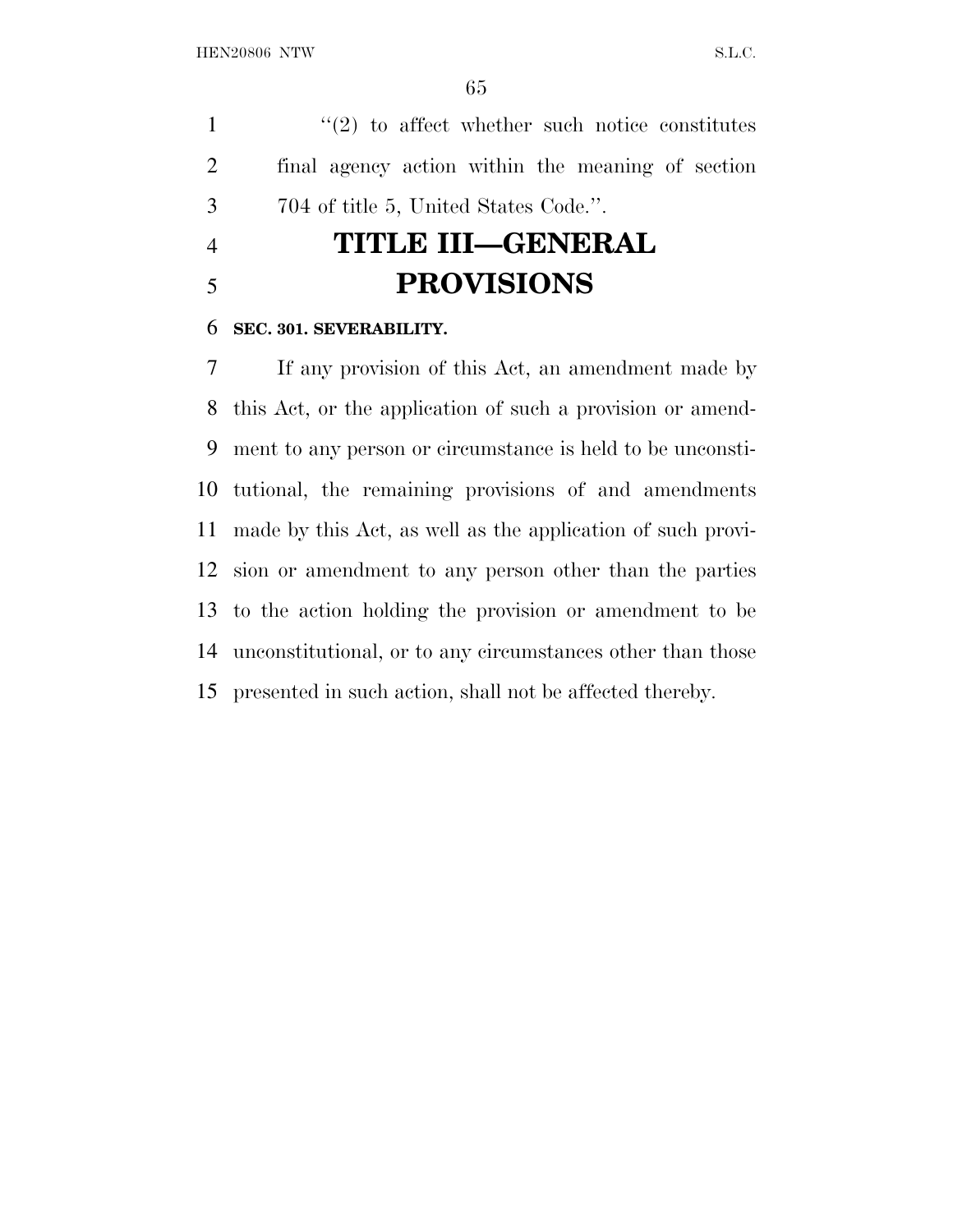"(2) to affect whether such notice constitutes final agency action within the meaning of section 704 of title 5, United States Code.".

# TITLE III—GENERAL PROVISIONS

### SEC. 301. SEVERABILITY.

If any provision of this Act, an amendment made by this Act, or the application of such a provision or amendment to any person or circumstance is held to be unconstitutional, the remaining provisions of and amendments made by this Act, as well as the application of such provision or amendment to any person other than the parties to the action holding the provision or amendment to be unconstitutional, or to any circumstances other than those presented in such action, shall not be affected thereby.